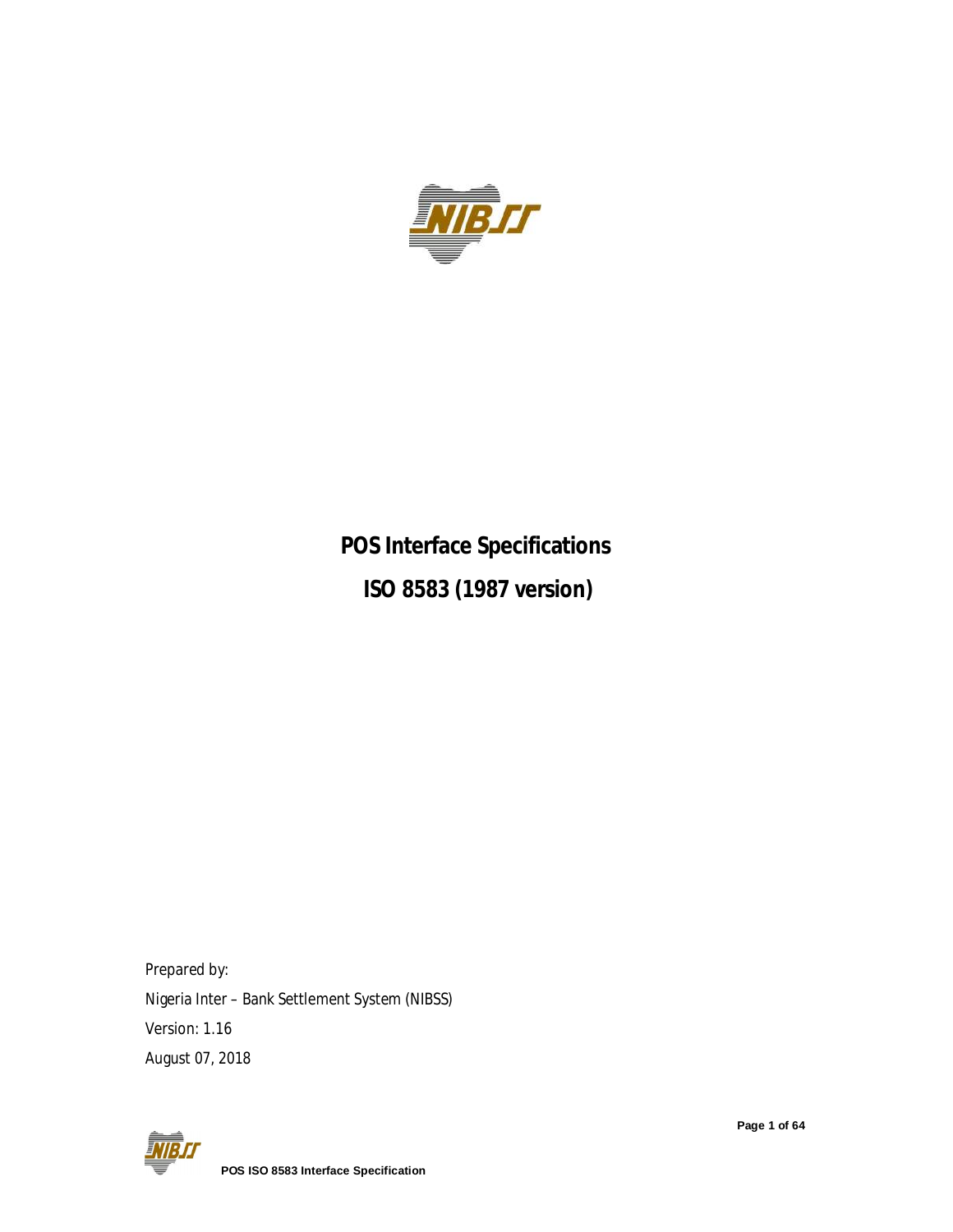# POS Interface Specifications

# ISO 8583 (1987 version)

Prepared by:

Nigeria Inter – Bank Settlement System (NIBSS)

Version: 1.16

August 07, 2018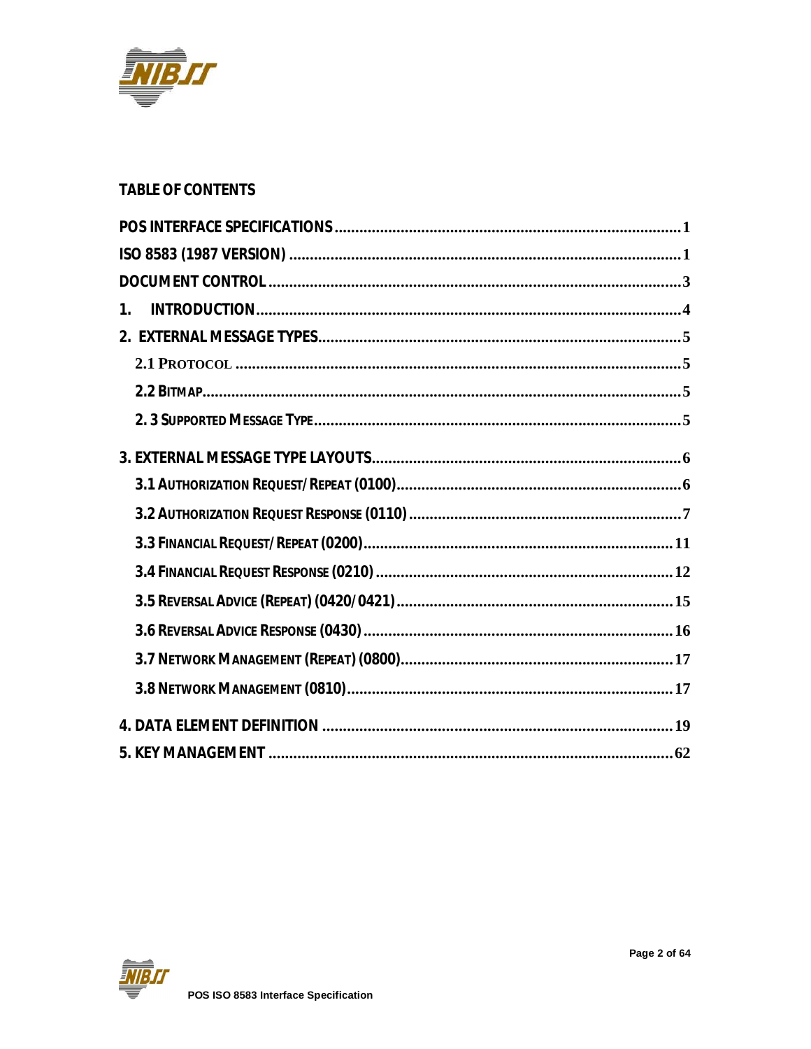## TABLE OF CONTENTS

- POS INTERFACE SPECIFICATIONS ..... 1
- ISO 8583 (1987 VERSION) ..... 1
- DOCUMENT CONTROL ..... 3
- 1. INTRODUCTION ..... 4
- 2. EXTERNAL MESSAGE TYPES ..... 5
  - 2.1 PROTOCOL ..... 5
  - 2.2 BITMAP ..... 5
  - 2. 3 SUPPORTED MESSAGE TYPE ..... 5
- 3. EXTERNAL MESSAGE TYPE LAYOUTS ..... 6
  - 3.1 AUTHORIZATION REQUEST/REPEAT (0100) ..... 6
  - 3.2 AUTHORIZATION REQUEST RESPONSE (0110) ..... 7
  - 3.3 FINANCIAL REQUEST/REPEAT (0200) ..... 11
  - 3.4 FINANCIAL REQUEST RESPONSE (0210) ..... 12
  - 3.5 REVERSAL ADVICE (REPEAT) (0420/0421) ..... 15
  - 3.6 REVERSAL ADVICE RESPONSE (0430) ..... 16
  - 3.7 NETWORK MANAGEMENT (REPEAT) (0800) ..... 17
  - 3.8 NETWORK MANAGEMENT (0810) ..... 17
- 4. DATA ELEMENT DEFINITION ..... 19
- 5. KEY MANAGEMENT ..... 62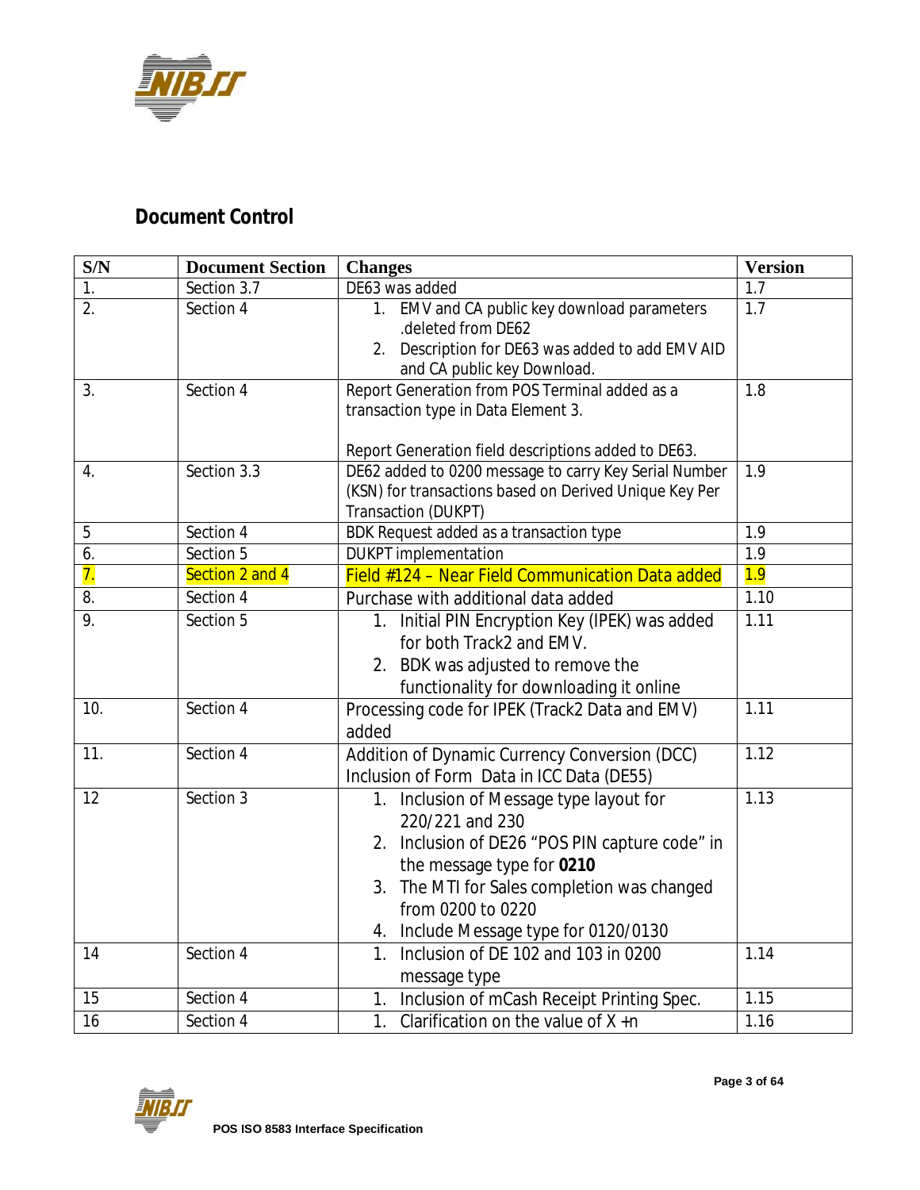## Document Control

| S/N | Document Section | Changes | Version |
|---|---|---|---|
| 1. | Section 3.7 | DE63 was added | 1.7 |
| 2. | Section 4 | 1. EMV and CA public key download parameters .deleted from DE62<br>2. Description for DE63 was added to add EMV AID and CA public key Download. | 1.7 |
| 3. | Section 4 | Report Generation from POS Terminal added as a transaction type in Data Element 3.<br><br>Report Generation field descriptions added to DE63. | 1.8 |
| 4. | Section 3.3 | DE62 added to 0200 message to carry Key Serial Number (KSN) for transactions based on Derived Unique Key Per Transaction (DUKPT) | 1.9 |
| 5 | Section 4 | BDK Request added as a transaction type | 1.9 |
| 6. | Section 5 | DUKPT implementation | 1.9 |
| 7. | Section 2 and 4 | Field #124 – Near Field Communication Data added | 1.9 |
| 8. | Section 4 | Purchase with additional data added | 1.10 |
| 9. | Section 5 | 1. Initial PIN Encryption Key (IPEK) was added for both Track2 and EMV.<br>2. BDK was adjusted to remove the functionality for downloading it online | 1.11 |
| 10. | Section 4 | Processing code for IPEK (Track2 Data and EMV) added | 1.11 |
| 11. | Section 4 | Addition of Dynamic Currency Conversion (DCC) Inclusion of Form Data in ICC Data (DE55) | 1.12 |
| 12 | Section 3 | 1. Inclusion of Message type layout for 220/221 and 230<br>2. Inclusion of DE26 "POS PIN capture code" in the message type for **0210**<br>3. The MTI for Sales completion was changed from 0200 to 0220<br>4. Include Message type for 0120/0130 | 1.13 |
| 14 | Section 4 | 1. Inclusion of DE 102 and 103 in 0200 message type | 1.14 |
| 15 | Section 4 | 1. Inclusion of mCash Receipt Printing Spec. | 1.15 |
| 16 | Section 4 | 1. Clarification on the value of X +n | 1.16 |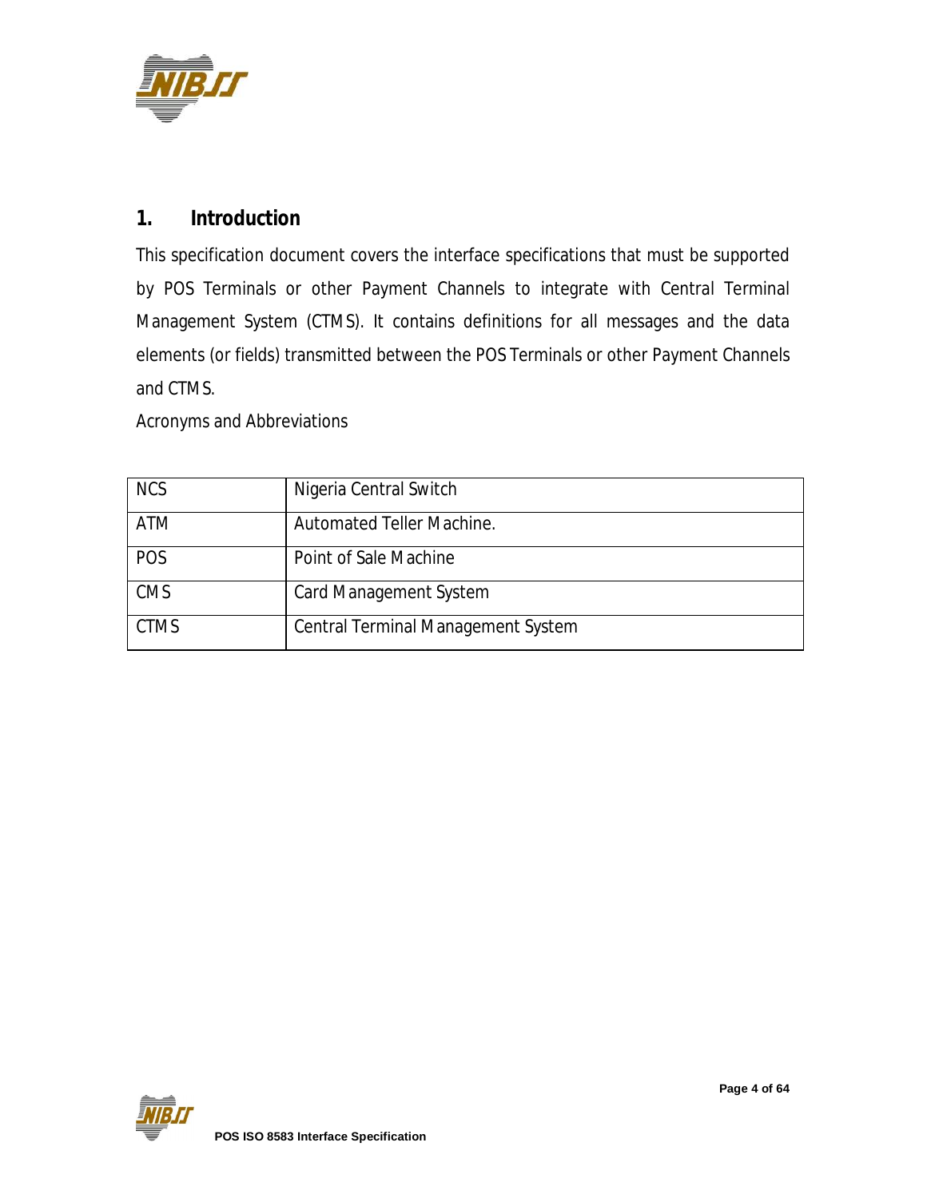# 1. Introduction

This specification document covers the interface specifications that must be supported by POS Terminals or other Payment Channels to integrate with Central Terminal Management System (CTMS). It contains definitions for all messages and the data elements (or fields) transmitted between the POS Terminals or other Payment Channels and CTMS.

Acronyms and Abbreviations

| | |
|---|---|
| NCS | Nigeria Central Switch |
| ATM | Automated Teller Machine. |
| POS | Point of Sale Machine |
| CMS | Card Management System |
| CTMS | Central Terminal Management System |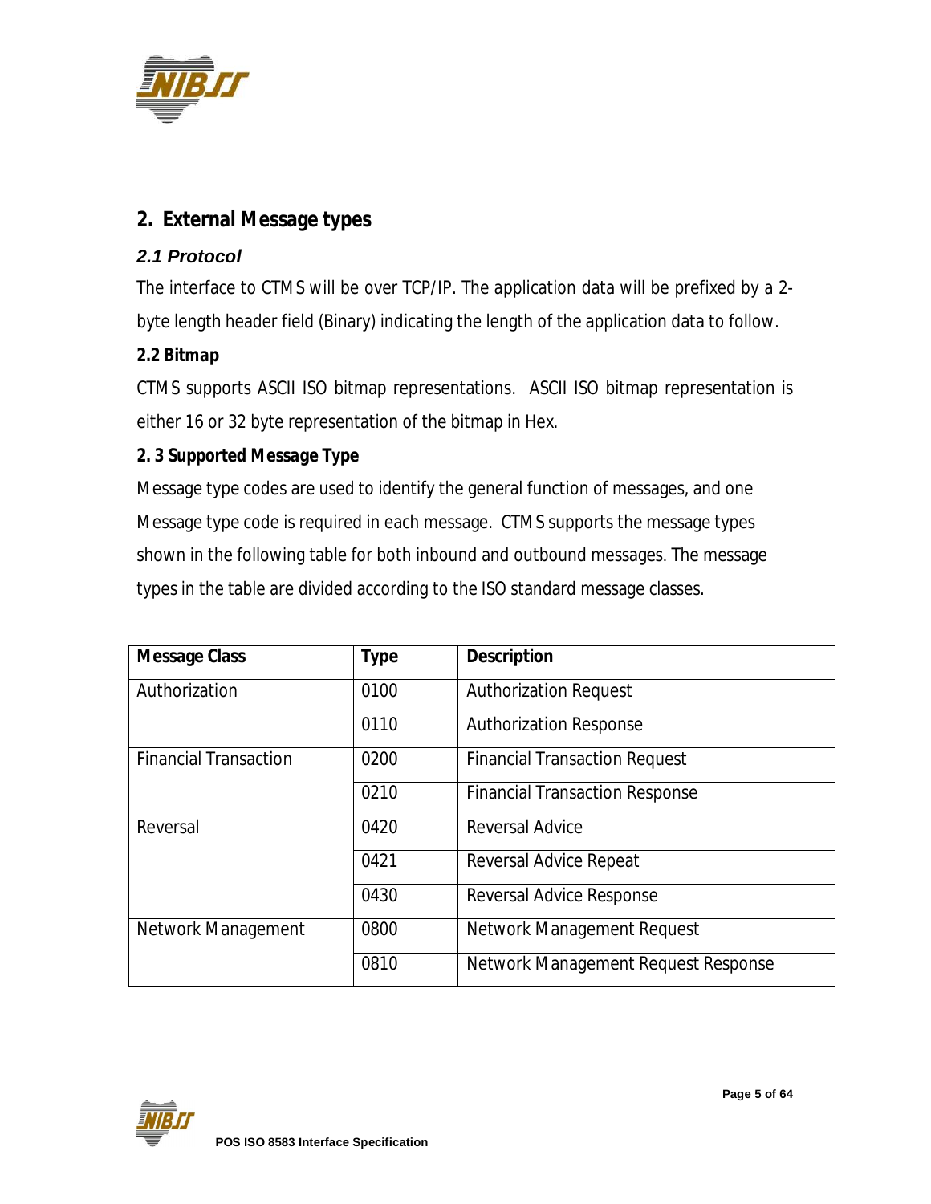## 2. External Message types

### *2.1 Protocol*

The interface to CTMS will be over TCP/IP. The application data will be prefixed by a 2-byte length header field (Binary) indicating the length of the application data to follow.

**2.2 Bitmap**

CTMS supports ASCII ISO bitmap representations. ASCII ISO bitmap representation is either 16 or 32 byte representation of the bitmap in Hex.

**2. 3 Supported Message Type**

Message type codes are used to identify the general function of messages, and one Message type code is required in each message. CTMS supports the message types shown in the following table for both inbound and outbound messages. The message types in the table are divided according to the ISO standard message classes.

| Message Class | Type | Description |
|---|---|---|
| Authorization | 0100 | Authorization Request |
| | 0110 | Authorization Response |
| Financial Transaction | 0200 | Financial Transaction Request |
| | 0210 | Financial Transaction Response |
| Reversal | 0420 | Reversal Advice |
| | 0421 | Reversal Advice Repeat |
| | 0430 | Reversal Advice Response |
| Network Management | 0800 | Network Management Request |
| | 0810 | Network Management Request Response |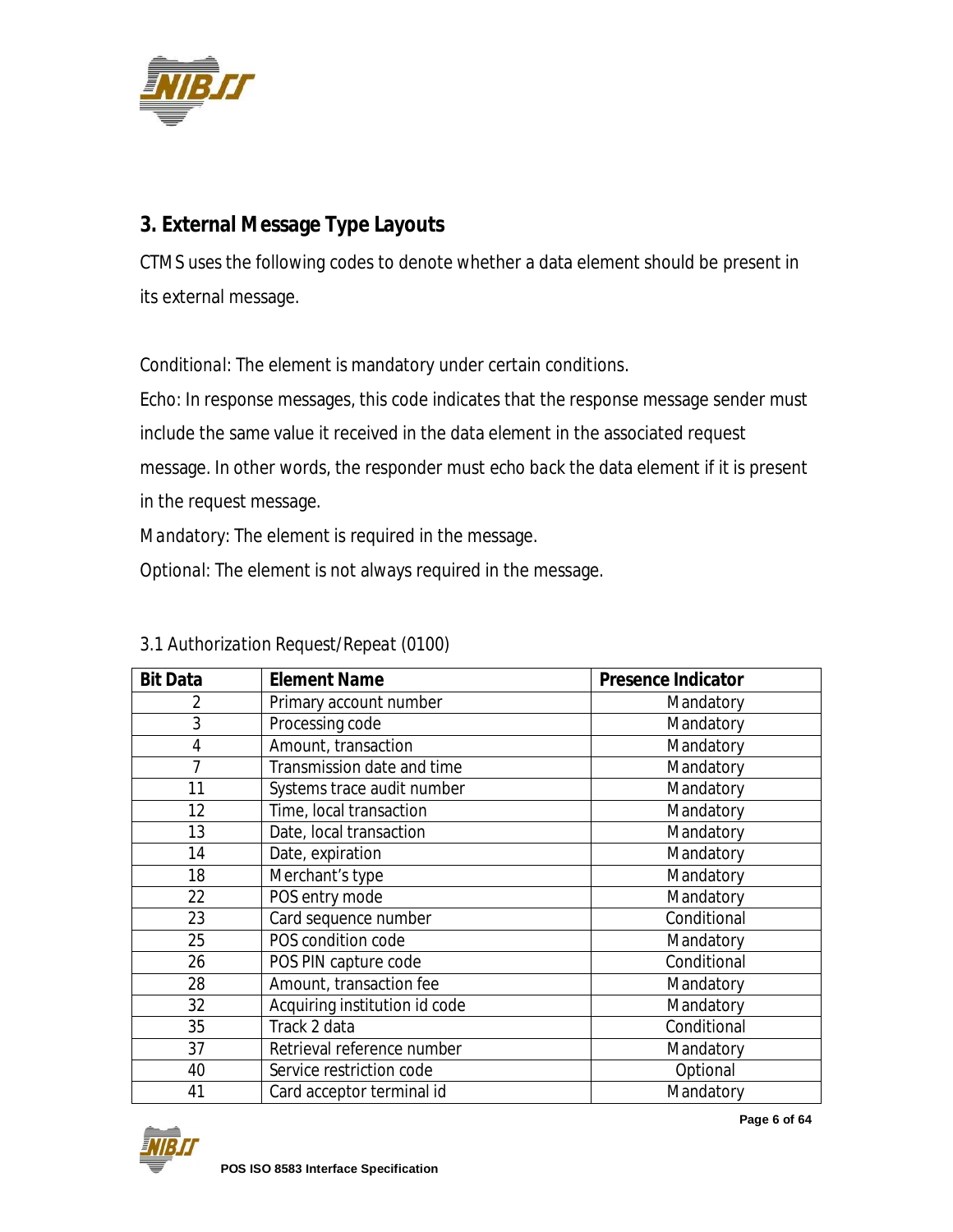## 3. External Message Type Layouts

CTMS uses the following codes to denote whether a data element should be present in its external message.

*Conditional*: The element is mandatory under certain conditions.

*Echo*: In response messages, this code indicates that the response message sender must include the same value it received in the data element in the associated request message. In other words, the responder must echo back the data element if it is present in the request message.

*Mandatory*: The element is required in the message.

*Optional*: The element is not always required in the message.

### 3.1 Authorization Request/Repeat (0100)

| Bit Data | Element Name | Presence Indicator |
|---|---|---|
| 2 | Primary account number | Mandatory |
| 3 | Processing code | Mandatory |
| 4 | Amount, transaction | Mandatory |
| 7 | Transmission date and time | Mandatory |
| 11 | Systems trace audit number | Mandatory |
| 12 | Time, local transaction | Mandatory |
| 13 | Date, local transaction | Mandatory |
| 14 | Date, expiration | Mandatory |
| 18 | Merchant's type | Mandatory |
| 22 | POS entry mode | Mandatory |
| 23 | Card sequence number | Conditional |
| 25 | POS condition code | Mandatory |
| 26 | POS PIN capture code | Conditional |
| 28 | Amount, transaction fee | Mandatory |
| 32 | Acquiring institution id code | Mandatory |
| 35 | Track 2 data | Conditional |
| 37 | Retrieval reference number | Mandatory |
| 40 | Service restriction code | Optional |
| 41 | Card acceptor terminal id | Mandatory |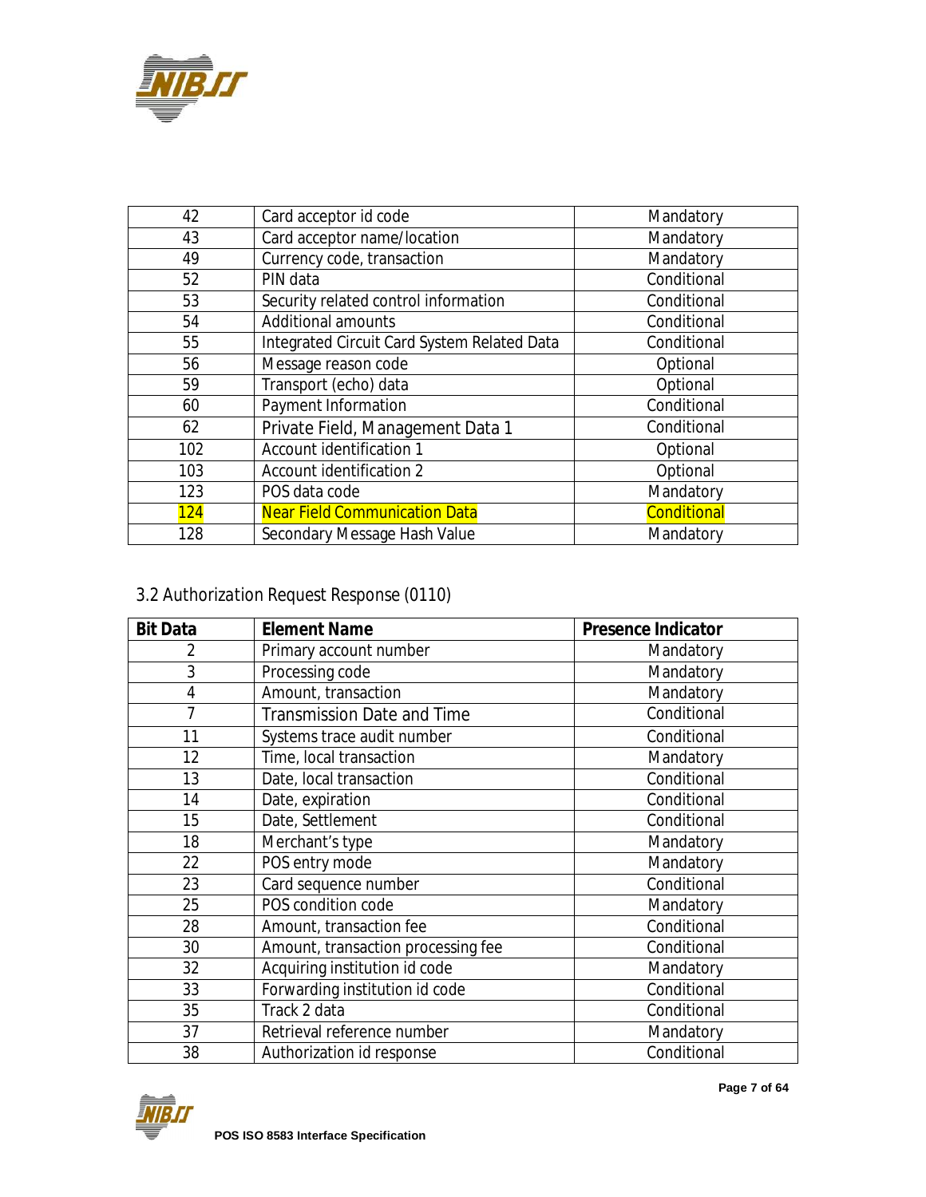| | | |
|---|---|---|
| 42 | Card acceptor id code | Mandatory |
| 43 | Card acceptor name/location | Mandatory |
| 49 | Currency code, transaction | Mandatory |
| 52 | PIN data | Conditional |
| 53 | Security related control information | Conditional |
| 54 | Additional amounts | Conditional |
| 55 | Integrated Circuit Card System Related Data | Conditional |
| 56 | Message reason code | Optional |
| 59 | Transport (echo) data | Optional |
| 60 | Payment Information | Conditional |
| 62 | Private Field, Management Data 1 | Conditional |
| 102 | Account identification 1 | Optional |
| 103 | Account identification 2 | Optional |
| 123 | POS data code | Mandatory |
| 124 | Near Field Communication Data | Conditional |
| 128 | Secondary Message Hash Value | Mandatory |

## 3.2 Authorization Request Response (0110)

| Bit Data | Element Name | Presence Indicator |
|---|---|---|
| 2 | Primary account number | Mandatory |
| 3 | Processing code | Mandatory |
| 4 | Amount, transaction | Mandatory |
| 7 | Transmission Date and Time | Conditional |
| 11 | Systems trace audit number | Conditional |
| 12 | Time, local transaction | Mandatory |
| 13 | Date, local transaction | Conditional |
| 14 | Date, expiration | Conditional |
| 15 | Date, Settlement | Conditional |
| 18 | Merchant's type | Mandatory |
| 22 | POS entry mode | Mandatory |
| 23 | Card sequence number | Conditional |
| 25 | POS condition code | Mandatory |
| 28 | Amount, transaction fee | Conditional |
| 30 | Amount, transaction processing fee | Conditional |
| 32 | Acquiring institution id code | Mandatory |
| 33 | Forwarding institution id code | Conditional |
| 35 | Track 2 data | Conditional |
| 37 | Retrieval reference number | Mandatory |
| 38 | Authorization id response | Conditional |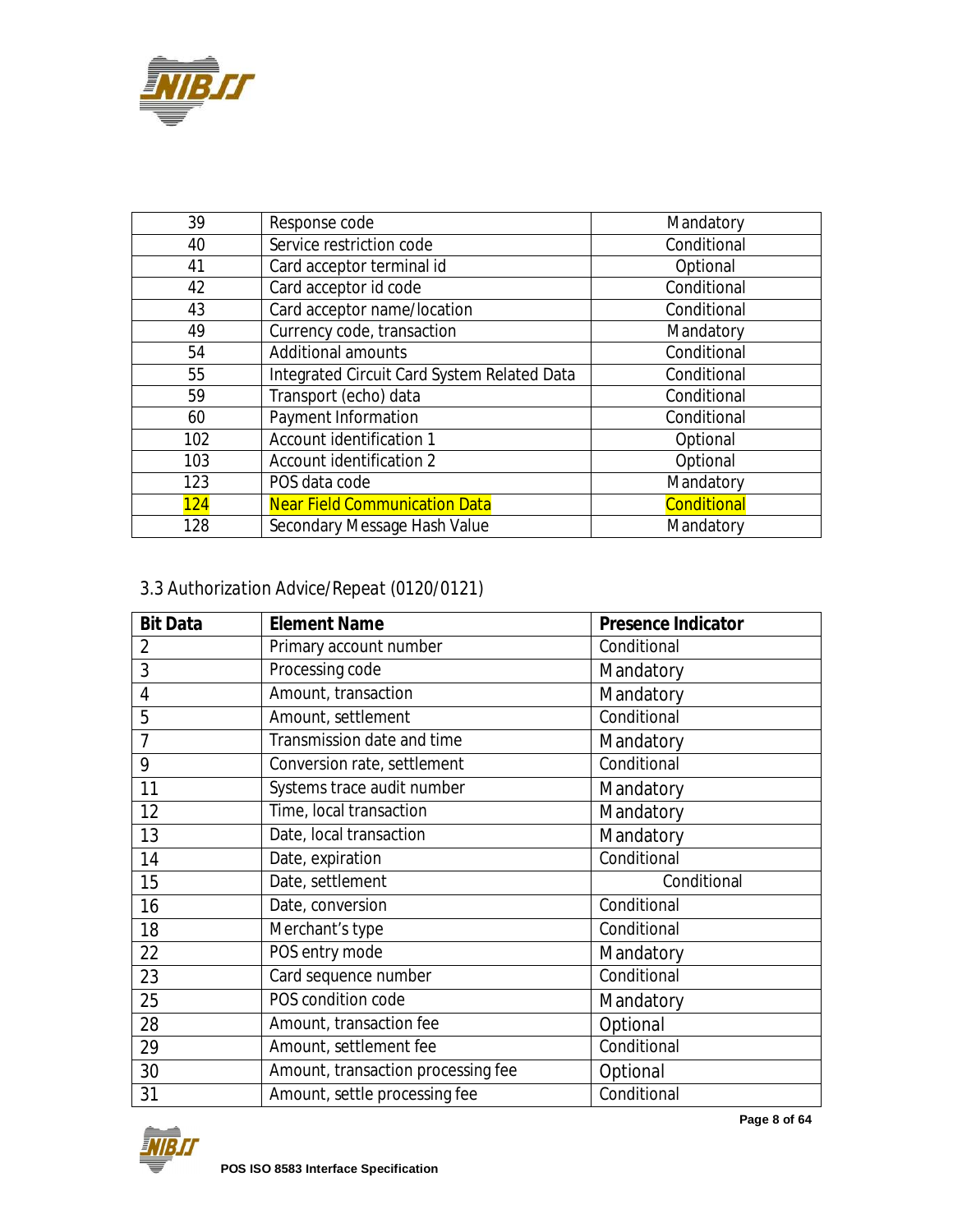| | | |
|---|---|---|
| 39 | Response code | Mandatory |
| 40 | Service restriction code | Conditional |
| 41 | Card acceptor terminal id | Optional |
| 42 | Card acceptor id code | Conditional |
| 43 | Card acceptor name/location | Conditional |
| 49 | Currency code, transaction | Mandatory |
| 54 | Additional amounts | Conditional |
| 55 | Integrated Circuit Card System Related Data | Conditional |
| 59 | Transport (echo) data | Conditional |
| 60 | Payment Information | Conditional |
| 102 | Account identification 1 | Optional |
| 103 | Account identification 2 | Optional |
| 123 | POS data code | Mandatory |
| 124 | Near Field Communication Data | Conditional |
| 128 | Secondary Message Hash Value | Mandatory |

### 3.3 Authorization Advice/Repeat (0120/0121)

| Bit Data | Element Name | Presence Indicator |
|---|---|---|
| 2 | Primary account number | Conditional |
| 3 | Processing code | Mandatory |
| 4 | Amount, transaction | Mandatory |
| 5 | Amount, settlement | Conditional |
| 7 | Transmission date and time | Mandatory |
| 9 | Conversion rate, settlement | Conditional |
| 11 | Systems trace audit number | Mandatory |
| 12 | Time, local transaction | Mandatory |
| 13 | Date, local transaction | Mandatory |
| 14 | Date, expiration | Conditional |
| 15 | Date, settlement | Conditional |
| 16 | Date, conversion | Conditional |
| 18 | Merchant's type | Conditional |
| 22 | POS entry mode | Mandatory |
| 23 | Card sequence number | Conditional |
| 25 | POS condition code | Mandatory |
| 28 | Amount, transaction fee | Optional |
| 29 | Amount, settlement fee | Conditional |
| 30 | Amount, transaction processing fee | Optional |
| 31 | Amount, settle processing fee | Conditional |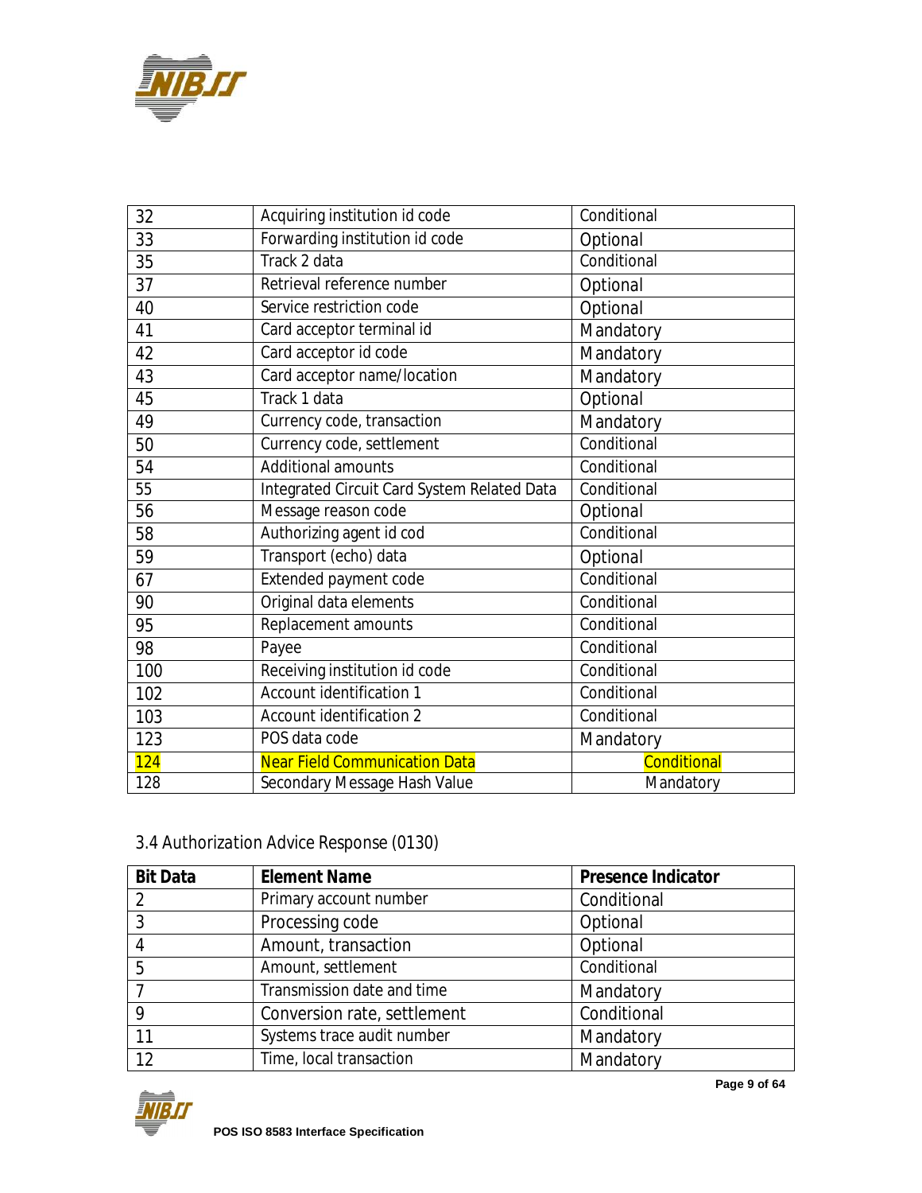| | | |
|---|---|---|
| 32 | Acquiring institution id code | Conditional |
| 33 | Forwarding institution id code | Optional |
| 35 | Track 2 data | Conditional |
| 37 | Retrieval reference number | Optional |
| 40 | Service restriction code | Optional |
| 41 | Card acceptor terminal id | Mandatory |
| 42 | Card acceptor id code | Mandatory |
| 43 | Card acceptor name/location | Mandatory |
| 45 | Track 1 data | Optional |
| 49 | Currency code, transaction | Mandatory |
| 50 | Currency code, settlement | Conditional |
| 54 | Additional amounts | Conditional |
| 55 | Integrated Circuit Card System Related Data | Conditional |
| 56 | Message reason code | Optional |
| 58 | Authorizing agent id cod | Conditional |
| 59 | Transport (echo) data | Optional |
| 67 | Extended payment code | Conditional |
| 90 | Original data elements | Conditional |
| 95 | Replacement amounts | Conditional |
| 98 | Payee | Conditional |
| 100 | Receiving institution id code | Conditional |
| 102 | Account identification 1 | Conditional |
| 103 | Account identification 2 | Conditional |
| 123 | POS data code | Mandatory |
| 124 | Near Field Communication Data | Conditional |
| 128 | Secondary Message Hash Value | Mandatory |

### 3.4 Authorization Advice Response (0130)

| Bit Data | Element Name | Presence Indicator |
|---|---|---|
| 2 | Primary account number | Conditional |
| 3 | Processing code | Optional |
| 4 | Amount, transaction | Optional |
| 5 | Amount, settlement | Conditional |
| 7 | Transmission date and time | Mandatory |
| 9 | Conversion rate, settlement | Conditional |
| 11 | Systems trace audit number | Mandatory |
| 12 | Time, local transaction | Mandatory |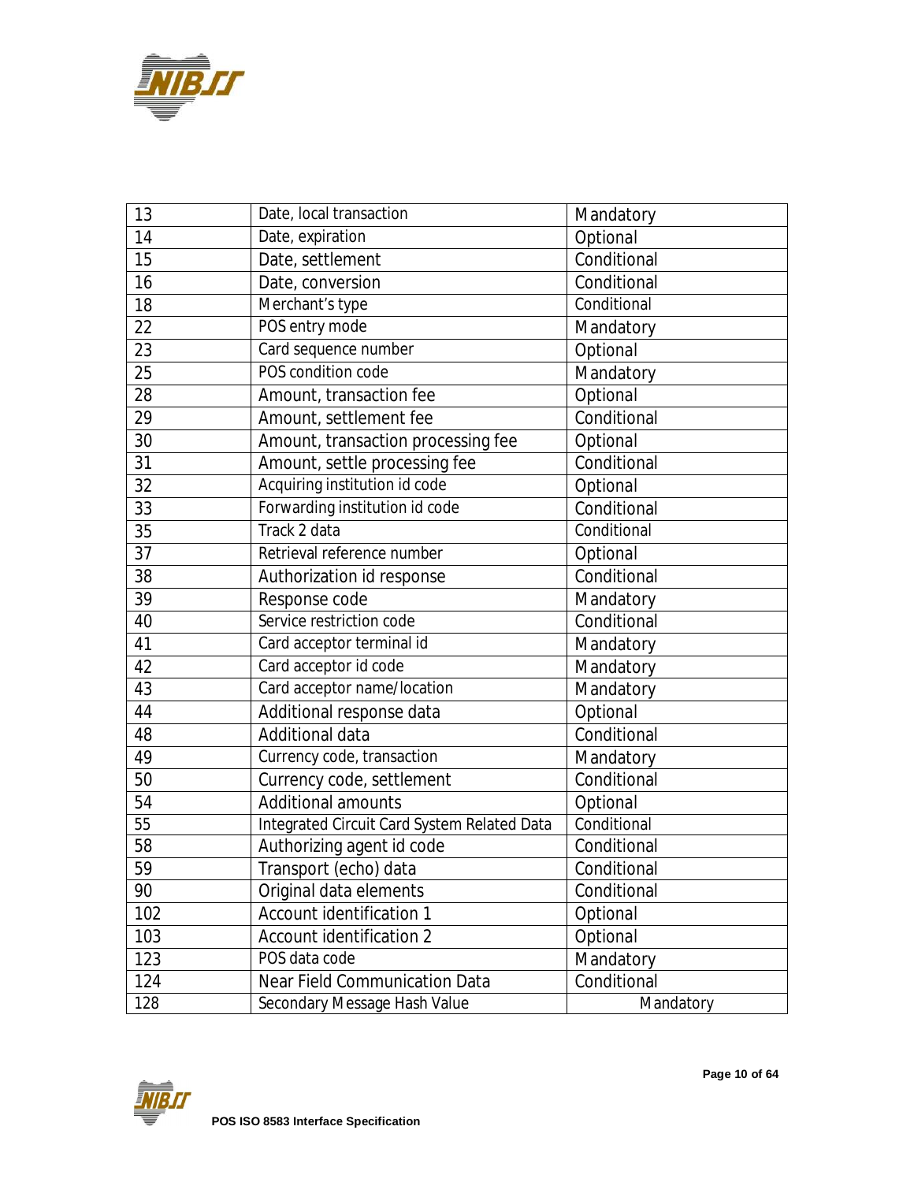| 13 | Date, local transaction | Mandatory |
|---|---|---|
| 14 | Date, expiration | Optional |
| 15 | Date, settlement | Conditional |
| 16 | Date, conversion | Conditional |
| 18 | Merchant's type | Conditional |
| 22 | POS entry mode | Mandatory |
| 23 | Card sequence number | Optional |
| 25 | POS condition code | Mandatory |
| 28 | Amount, transaction fee | Optional |
| 29 | Amount, settlement fee | Conditional |
| 30 | Amount, transaction processing fee | Optional |
| 31 | Amount, settle processing fee | Conditional |
| 32 | Acquiring institution id code | Optional |
| 33 | Forwarding institution id code | Conditional |
| 35 | Track 2 data | Conditional |
| 37 | Retrieval reference number | Optional |
| 38 | Authorization id response | Conditional |
| 39 | Response code | Mandatory |
| 40 | Service restriction code | Conditional |
| 41 | Card acceptor terminal id | Mandatory |
| 42 | Card acceptor id code | Mandatory |
| 43 | Card acceptor name/location | Mandatory |
| 44 | Additional response data | Optional |
| 48 | Additional data | Conditional |
| 49 | Currency code, transaction | Mandatory |
| 50 | Currency code, settlement | Conditional |
| 54 | Additional amounts | Optional |
| 55 | Integrated Circuit Card System Related Data | Conditional |
| 58 | Authorizing agent id code | Conditional |
| 59 | Transport (echo) data | Conditional |
| 90 | Original data elements | Conditional |
| 102 | Account identification 1 | Optional |
| 103 | Account identification 2 | Optional |
| 123 | POS data code | Mandatory |
| 124 | Near Field Communication Data | Conditional |
| 128 | Secondary Message Hash Value | Mandatory |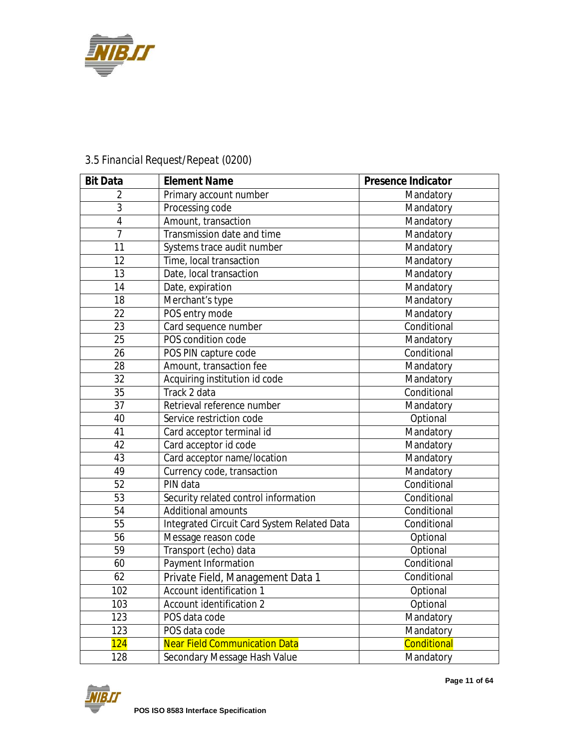### 3.5 Financial Request/Repeat (0200)

| Bit Data | Element Name | Presence Indicator |
|---|---|---|
| 2 | Primary account number | Mandatory |
| 3 | Processing code | Mandatory |
| 4 | Amount, transaction | Mandatory |
| 7 | Transmission date and time | Mandatory |
| 11 | Systems trace audit number | Mandatory |
| 12 | Time, local transaction | Mandatory |
| 13 | Date, local transaction | Mandatory |
| 14 | Date, expiration | Mandatory |
| 18 | Merchant's type | Mandatory |
| 22 | POS entry mode | Mandatory |
| 23 | Card sequence number | Conditional |
| 25 | POS condition code | Mandatory |
| 26 | POS PIN capture code | Conditional |
| 28 | Amount, transaction fee | Mandatory |
| 32 | Acquiring institution id code | Mandatory |
| 35 | Track 2 data | Conditional |
| 37 | Retrieval reference number | Mandatory |
| 40 | Service restriction code | Optional |
| 41 | Card acceptor terminal id | Mandatory |
| 42 | Card acceptor id code | Mandatory |
| 43 | Card acceptor name/location | Mandatory |
| 49 | Currency code, transaction | Mandatory |
| 52 | PIN data | Conditional |
| 53 | Security related control information | Conditional |
| 54 | Additional amounts | Conditional |
| 55 | Integrated Circuit Card System Related Data | Conditional |
| 56 | Message reason code | Optional |
| 59 | Transport (echo) data | Optional |
| 60 | Payment Information | Conditional |
| 62 | Private Field, Management Data 1 | Conditional |
| 102 | Account identification 1 | Optional |
| 103 | Account identification 2 | Optional |
| 123 | POS data code | Mandatory |
| 123 | POS data code | Mandatory |
| 124 | Near Field Communication Data | Conditional |
| 128 | Secondary Message Hash Value | Mandatory |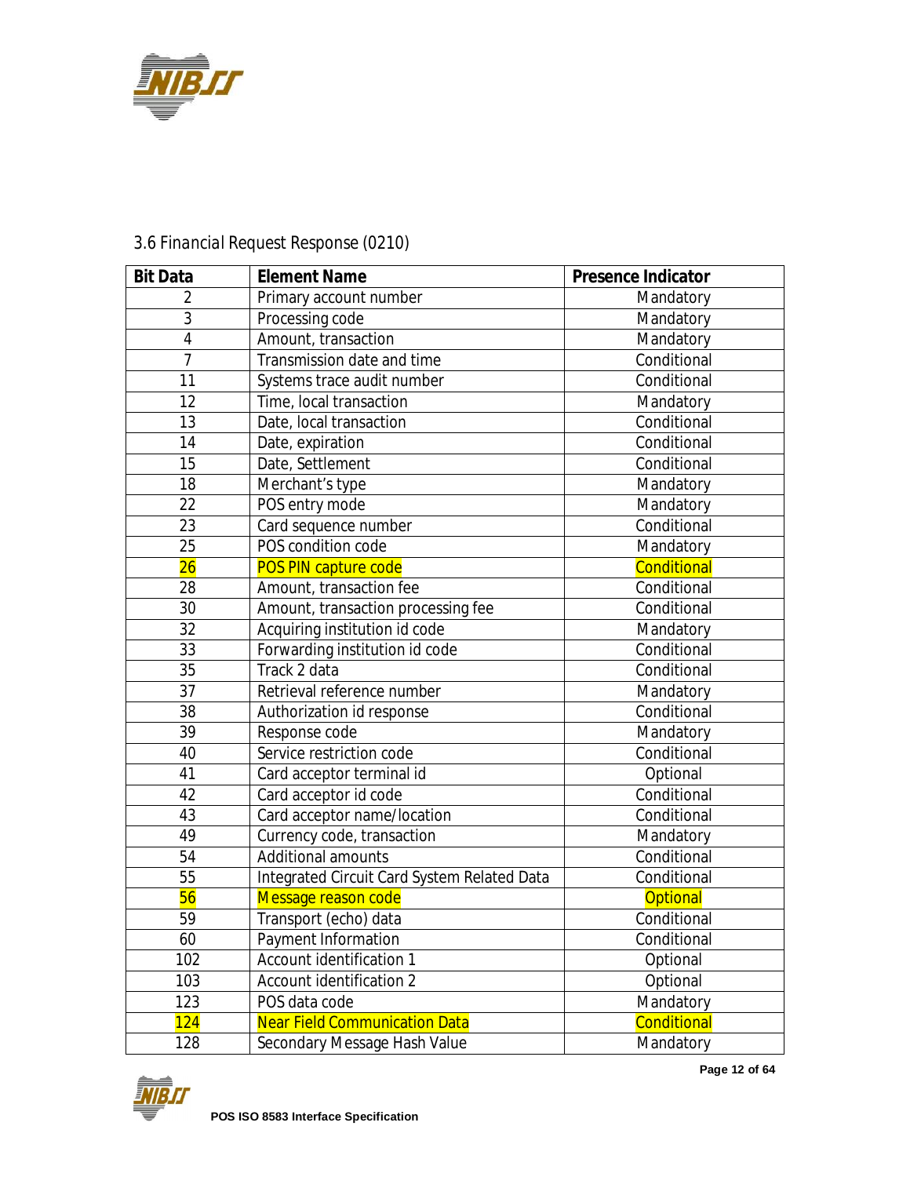### 3.6 Financial Request Response (0210)

| Bit Data | Element Name | Presence Indicator |
|---|---|---|
| 2 | Primary account number | Mandatory |
| 3 | Processing code | Mandatory |
| 4 | Amount, transaction | Mandatory |
| 7 | Transmission date and time | Conditional |
| 11 | Systems trace audit number | Conditional |
| 12 | Time, local transaction | Mandatory |
| 13 | Date, local transaction | Conditional |
| 14 | Date, expiration | Conditional |
| 15 | Date, Settlement | Conditional |
| 18 | Merchant's type | Mandatory |
| 22 | POS entry mode | Mandatory |
| 23 | Card sequence number | Conditional |
| 25 | POS condition code | Mandatory |
| 26 | POS PIN capture code | Conditional |
| 28 | Amount, transaction fee | Conditional |
| 30 | Amount, transaction processing fee | Conditional |
| 32 | Acquiring institution id code | Mandatory |
| 33 | Forwarding institution id code | Conditional |
| 35 | Track 2 data | Conditional |
| 37 | Retrieval reference number | Mandatory |
| 38 | Authorization id response | Conditional |
| 39 | Response code | Mandatory |
| 40 | Service restriction code | Conditional |
| 41 | Card acceptor terminal id | Optional |
| 42 | Card acceptor id code | Conditional |
| 43 | Card acceptor name/location | Conditional |
| 49 | Currency code, transaction | Mandatory |
| 54 | Additional amounts | Conditional |
| 55 | Integrated Circuit Card System Related Data | Conditional |
| 56 | Message reason code | Optional |
| 59 | Transport (echo) data | Conditional |
| 60 | Payment Information | Conditional |
| 102 | Account identification 1 | Optional |
| 103 | Account identification 2 | Optional |
| 123 | POS data code | Mandatory |
| 124 | Near Field Communication Data | Conditional |
| 128 | Secondary Message Hash Value | Mandatory |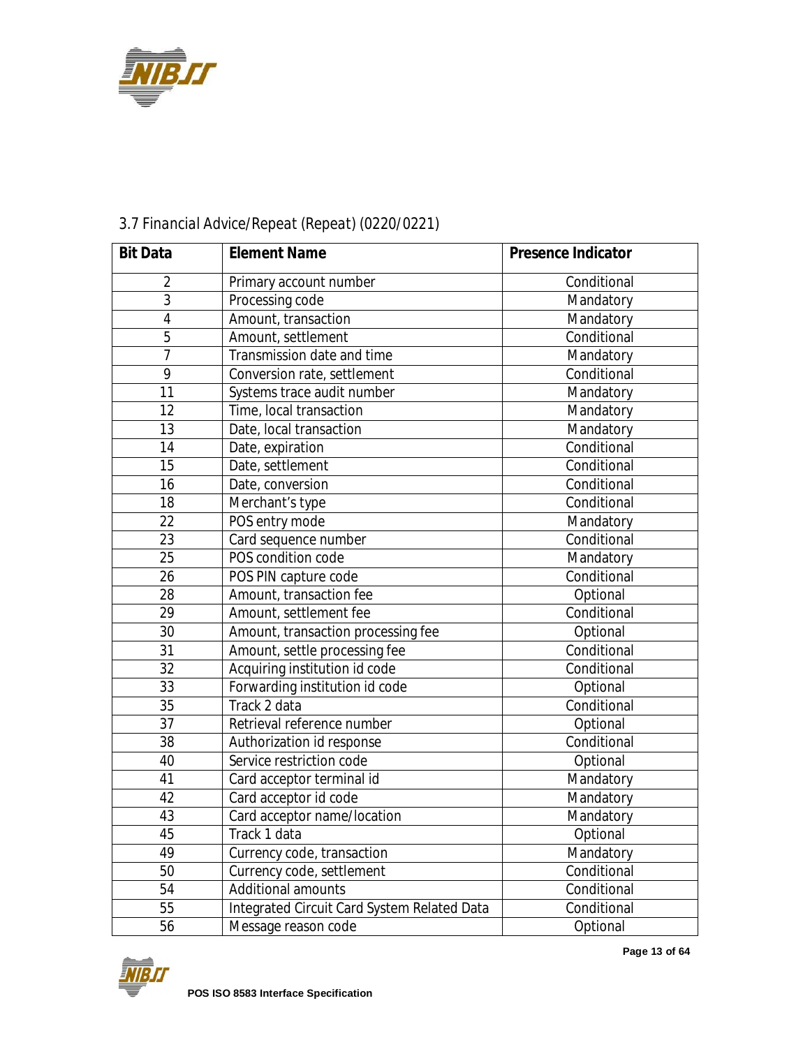### 3.7 Financial Advice/Repeat (Repeat) (0220/0221)

| Bit Data | Element Name | Presence Indicator |
|---|---|---|
| 2 | Primary account number | Conditional |
| 3 | Processing code | Mandatory |
| 4 | Amount, transaction | Mandatory |
| 5 | Amount, settlement | Conditional |
| 7 | Transmission date and time | Mandatory |
| 9 | Conversion rate, settlement | Conditional |
| 11 | Systems trace audit number | Mandatory |
| 12 | Time, local transaction | Mandatory |
| 13 | Date, local transaction | Mandatory |
| 14 | Date, expiration | Conditional |
| 15 | Date, settlement | Conditional |
| 16 | Date, conversion | Conditional |
| 18 | Merchant's type | Conditional |
| 22 | POS entry mode | Mandatory |
| 23 | Card sequence number | Conditional |
| 25 | POS condition code | Mandatory |
| 26 | POS PIN capture code | Conditional |
| 28 | Amount, transaction fee | Optional |
| 29 | Amount, settlement fee | Conditional |
| 30 | Amount, transaction processing fee | Optional |
| 31 | Amount, settle processing fee | Conditional |
| 32 | Acquiring institution id code | Conditional |
| 33 | Forwarding institution id code | Optional |
| 35 | Track 2 data | Conditional |
| 37 | Retrieval reference number | Optional |
| 38 | Authorization id response | Conditional |
| 40 | Service restriction code | Optional |
| 41 | Card acceptor terminal id | Mandatory |
| 42 | Card acceptor id code | Mandatory |
| 43 | Card acceptor name/location | Mandatory |
| 45 | Track 1 data | Optional |
| 49 | Currency code, transaction | Mandatory |
| 50 | Currency code, settlement | Conditional |
| 54 | Additional amounts | Conditional |
| 55 | Integrated Circuit Card System Related Data | Conditional |
| 56 | Message reason code | Optional |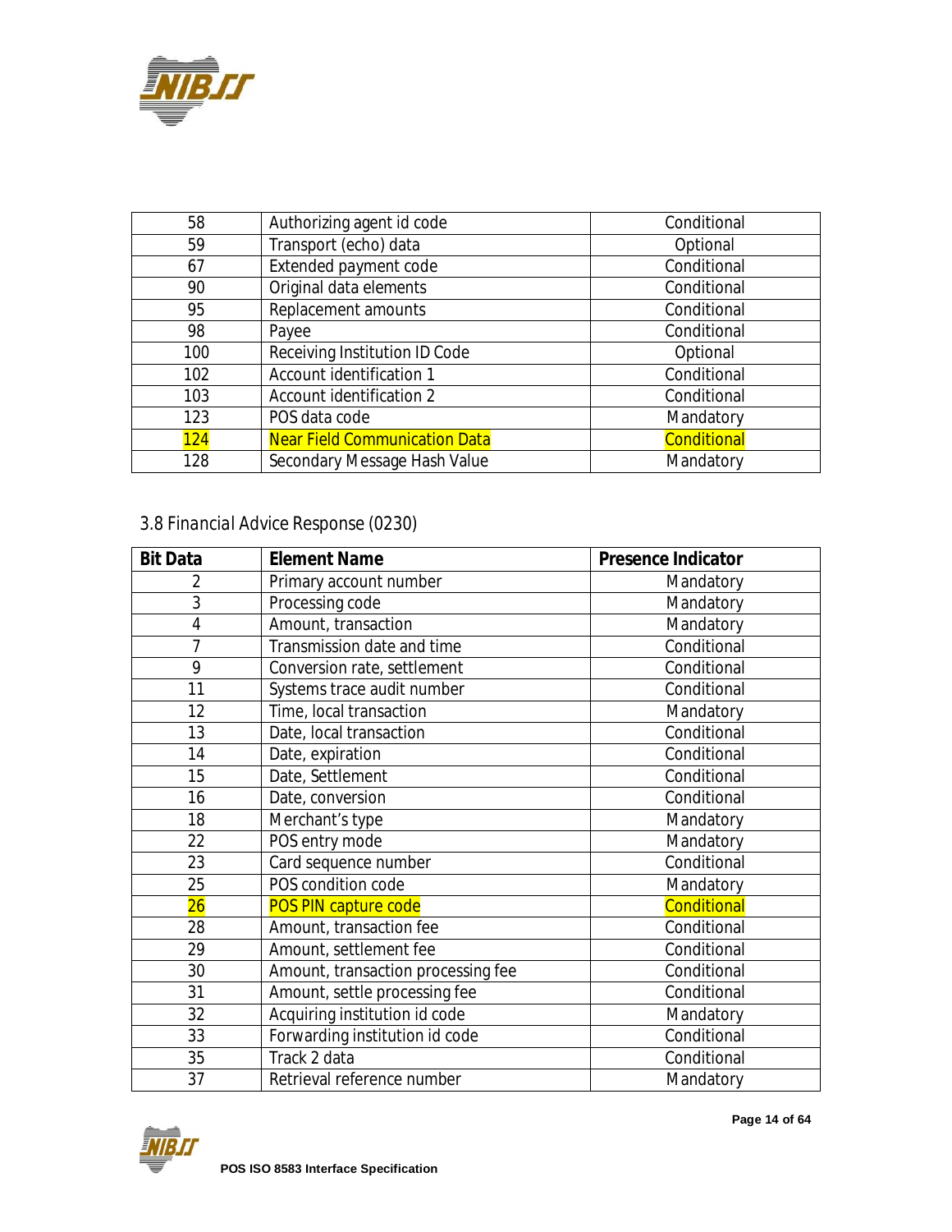| | | |
|---|---|---|
| 58 | Authorizing agent id code | Conditional |
| 59 | Transport (echo) data | Optional |
| 67 | Extended payment code | Conditional |
| 90 | Original data elements | Conditional |
| 95 | Replacement amounts | Conditional |
| 98 | Payee | Conditional |
| 100 | Receiving Institution ID Code | Optional |
| 102 | Account identification 1 | Conditional |
| 103 | Account identification 2 | Conditional |
| 123 | POS data code | Mandatory |
| 124 | Near Field Communication Data | Conditional |
| 128 | Secondary Message Hash Value | Mandatory |

### 3.8 Financial Advice Response (0230)

| Bit Data | Element Name | Presence Indicator |
|---|---|---|
| 2 | Primary account number | Mandatory |
| 3 | Processing code | Mandatory |
| 4 | Amount, transaction | Mandatory |
| 7 | Transmission date and time | Conditional |
| 9 | Conversion rate, settlement | Conditional |
| 11 | Systems trace audit number | Conditional |
| 12 | Time, local transaction | Mandatory |
| 13 | Date, local transaction | Conditional |
| 14 | Date, expiration | Conditional |
| 15 | Date, Settlement | Conditional |
| 16 | Date, conversion | Conditional |
| 18 | Merchant's type | Mandatory |
| 22 | POS entry mode | Mandatory |
| 23 | Card sequence number | Conditional |
| 25 | POS condition code | Mandatory |
| 26 | POS PIN capture code | Conditional |
| 28 | Amount, transaction fee | Conditional |
| 29 | Amount, settlement fee | Conditional |
| 30 | Amount, transaction processing fee | Conditional |
| 31 | Amount, settle processing fee | Conditional |
| 32 | Acquiring institution id code | Mandatory |
| 33 | Forwarding institution id code | Conditional |
| 35 | Track 2 data | Conditional |
| 37 | Retrieval reference number | Mandatory |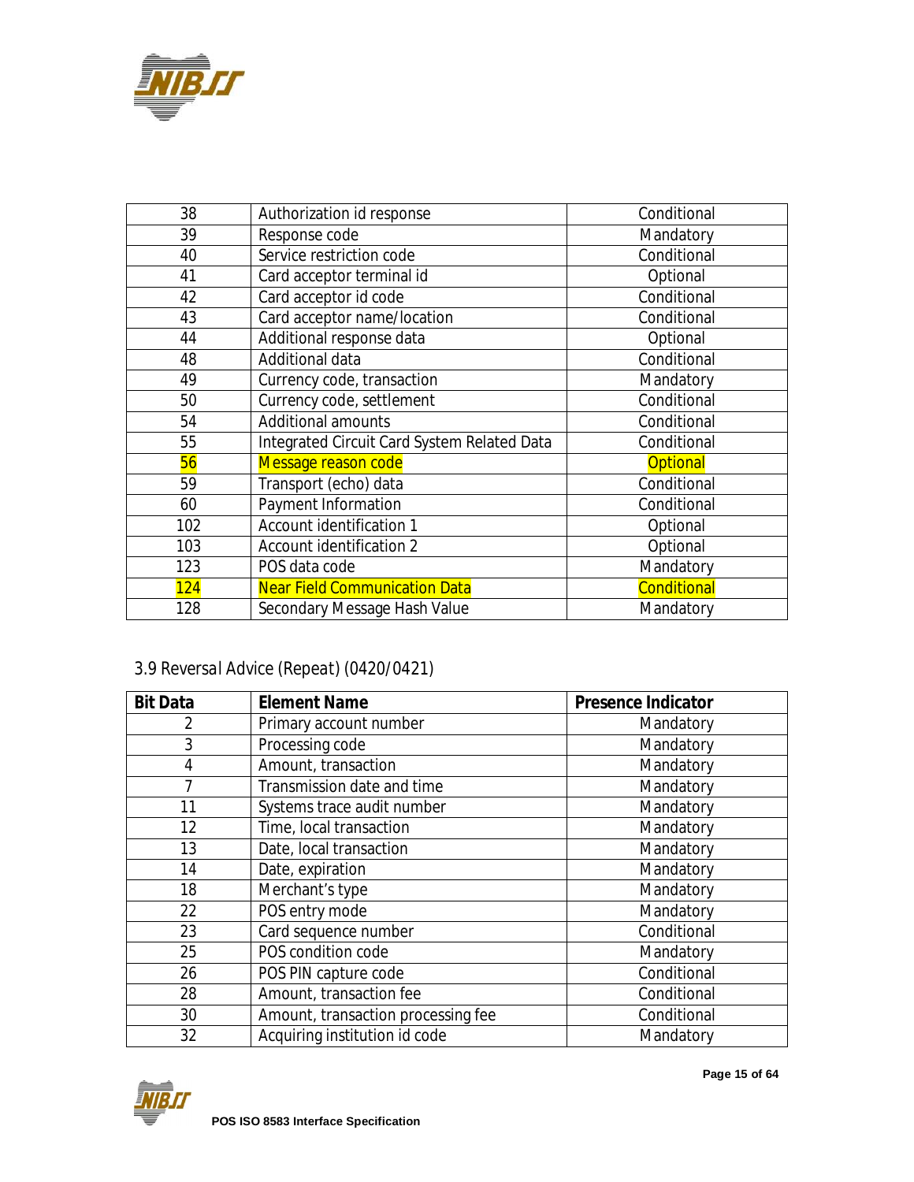| | | |
|---|---|---|
| 38 | Authorization id response | Conditional |
| 39 | Response code | Mandatory |
| 40 | Service restriction code | Conditional |
| 41 | Card acceptor terminal id | Optional |
| 42 | Card acceptor id code | Conditional |
| 43 | Card acceptor name/location | Conditional |
| 44 | Additional response data | Optional |
| 48 | Additional data | Conditional |
| 49 | Currency code, transaction | Mandatory |
| 50 | Currency code, settlement | Conditional |
| 54 | Additional amounts | Conditional |
| 55 | Integrated Circuit Card System Related Data | Conditional |
| 56 | Message reason code | Optional |
| 59 | Transport (echo) data | Conditional |
| 60 | Payment Information | Conditional |
| 102 | Account identification 1 | Optional |
| 103 | Account identification 2 | Optional |
| 123 | POS data code | Mandatory |
| 124 | Near Field Communication Data | Conditional |
| 128 | Secondary Message Hash Value | Mandatory |

### 3.9 Reversal Advice (Repeat) (0420/0421)

| Bit Data | Element Name | Presence Indicator |
|---|---|---|
| 2 | Primary account number | Mandatory |
| 3 | Processing code | Mandatory |
| 4 | Amount, transaction | Mandatory |
| 7 | Transmission date and time | Mandatory |
| 11 | Systems trace audit number | Mandatory |
| 12 | Time, local transaction | Mandatory |
| 13 | Date, local transaction | Mandatory |
| 14 | Date, expiration | Mandatory |
| 18 | Merchant's type | Mandatory |
| 22 | POS entry mode | Mandatory |
| 23 | Card sequence number | Conditional |
| 25 | POS condition code | Mandatory |
| 26 | POS PIN capture code | Conditional |
| 28 | Amount, transaction fee | Conditional |
| 30 | Amount, transaction processing fee | Conditional |
| 32 | Acquiring institution id code | Mandatory |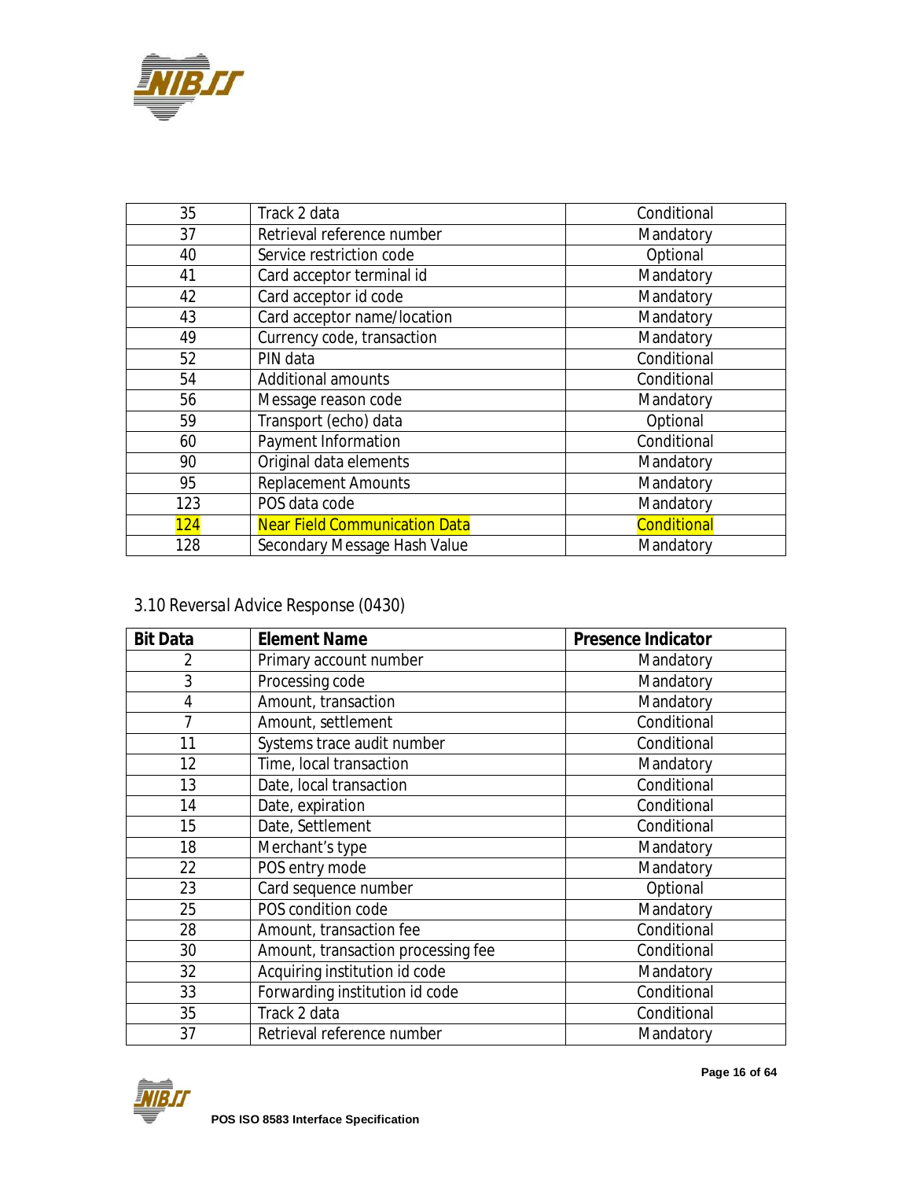| Bit Data | Element Name | Presence Indicator |
|---|---|---|
| 35 | Track 2 data | Conditional |
| 37 | Retrieval reference number | Mandatory |
| 40 | Service restriction code | Optional |
| 41 | Card acceptor terminal id | Mandatory |
| 42 | Card acceptor id code | Mandatory |
| 43 | Card acceptor name/location | Mandatory |
| 49 | Currency code, transaction | Mandatory |
| 52 | PIN data | Conditional |
| 54 | Additional amounts | Conditional |
| 56 | Message reason code | Mandatory |
| 59 | Transport (echo) data | Optional |
| 60 | Payment Information | Conditional |
| 90 | Original data elements | Mandatory |
| 95 | Replacement Amounts | Mandatory |
| 123 | POS data code | Mandatory |
| 124 | Near Field Communication Data | Conditional |
| 128 | Secondary Message Hash Value | Mandatory |

## 3.10 Reversal Advice Response (0430)

| Bit Data | Element Name | Presence Indicator |
|---|---|---|
| 2 | Primary account number | Mandatory |
| 3 | Processing code | Mandatory |
| 4 | Amount, transaction | Mandatory |
| 7 | Amount, settlement | Conditional |
| 11 | Systems trace audit number | Conditional |
| 12 | Time, local transaction | Mandatory |
| 13 | Date, local transaction | Conditional |
| 14 | Date, expiration | Conditional |
| 15 | Date, Settlement | Conditional |
| 18 | Merchant's type | Mandatory |
| 22 | POS entry mode | Mandatory |
| 23 | Card sequence number | Optional |
| 25 | POS condition code | Mandatory |
| 28 | Amount, transaction fee | Conditional |
| 30 | Amount, transaction processing fee | Conditional |
| 32 | Acquiring institution id code | Mandatory |
| 33 | Forwarding institution id code | Conditional |
| 35 | Track 2 data | Conditional |
| 37 | Retrieval reference number | Mandatory |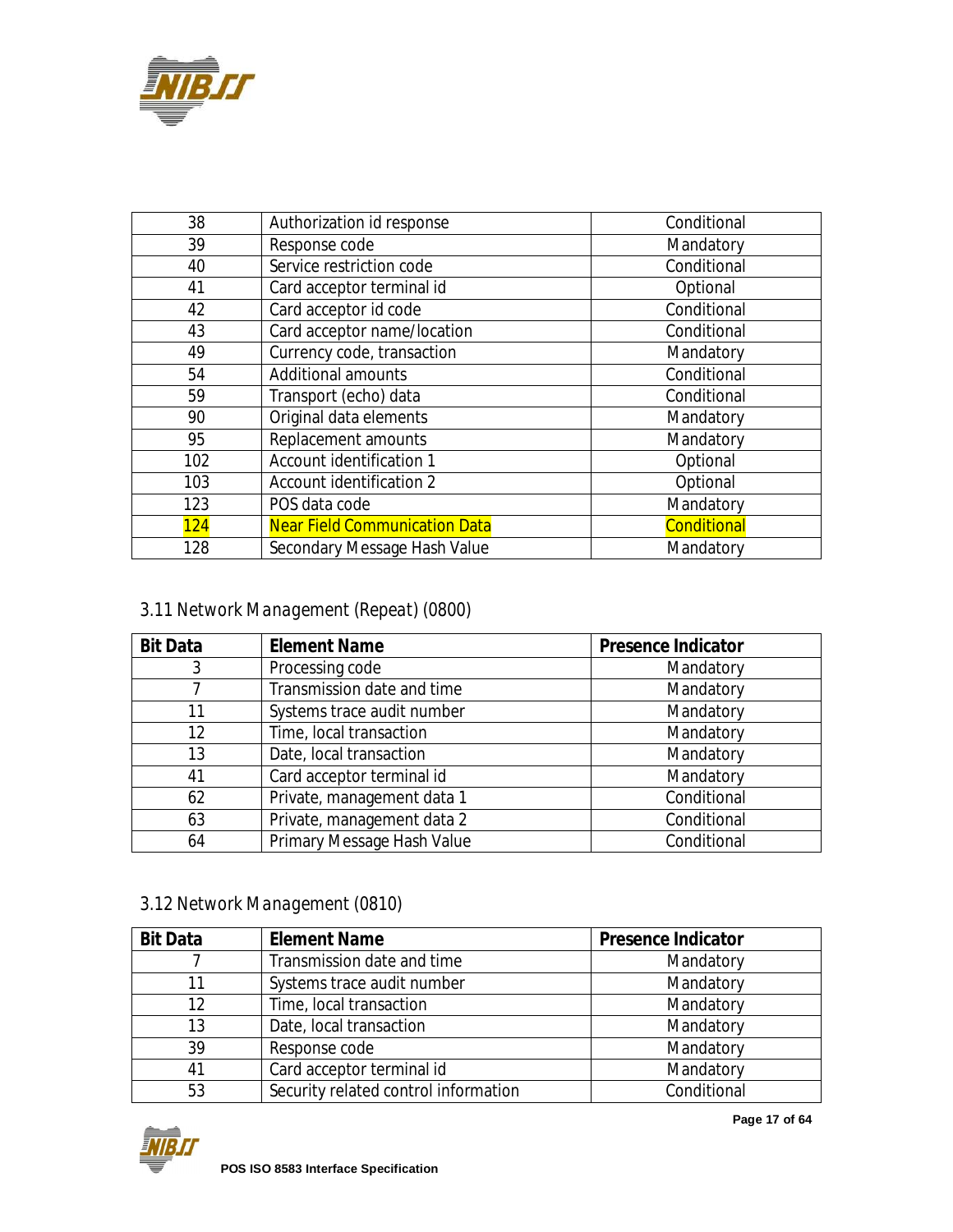| Bit Data | Element Name | Presence Indicator |
|---|---|---|
| 38 | Authorization id response | Conditional |
| 39 | Response code | Mandatory |
| 40 | Service restriction code | Conditional |
| 41 | Card acceptor terminal id | Optional |
| 42 | Card acceptor id code | Conditional |
| 43 | Card acceptor name/location | Conditional |
| 49 | Currency code, transaction | Mandatory |
| 54 | Additional amounts | Conditional |
| 59 | Transport (echo) data | Conditional |
| 90 | Original data elements | Mandatory |
| 95 | Replacement amounts | Mandatory |
| 102 | Account identification 1 | Optional |
| 103 | Account identification 2 | Optional |
| 123 | POS data code | Mandatory |
| 124 | Near Field Communication Data | Conditional |
| 128 | Secondary Message Hash Value | Mandatory |

### 3.11 Network Management (Repeat) (0800)

| Bit Data | Element Name | Presence Indicator |
|---|---|---|
| 3 | Processing code | Mandatory |
| 7 | Transmission date and time | Mandatory |
| 11 | Systems trace audit number | Mandatory |
| 12 | Time, local transaction | Mandatory |
| 13 | Date, local transaction | Mandatory |
| 41 | Card acceptor terminal id | Mandatory |
| 62 | Private, management data 1 | Conditional |
| 63 | Private, management data 2 | Conditional |
| 64 | Primary Message Hash Value | Conditional |

### 3.12 Network Management (0810)

| Bit Data | Element Name | Presence Indicator |
|---|---|---|
| 7 | Transmission date and time | Mandatory |
| 11 | Systems trace audit number | Mandatory |
| 12 | Time, local transaction | Mandatory |
| 13 | Date, local transaction | Mandatory |
| 39 | Response code | Mandatory |
| 41 | Card acceptor terminal id | Mandatory |
| 53 | Security related control information | Conditional |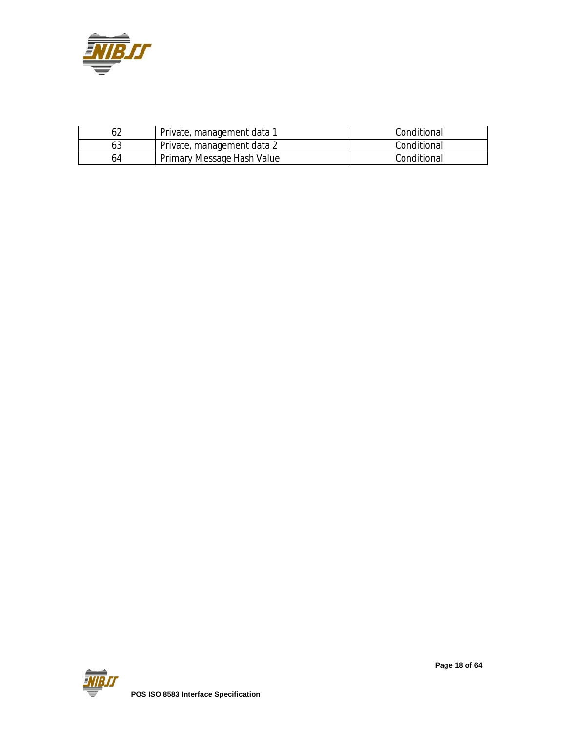| | | |
|---|---|---|
| 62 | Private, management data 1 | Conditional |
| 63 | Private, management data 2 | Conditional |
| 64 | Primary Message Hash Value | Conditional |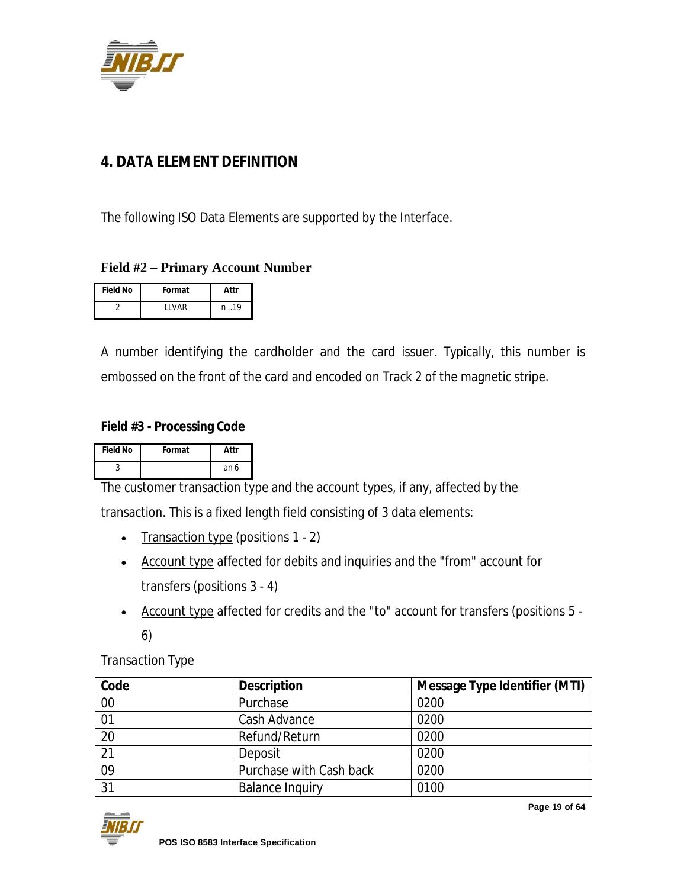# 4. DATA ELEMENT DEFINITION

The following ISO Data Elements are supported by the Interface.

### Field #2 – Primary Account Number

| Field No | Format | Attr |
|---|---|---|
| 2 | LLVAR | n ..19 |

A number identifying the cardholder and the card issuer. Typically, this number is embossed on the front of the card and encoded on Track 2 of the magnetic stripe.

### Field #3 - Processing Code

| Field No | Format | Attr |
|---|---|---|
| 3 | | an 6 |

The customer transaction type and the account types, if any, affected by the transaction. This is a fixed length field consisting of 3 data elements:

- Transaction type (positions 1 - 2)
- Account type affected for debits and inquiries and the "from" account for transfers (positions 3 - 4)
- Account type affected for credits and the "to" account for transfers (positions 5 - 6)

Transaction Type

| Code | Description | Message Type Identifier (MTI) |
|---|---|---|
| 00 | Purchase | 0200 |
| 01 | Cash Advance | 0200 |
| 20 | Refund/Return | 0200 |
| 21 | Deposit | 0200 |
| 09 | Purchase with Cash back | 0200 |
| 31 | Balance Inquiry | 0100 |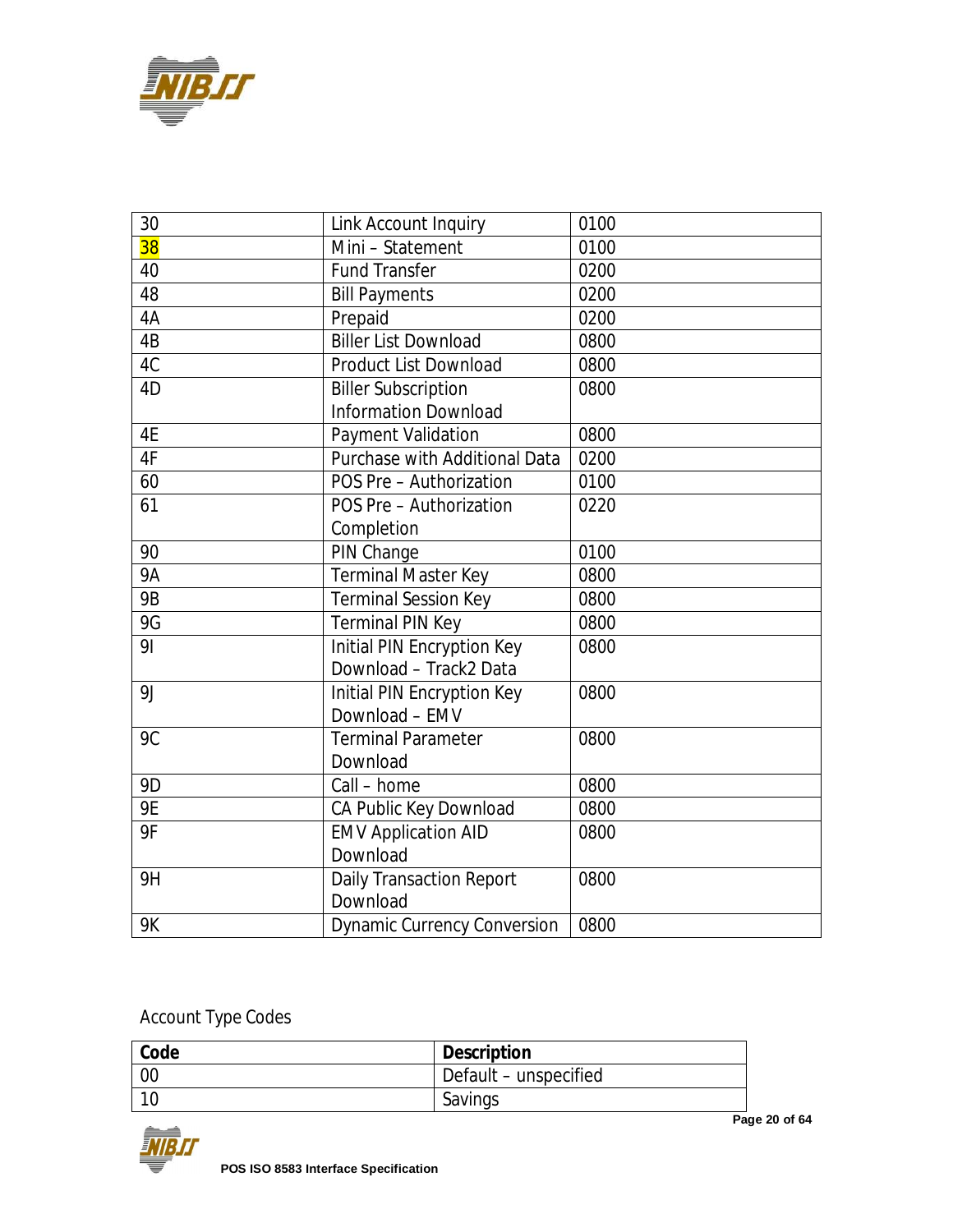| | | |
|---|---|---|
| 30 | Link Account Inquiry | 0100 |
| 38 | Mini – Statement | 0100 |
| 40 | Fund Transfer | 0200 |
| 48 | Bill Payments | 0200 |
| 4A | Prepaid | 0200 |
| 4B | Biller List Download | 0800 |
| 4C | Product List Download | 0800 |
| 4D | Biller Subscription Information Download | 0800 |
| 4E | Payment Validation | 0800 |
| 4F | Purchase with Additional Data | 0200 |
| 60 | POS Pre – Authorization | 0100 |
| 61 | POS Pre – Authorization Completion | 0220 |
| 90 | PIN Change | 0100 |
| 9A | Terminal Master Key | 0800 |
| 9B | Terminal Session Key | 0800 |
| 9G | Terminal PIN Key | 0800 |
| 9I | Initial PIN Encryption Key Download – Track2 Data | 0800 |
| 9J | Initial PIN Encryption Key Download – EMV | 0800 |
| 9C | Terminal Parameter Download | 0800 |
| 9D | Call – home | 0800 |
| 9E | CA Public Key Download | 0800 |
| 9F | EMV Application AID Download | 0800 |
| 9H | Daily Transaction Report Download | 0800 |
| 9K | Dynamic Currency Conversion | 0800 |

Account Type Codes

| Code | Description |
|---|---|
| 00 | Default – unspecified |
| 10 | Savings |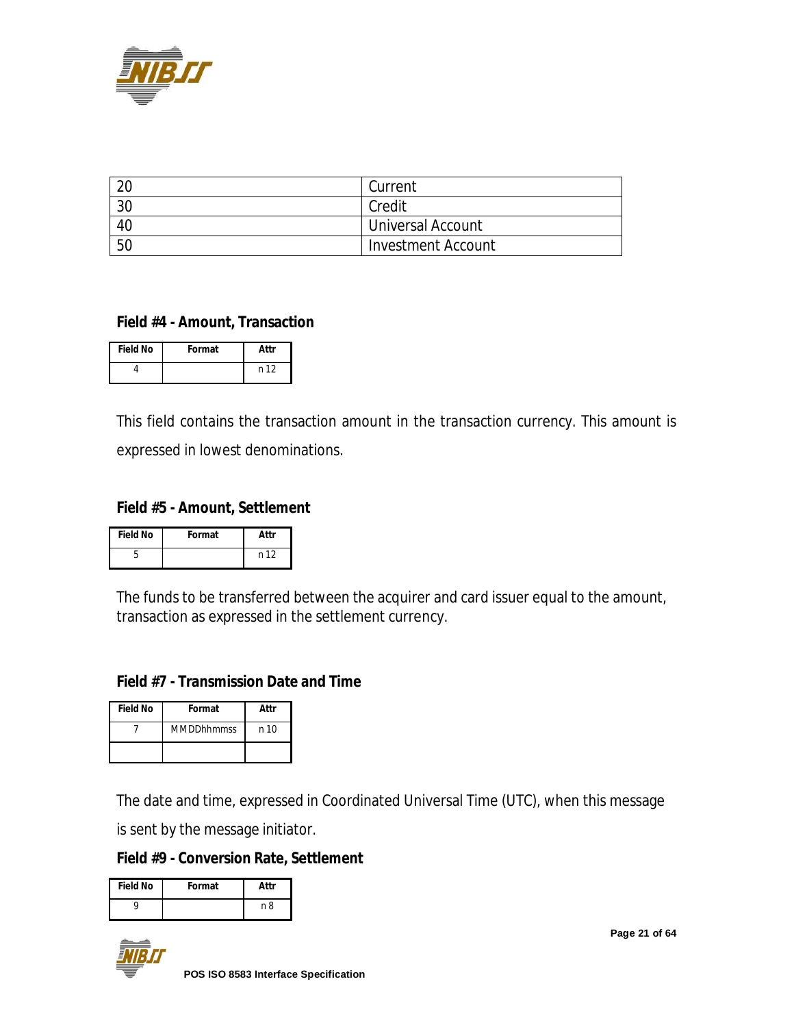| 20 | Current |
|---|---|
| 30 | Credit |
| 40 | Universal Account |
| 50 | Investment Account |

### Field #4 - Amount, Transaction

| Field No | Format | Attr |
|---|---|---|
| 4 | | n 12 |

This field contains the transaction amount in the transaction currency. This amount is expressed in lowest denominations.

### Field #5 - Amount, Settlement

| Field No | Format | Attr |
|---|---|---|
| 5 | | n 12 |

The funds to be transferred between the acquirer and card issuer equal to the amount, transaction as expressed in the settlement currency.

### Field #7 - Transmission Date and Time

| Field No | Format | Attr |
|---|---|---|
| 7 | MMDDhhmmss | n 10 |
| | | |

The date and time, expressed in Coordinated Universal Time (UTC), when this message is sent by the message initiator.

### Field #9 - Conversion Rate, Settlement

| Field No | Format | Attr |
|---|---|---|
| 9 | | n 8 |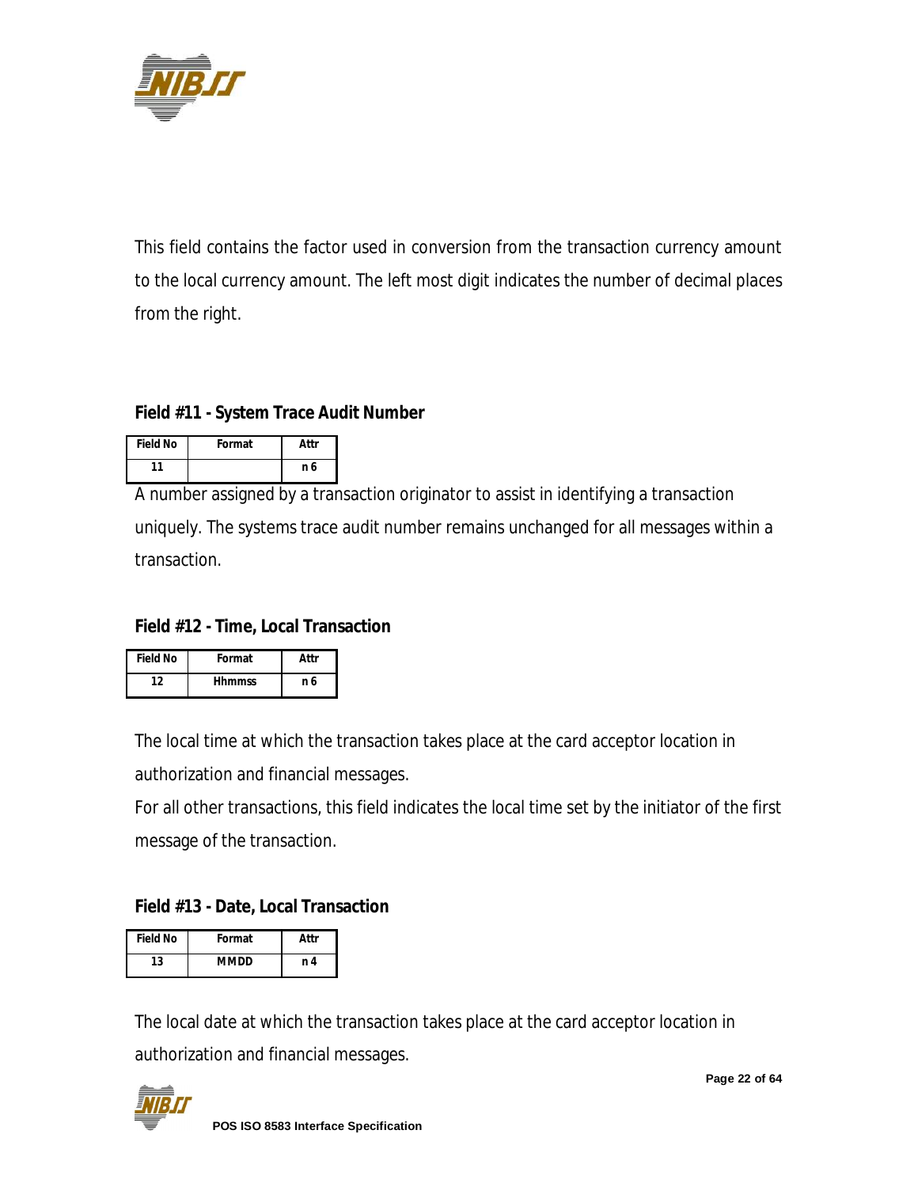This field contains the factor used in conversion from the transaction currency amount to the local currency amount. The left most digit indicates the number of decimal places from the right.

### Field #11 - System Trace Audit Number

| Field No | Format | Attr |
|---|---|---|
| 11 | | n 6 |

A number assigned by a transaction originator to assist in identifying a transaction uniquely. The systems trace audit number remains unchanged for all messages within a transaction.

### Field #12 - Time, Local Transaction

| Field No | Format | Attr |
|---|---|---|
| 12 | Hhmmss | n 6 |

The local time at which the transaction takes place at the card acceptor location in authorization and financial messages.

For all other transactions, this field indicates the local time set by the initiator of the first message of the transaction.

### Field #13 - Date, Local Transaction

| Field No | Format | Attr |
|---|---|---|
| 13 | MMDD | n 4 |

The local date at which the transaction takes place at the card acceptor location in authorization and financial messages.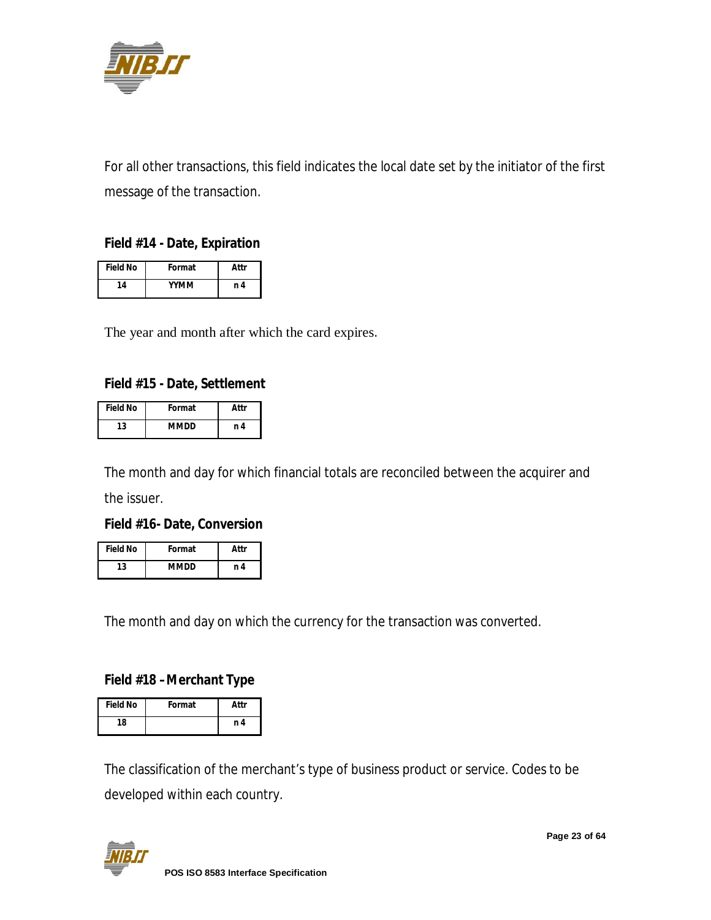For all other transactions, this field indicates the local date set by the initiator of the first message of the transaction.

**Field #14 - Date, Expiration**

| Field No | Format | Attr |
|---|---|---|
| 14 | YYMM | n 4 |

The year and month after which the card expires.

**Field #15 - Date, Settlement**

| Field No | Format | Attr |
|---|---|---|
| 13 | MMDD | n 4 |

The month and day for which financial totals are reconciled between the acquirer and the issuer.

**Field #16- Date, Conversion**

| Field No | Format | Attr |
|---|---|---|
| 13 | MMDD | n 4 |

The month and day on which the currency for the transaction was converted.

**Field #18 – Merchant Type**

| Field No | Format | Attr |
|---|---|---|
| 18 | | n 4 |

The classification of the merchant's type of business product or service. Codes to be developed within each country.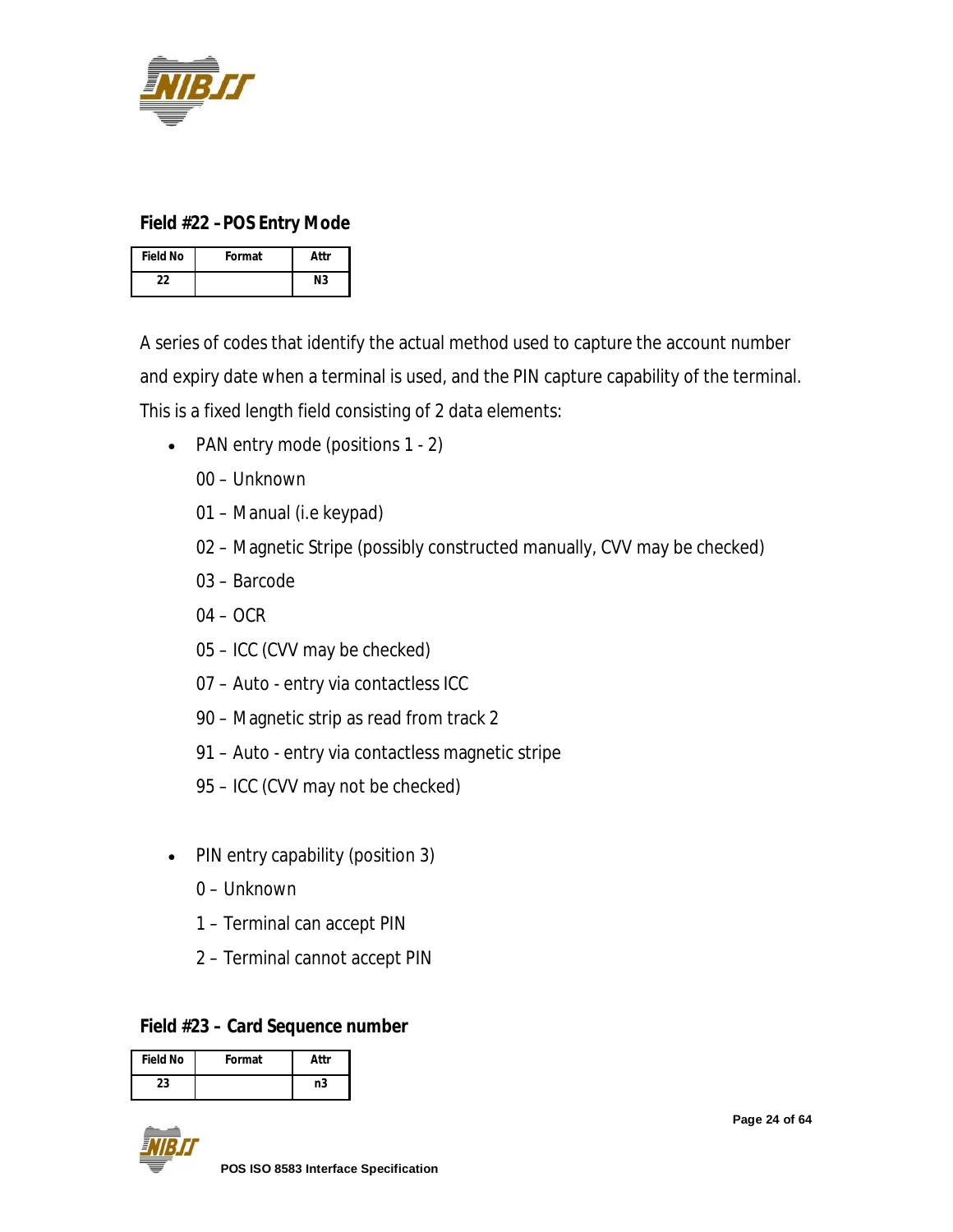### Field #22 – POS Entry Mode

| Field No | Format | Attr |
| --- | --- | --- |
| 22 | | N3 |

A series of codes that identify the actual method used to capture the account number and expiry date when a terminal is used, and the PIN capture capability of the terminal. This is a fixed length field consisting of 2 data elements:

- PAN entry mode (positions 1 - 2)

  00 – Unknown

  01 – Manual (i.e keypad)

  02 – Magnetic Stripe (possibly constructed manually, CVV may be checked)

  03 – Barcode

  04 – OCR

  05 – ICC (CVV may be checked)

  07 – Auto - entry via contactless ICC

  90 – Magnetic strip as read from track 2

  91 – Auto - entry via contactless magnetic stripe

  95 – ICC (CVV may not be checked)

- PIN entry capability (position 3)

  0 – Unknown

  1 – Terminal can accept PIN

  2 – Terminal cannot accept PIN

### Field #23 – Card Sequence number

| Field No | Format | Attr |
| --- | --- | --- |
| 23 | | n3 |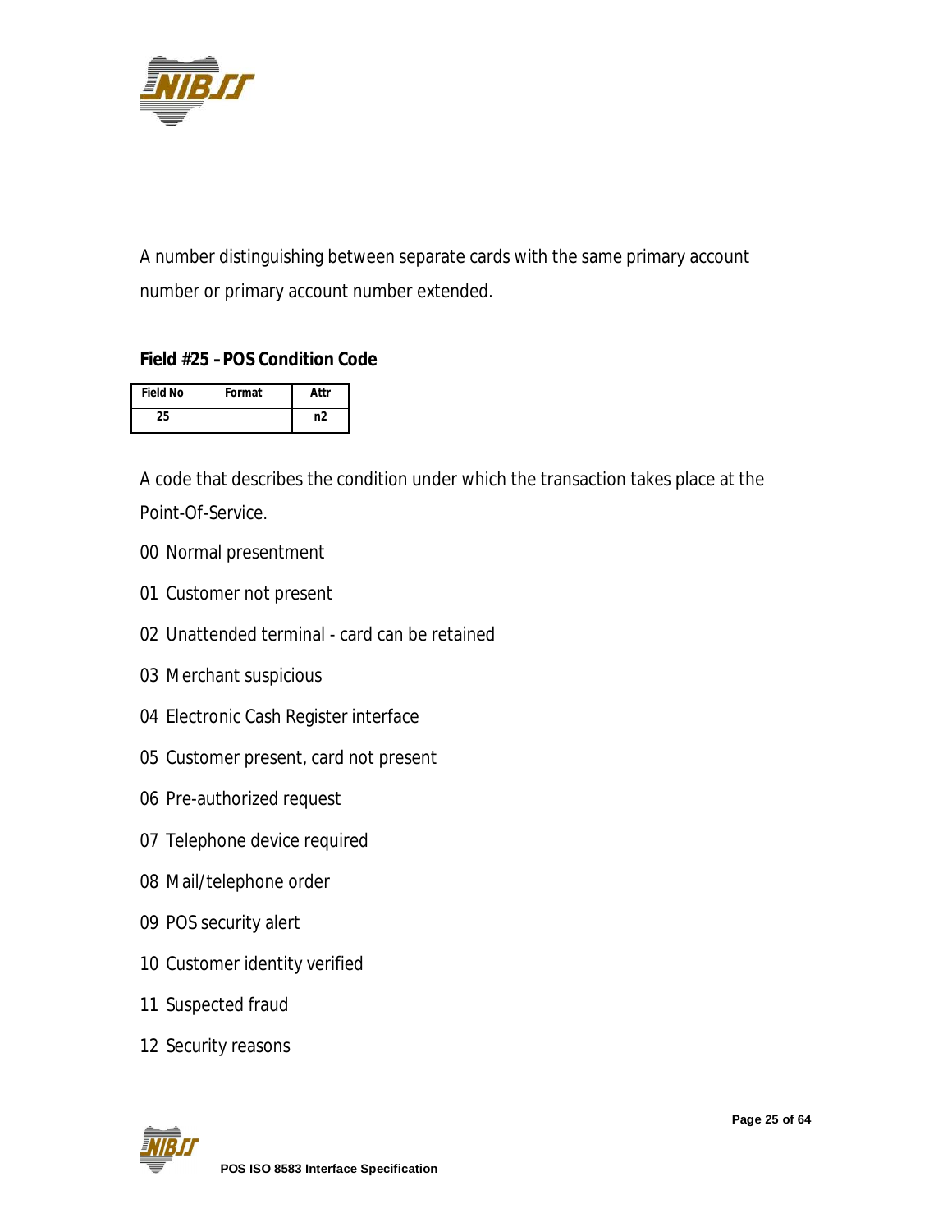A number distinguishing between separate cards with the same primary account number or primary account number extended.

### Field #25 – POS Condition Code

| Field No | Format | Attr |
|---|---|---|
| 25 | | n2 |

A code that describes the condition under which the transaction takes place at the Point-Of-Service.

00 Normal presentment

01 Customer not present

02 Unattended terminal - card can be retained

03 Merchant suspicious

04 Electronic Cash Register interface

05 Customer present, card not present

06 Pre-authorized request

07 Telephone device required

08 Mail/telephone order

09 POS security alert

10 Customer identity verified

11 Suspected fraud

12 Security reasons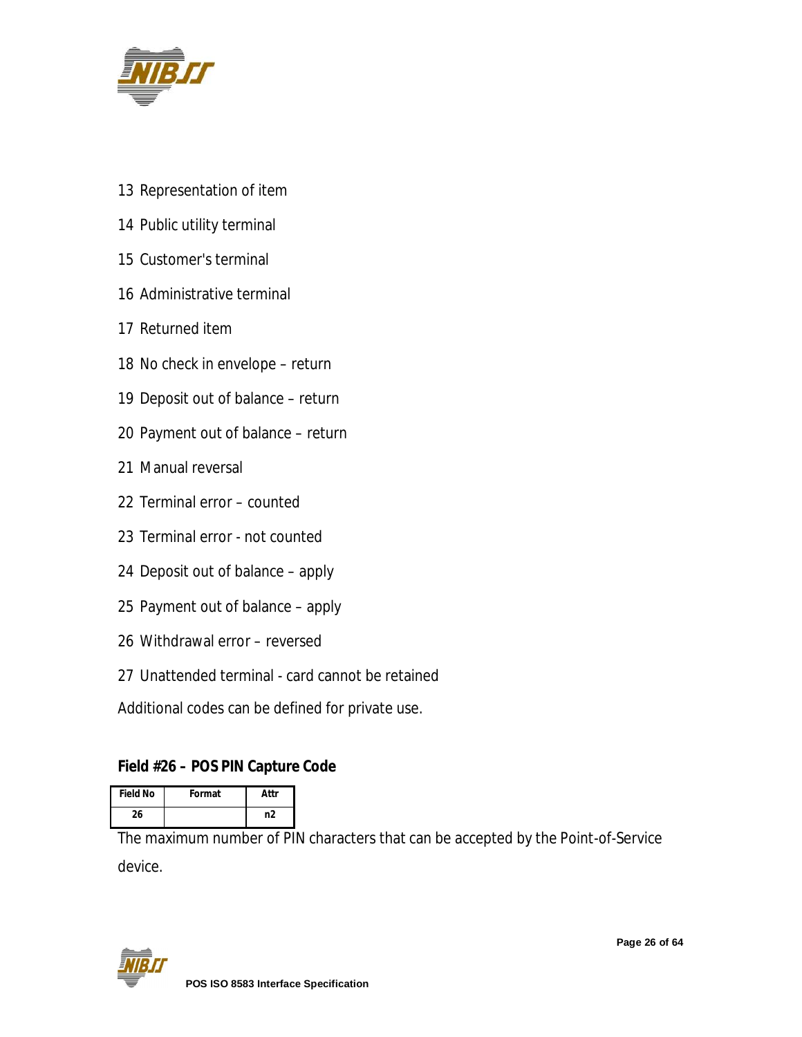13 Representation of item

14 Public utility terminal

15 Customer's terminal

16 Administrative terminal

17 Returned item

18 No check in envelope – return

19 Deposit out of balance – return

20 Payment out of balance – return

21 Manual reversal

22 Terminal error – counted

23 Terminal error - not counted

24 Deposit out of balance – apply

25 Payment out of balance – apply

26 Withdrawal error – reversed

27 Unattended terminal - card cannot be retained

Additional codes can be defined for private use.

### Field #26 – POS PIN Capture Code

| Field No | Format | Attr |
|---|---|---|
| 26 | | n2 |

The maximum number of PIN characters that can be accepted by the Point-of-Service device.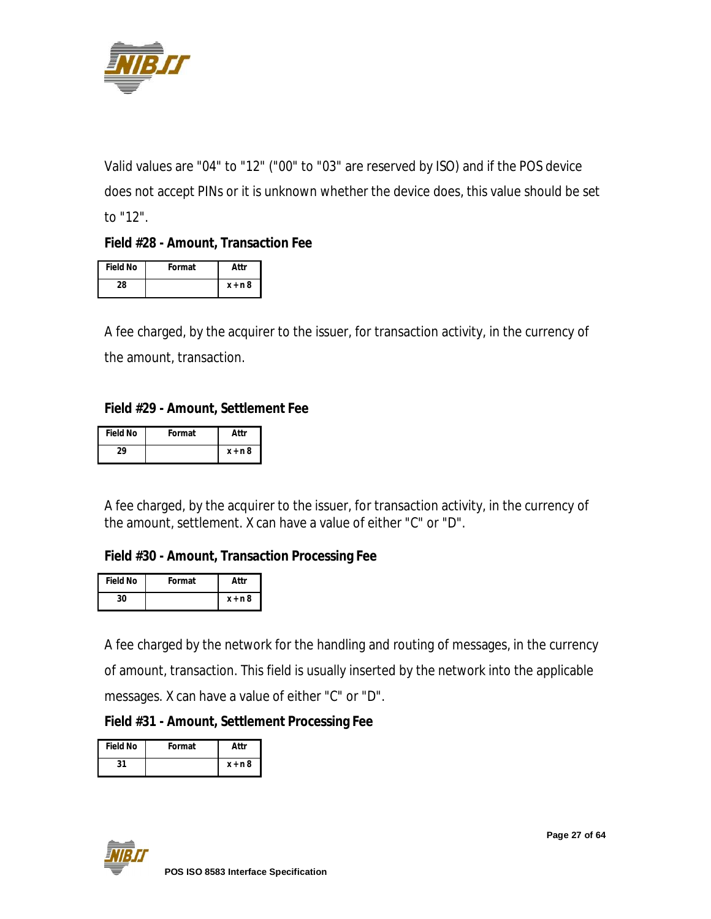Valid values are "04" to "12" ("00" to "03" are reserved by ISO) and if the POS device does not accept PINs or it is unknown whether the device does, this value should be set to "12".

### Field #28 - Amount, Transaction Fee

| Field No | Format | Attr |
|---|---|---|
| 28 | | x + n 8 |

A fee charged, by the acquirer to the issuer, for transaction activity, in the currency of the amount, transaction.

### Field #29 - Amount, Settlement Fee

| Field No | Format | Attr |
|---|---|---|
| 29 | | x + n 8 |

A fee charged, by the acquirer to the issuer, for transaction activity, in the currency of the amount, settlement. X can have a value of either "C" or "D".

### Field #30 - Amount, Transaction Processing Fee

| Field No | Format | Attr |
|---|---|---|
| 30 | | x + n 8 |

A fee charged by the network for the handling and routing of messages, in the currency of amount, transaction. This field is usually inserted by the network into the applicable messages. X can have a value of either "C" or "D".

### Field #31 - Amount, Settlement Processing Fee

| Field No | Format | Attr |
|---|---|---|
| 31 | | x + n 8 |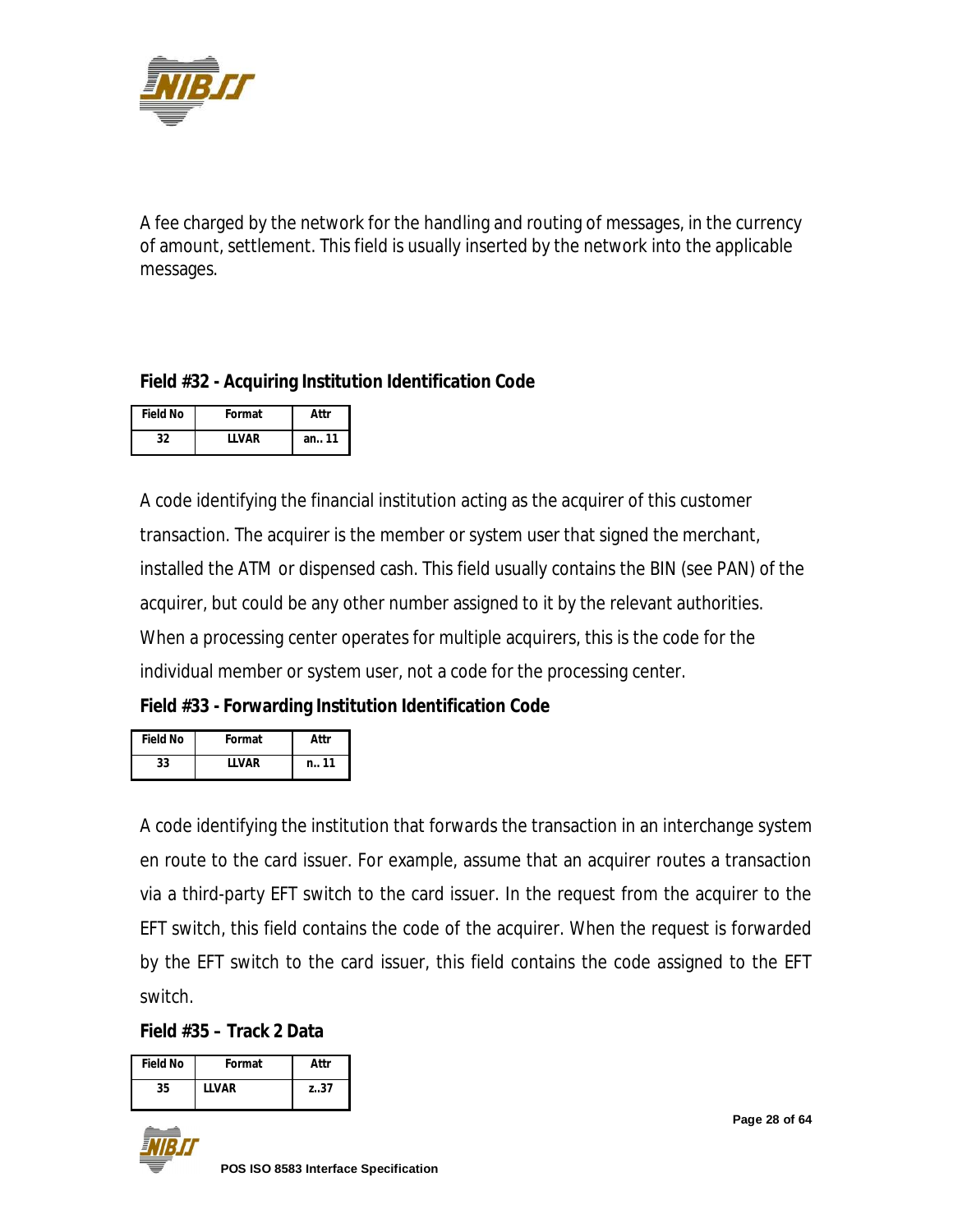A fee charged by the network for the handling and routing of messages, in the currency of amount, settlement. This field is usually inserted by the network into the applicable messages.

### Field #32 - Acquiring Institution Identification Code

| Field No | Format | Attr |
|---|---|---|
| 32 | LLVAR | an.. 11 |

A code identifying the financial institution acting as the acquirer of this customer transaction. The acquirer is the member or system user that signed the merchant, installed the ATM or dispensed cash. This field usually contains the BIN (see PAN) of the acquirer, but could be any other number assigned to it by the relevant authorities. When a processing center operates for multiple acquirers, this is the code for the individual member or system user, not a code for the processing center.

### Field #33 - Forwarding Institution Identification Code

| Field No | Format | Attr |
|---|---|---|
| 33 | LLVAR | n.. 11 |

A code identifying the institution that forwards the transaction in an interchange system en route to the card issuer. For example, assume that an acquirer routes a transaction via a third-party EFT switch to the card issuer. In the request from the acquirer to the EFT switch, this field contains the code of the acquirer. When the request is forwarded by the EFT switch to the card issuer, this field contains the code assigned to the EFT switch.

### Field #35 – Track 2 Data

| Field No | Format | Attr |
|---|---|---|
| 35 | LLVAR | z..37 |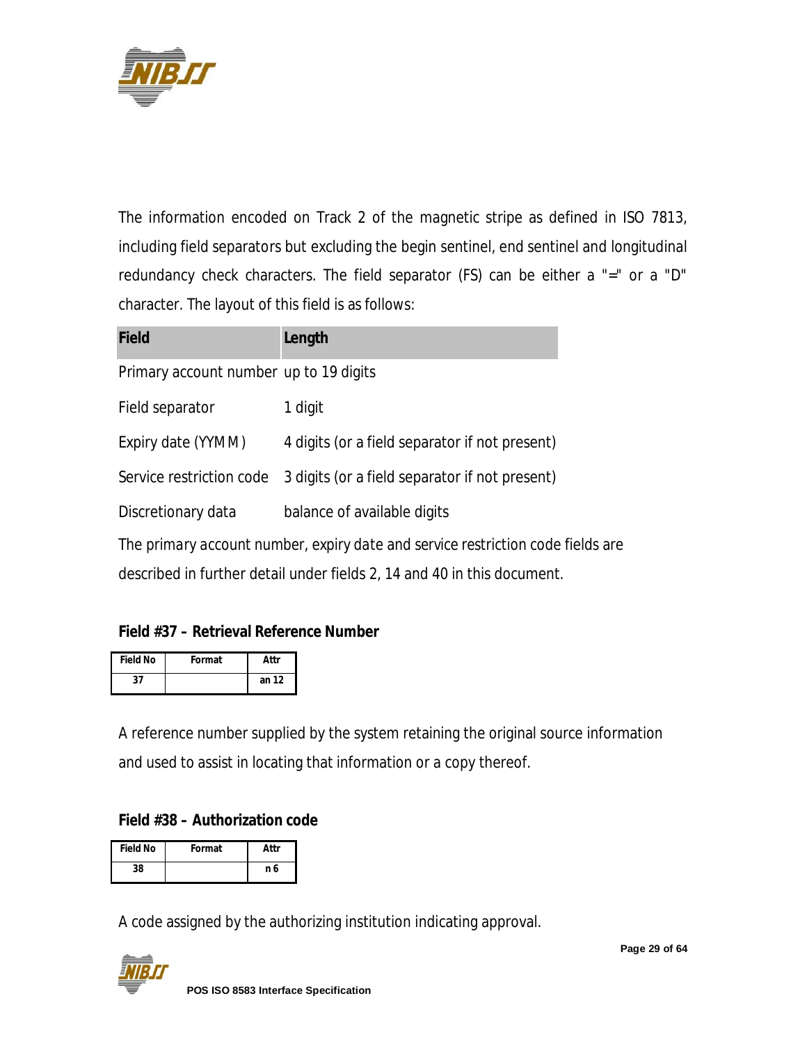The information encoded on Track 2 of the magnetic stripe as defined in ISO 7813, including field separators but excluding the begin sentinel, end sentinel and longitudinal redundancy check characters. The field separator (FS) can be either a "=" or a "D" character. The layout of this field is as follows:

| Field | Length |
|---|---|
| Primary account number | up to 19 digits |
| Field separator | 1 digit |
| Expiry date (YYMM) | 4 digits (or a field separator if not present) |
| Service restriction code | 3 digits (or a field separator if not present) |
| Discretionary data | balance of available digits |

The primary account number, expiry date and service restriction code fields are described in further detail under fields 2, 14 and 40 in this document.

### Field #37 – Retrieval Reference Number

| Field No | Format | Attr |
|---|---|---|
| 37 | | an 12 |

A reference number supplied by the system retaining the original source information and used to assist in locating that information or a copy thereof.

### Field #38 – Authorization code

| Field No | Format | Attr |
|---|---|---|
| 38 | | n 6 |

A code assigned by the authorizing institution indicating approval.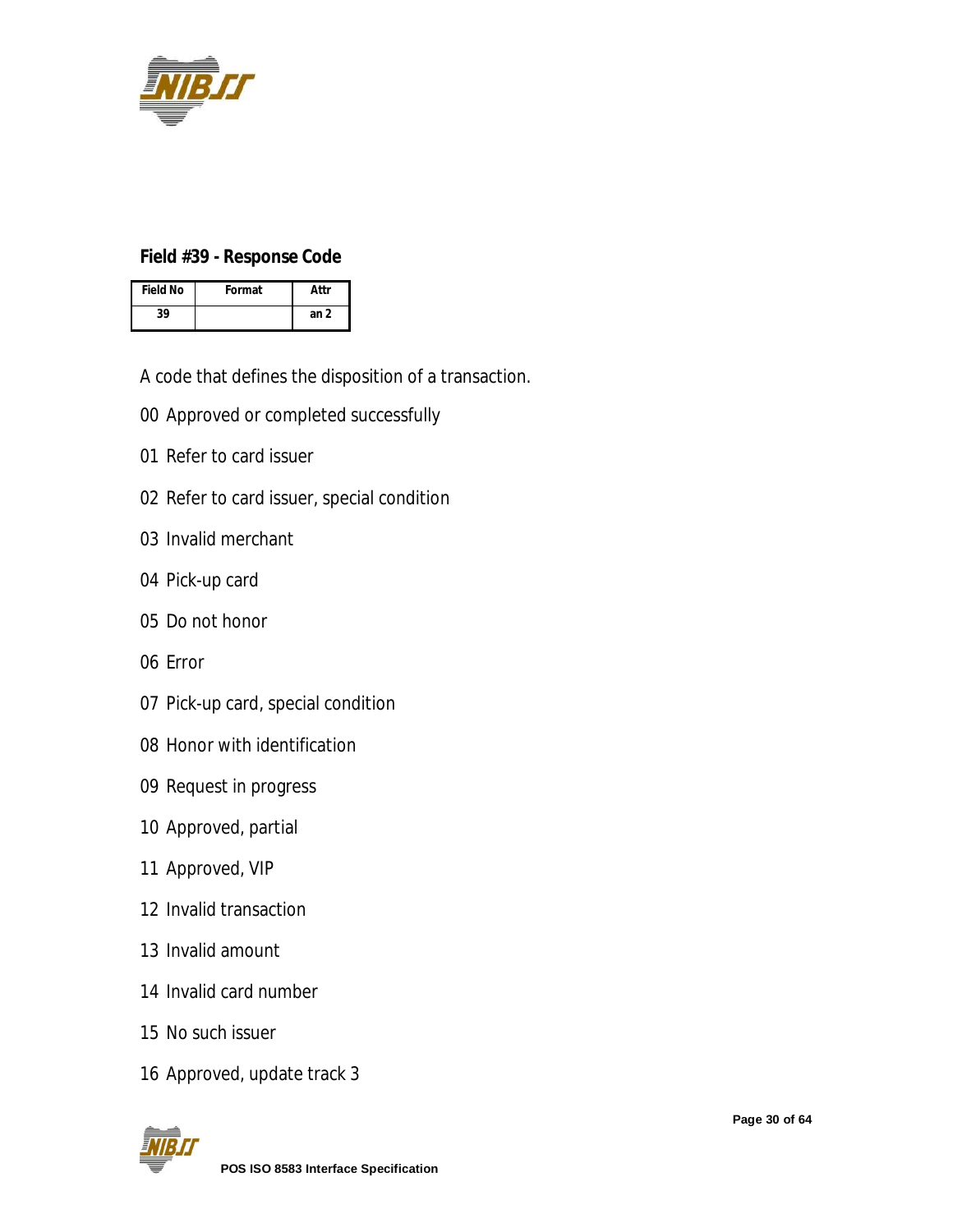### Field #39 - Response Code

| Field No | Format | Attr |
|---|---|---|
| 39 | | an 2 |

A code that defines the disposition of a transaction.

00 Approved or completed successfully

01 Refer to card issuer

02 Refer to card issuer, special condition

03 Invalid merchant

04 Pick-up card

05 Do not honor

06 Error

07 Pick-up card, special condition

08 Honor with identification

09 Request in progress

10 Approved, partial

11 Approved, VIP

12 Invalid transaction

13 Invalid amount

14 Invalid card number

15 No such issuer

16 Approved, update track 3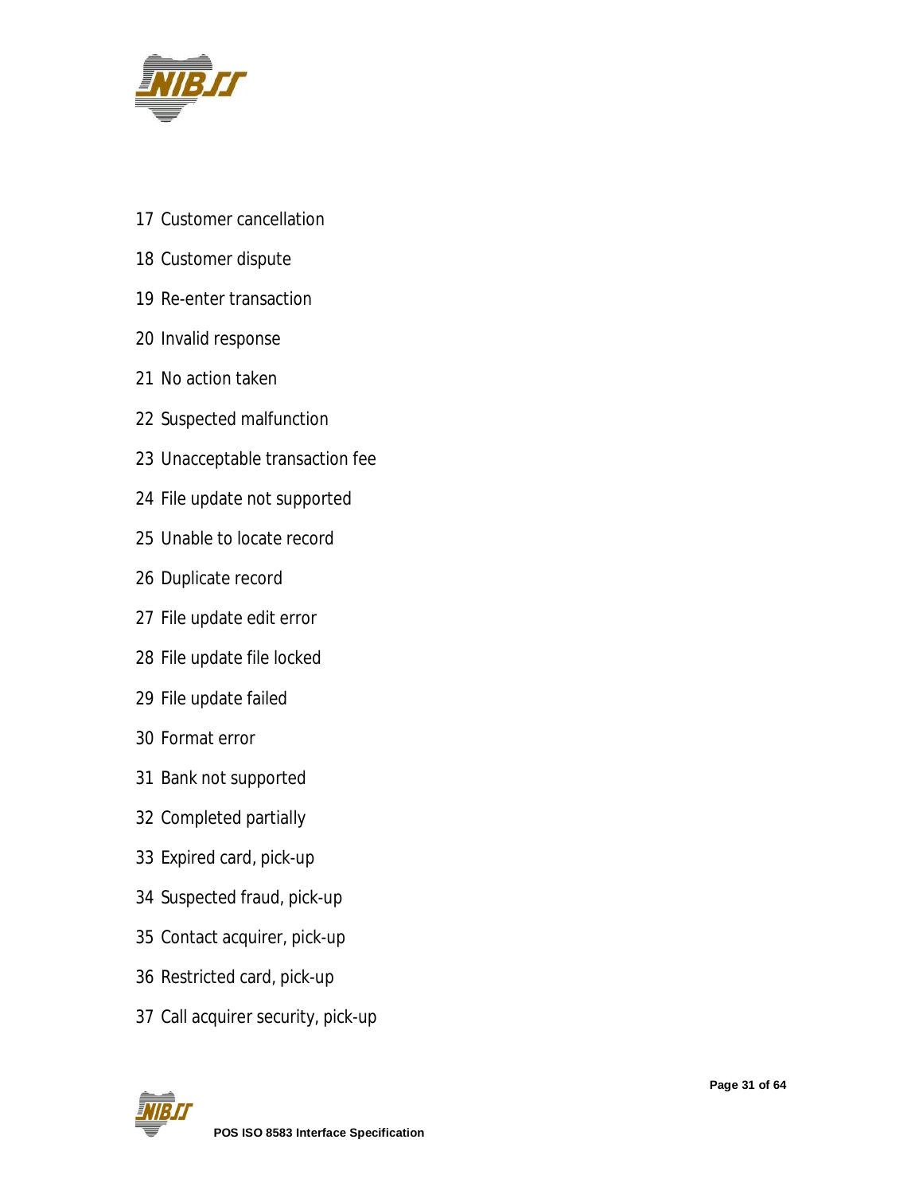17 Customer cancellation

18 Customer dispute

19 Re-enter transaction

20 Invalid response

21 No action taken

22 Suspected malfunction

23 Unacceptable transaction fee

24 File update not supported

25 Unable to locate record

26 Duplicate record

27 File update edit error

28 File update file locked

29 File update failed

30 Format error

31 Bank not supported

32 Completed partially

33 Expired card, pick-up

34 Suspected fraud, pick-up

35 Contact acquirer, pick-up

36 Restricted card, pick-up

37 Call acquirer security, pick-up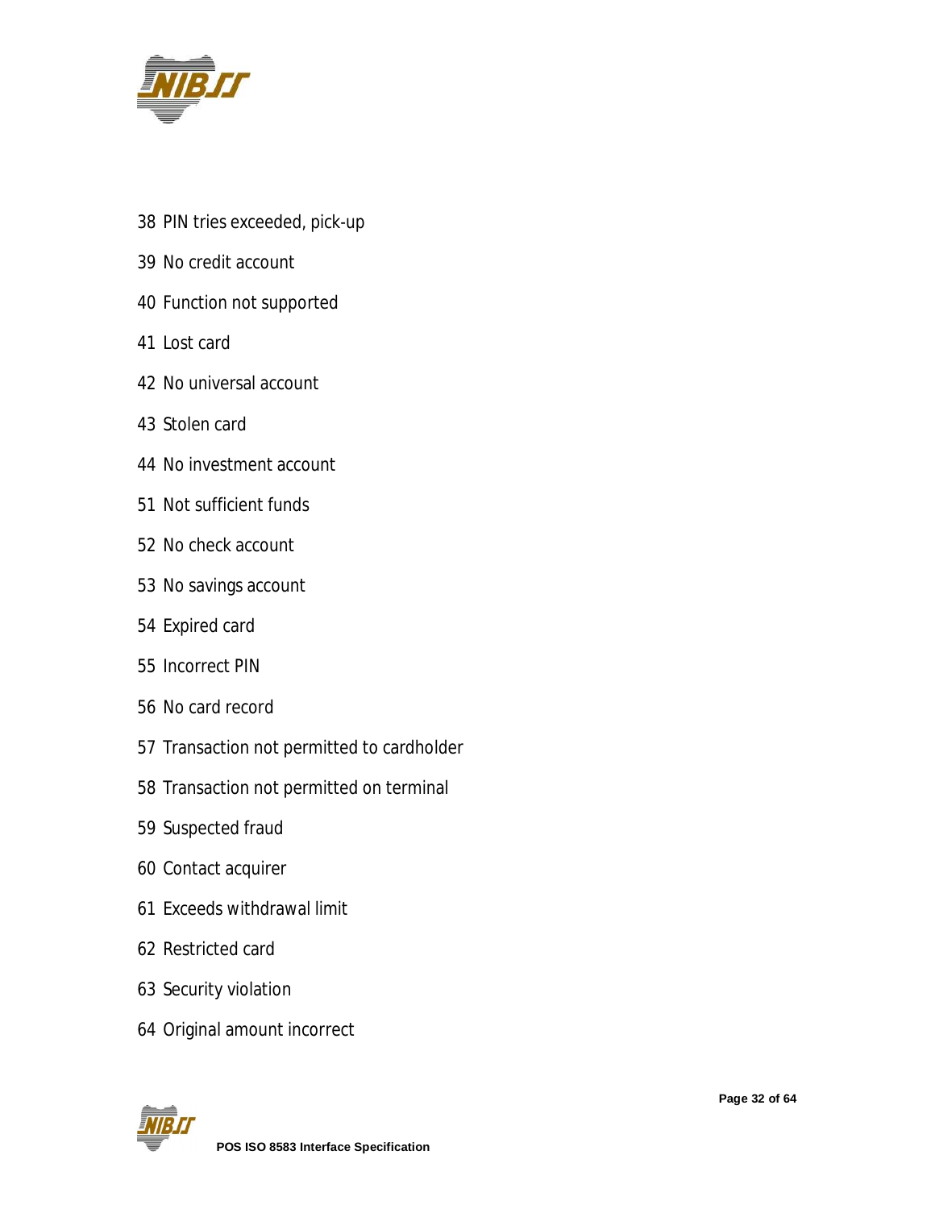38 PIN tries exceeded, pick-up

39 No credit account

40 Function not supported

41 Lost card

42 No universal account

43 Stolen card

44 No investment account

51 Not sufficient funds

52 No check account

53 No savings account

54 Expired card

55 Incorrect PIN

56 No card record

57 Transaction not permitted to cardholder

58 Transaction not permitted on terminal

59 Suspected fraud

60 Contact acquirer

61 Exceeds withdrawal limit

62 Restricted card

63 Security violation

64 Original amount incorrect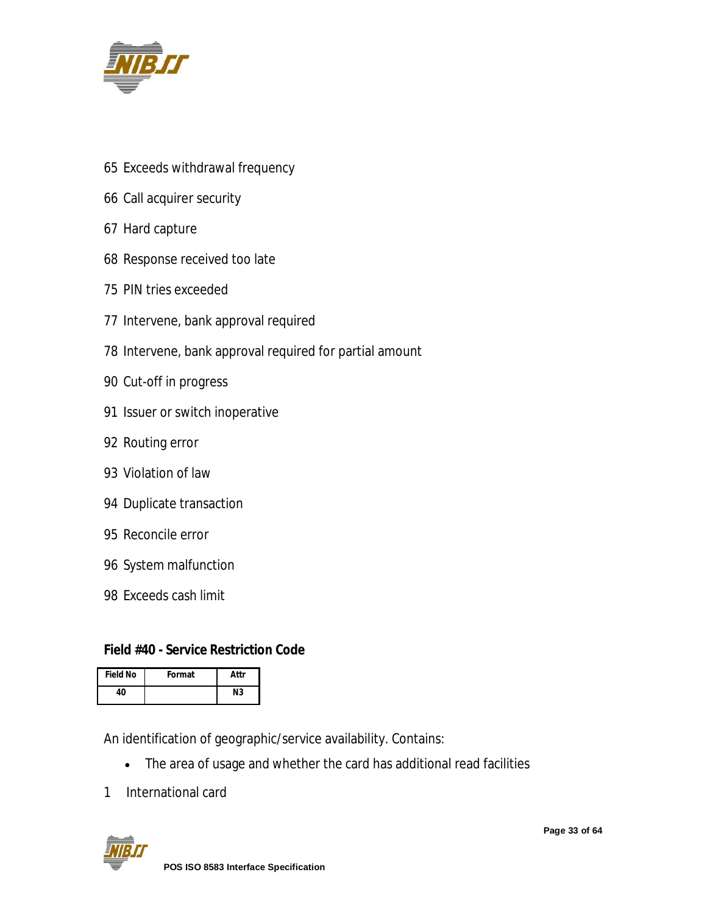65 Exceeds withdrawal frequency

66 Call acquirer security

67 Hard capture

68 Response received too late

75 PIN tries exceeded

77 Intervene, bank approval required

78 Intervene, bank approval required for partial amount

90 Cut-off in progress

91 Issuer or switch inoperative

92 Routing error

93 Violation of law

94 Duplicate transaction

95 Reconcile error

96 System malfunction

98 Exceeds cash limit

### Field #40 - Service Restriction Code

| Field No | Format | Attr |
|---|---|---|
| 40 | | N3 |

An identification of geographic/service availability. Contains:

- The area of usage and whether the card has additional read facilities

1 International card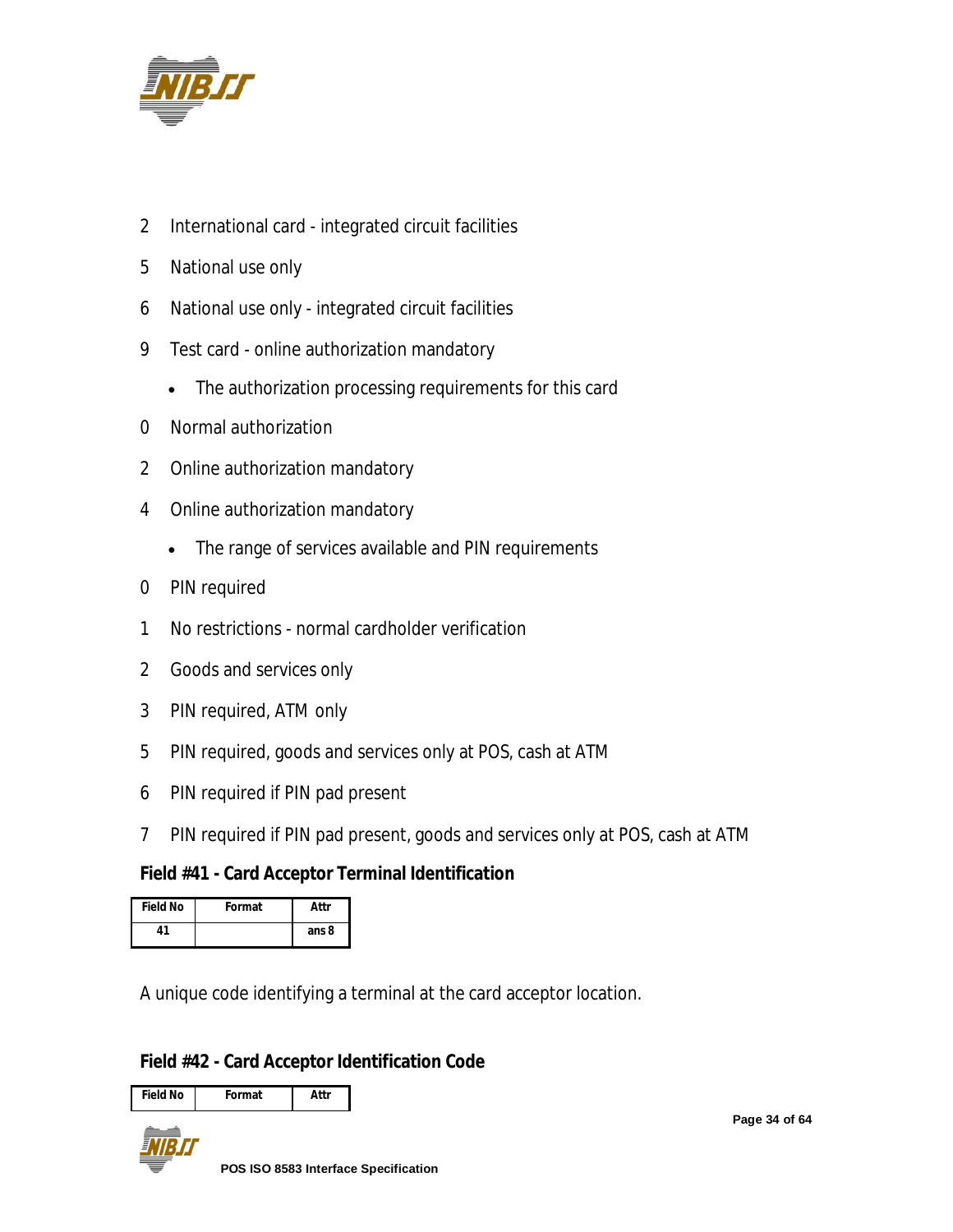2 International card - integrated circuit facilities

5 National use only

6 National use only - integrated circuit facilities

9 Test card - online authorization mandatory

- The authorization processing requirements for this card

0 Normal authorization

2 Online authorization mandatory

4 Online authorization mandatory

- The range of services available and PIN requirements

0 PIN required

1 No restrictions - normal cardholder verification

2 Goods and services only

3 PIN required, ATM only

5 PIN required, goods and services only at POS, cash at ATM

6 PIN required if PIN pad present

7 PIN required if PIN pad present, goods and services only at POS, cash at ATM

### Field #41 - Card Acceptor Terminal Identification

| Field No | Format | Attr |
|---|---|---|
| 41 | | ans 8 |

A unique code identifying a terminal at the card acceptor location.

### Field #42 - Card Acceptor Identification Code

| Field No | Format | Attr |
|---|---|---|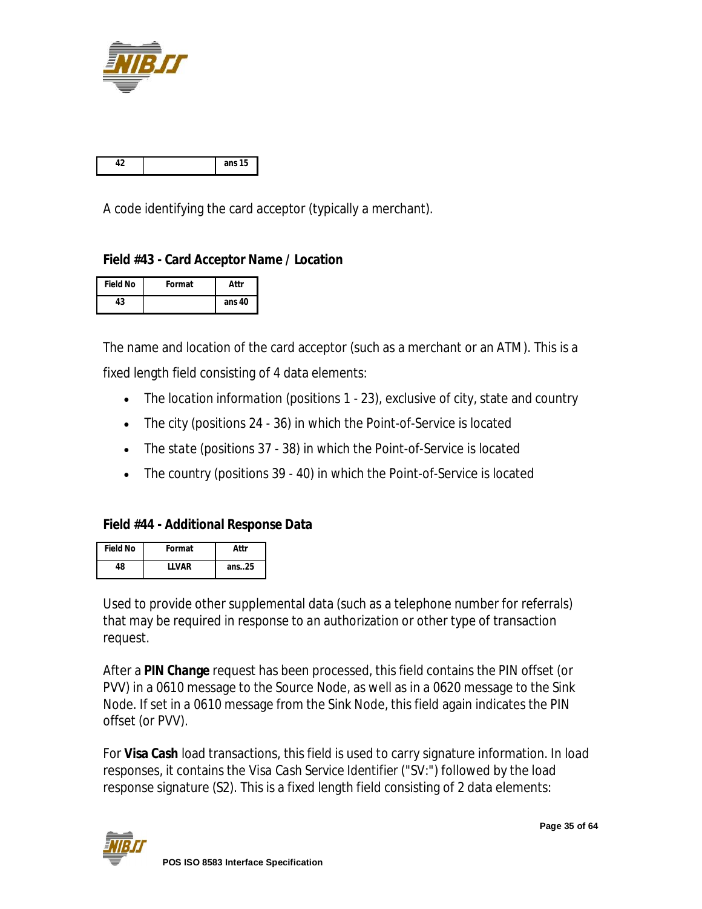| 42 | | ans 15 |
|---|---|---|

A code identifying the card acceptor (typically a merchant).

### Field #43 - Card Acceptor Name / Location

| Field No | Format | Attr |
|---|---|---|
| 43 | | ans 40 |

The name and location of the card acceptor (such as a merchant or an ATM). This is a fixed length field consisting of 4 data elements:

- The location information (positions 1 - 23), exclusive of city, state and country
- The city (positions 24 - 36) in which the Point-of-Service is located
- The state (positions 37 - 38) in which the Point-of-Service is located
- The country (positions 39 - 40) in which the Point-of-Service is located

### Field #44 - Additional Response Data

| Field No | Format | Attr |
|---|---|---|
| 48 | LLVAR | ans..25 |

Used to provide other supplemental data (such as a telephone number for referrals) that may be required in response to an authorization or other type of transaction request.

After a **PIN Change** request has been processed, this field contains the PIN offset (or PVV) in a 0610 message to the Source Node, as well as in a 0620 message to the Sink Node. If set in a 0610 message from the Sink Node, this field again indicates the PIN offset (or PVV).

For **Visa Cash** load transactions, this field is used to carry signature information. In load responses, it contains the Visa Cash Service Identifier ("SV:") followed by the load response signature (S2). This is a fixed length field consisting of 2 data elements: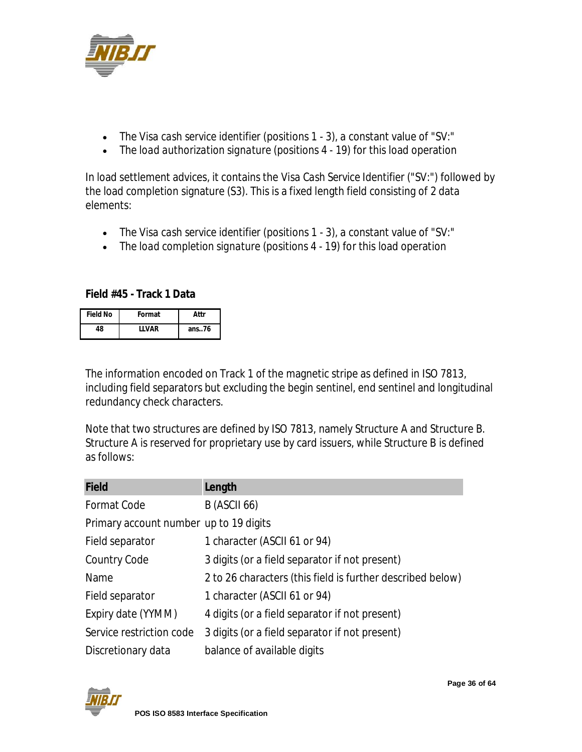- The Visa cash service identifier (positions 1 - 3), a constant value of "SV:"
- The load authorization signature (positions 4 - 19) for this load operation

In load settlement advices, it contains the Visa Cash Service Identifier ("SV:") followed by the load completion signature (S3). This is a fixed length field consisting of 2 data elements:

- The Visa cash service identifier (positions 1 - 3), a constant value of "SV:"
- The load completion signature (positions 4 - 19) for this load operation

**Field #45 - Track 1 Data**

| Field No | Format | Attr |
|---|---|---|
| 48 | LLVAR | ans..76 |

The information encoded on Track 1 of the magnetic stripe as defined in ISO 7813, including field separators but excluding the begin sentinel, end sentinel and longitudinal redundancy check characters.

Note that two structures are defined by ISO 7813, namely Structure A and Structure B. Structure A is reserved for proprietary use by card issuers, while Structure B is defined as follows:

| Field | Length |
|---|---|
| Format Code | B (ASCII 66) |
| Primary account number | up to 19 digits |
| Field separator | 1 character (ASCII 61 or 94) |
| Country Code | 3 digits (or a field separator if not present) |
| Name | 2 to 26 characters (this field is further described below) |
| Field separator | 1 character (ASCII 61 or 94) |
| Expiry date (YYMM) | 4 digits (or a field separator if not present) |
| Service restriction code | 3 digits (or a field separator if not present) |
| Discretionary data | balance of available digits |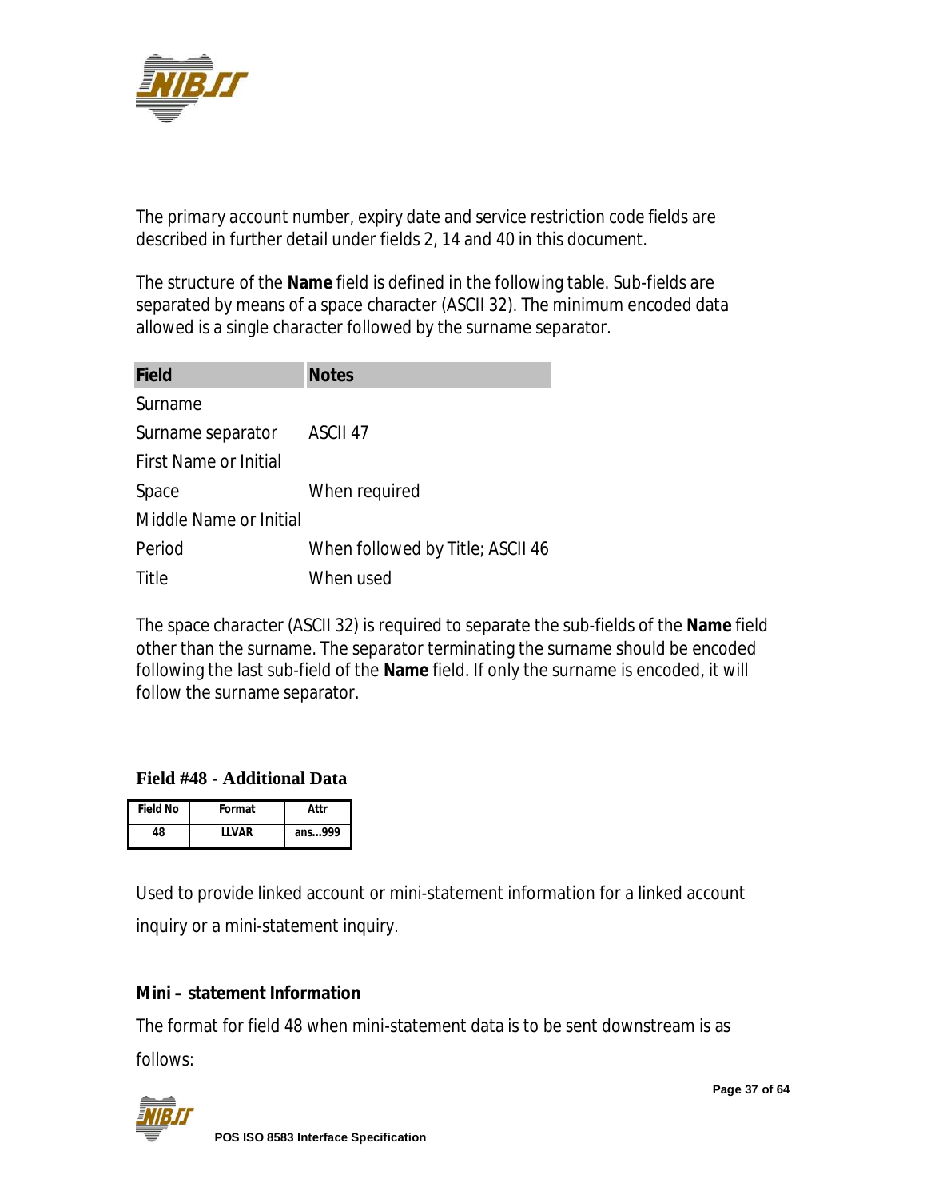The primary account number, expiry date and service restriction code fields are described in further detail under fields 2, 14 and 40 in this document.

The structure of the **Name** field is defined in the following table. Sub-fields are separated by means of a space character (ASCII 32). The minimum encoded data allowed is a single character followed by the surname separator.

| Field | Notes |
|---|---|
| Surname | |
| Surname separator | ASCII 47 |
| First Name or Initial | |
| Space | When required |
| Middle Name or Initial | |
| Period | When followed by Title; ASCII 46 |
| Title | When used |

The space character (ASCII 32) is required to separate the sub-fields of the **Name** field other than the surname. The separator terminating the surname should be encoded following the last sub-field of the **Name** field. If only the surname is encoded, it will follow the surname separator.

### Field #48 - Additional Data

| Field No | Format | Attr |
|---|---|---|
| 48 | LLVAR | ans...999 |

Used to provide linked account or mini-statement information for a linked account inquiry or a mini-statement inquiry.

**Mini – statement Information**

The format for field 48 when mini-statement data is to be sent downstream is as follows: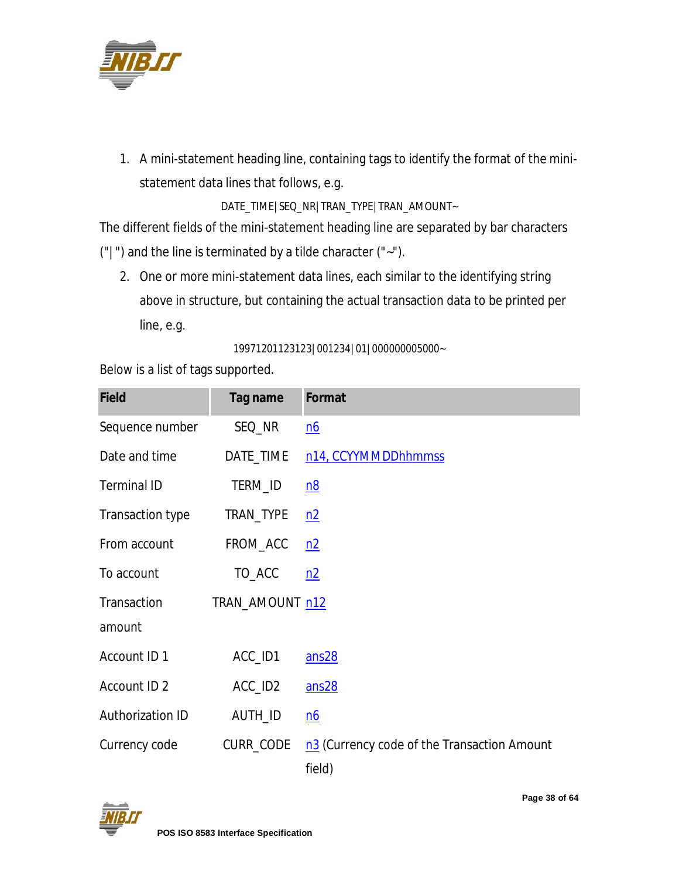1. A mini-statement heading line, containing tags to identify the format of the mini-statement data lines that follows, e.g.

DATE_TIME|SEQ_NR|TRAN_TYPE|TRAN_AMOUNT~

The different fields of the mini-statement heading line are separated by bar characters ("|") and the line is terminated by a tilde character ("~").

2. One or more mini-statement data lines, each similar to the identifying string above in structure, but containing the actual transaction data to be printed per line, e.g.

19971201123123|001234|01|000000005000~

Below is a list of tags supported.

| Field | Tag name | Format |
|---|---|---|
| Sequence number | SEQ_NR | n6 |
| Date and time | DATE_TIME | n14, CCYYMMDDhhmmss |
| Terminal ID | TERM_ID | n8 |
| Transaction type | TRAN_TYPE | n2 |
| From account | FROM_ACC | n2 |
| To account | TO_ACC | n2 |
| Transaction amount | TRAN_AMOUNT | n12 |
| Account ID 1 | ACC_ID1 | ans28 |
| Account ID 2 | ACC_ID2 | ans28 |
| Authorization ID | AUTH_ID | n6 |
| Currency code | CURR_CODE | n3 (Currency code of the Transaction Amount field) |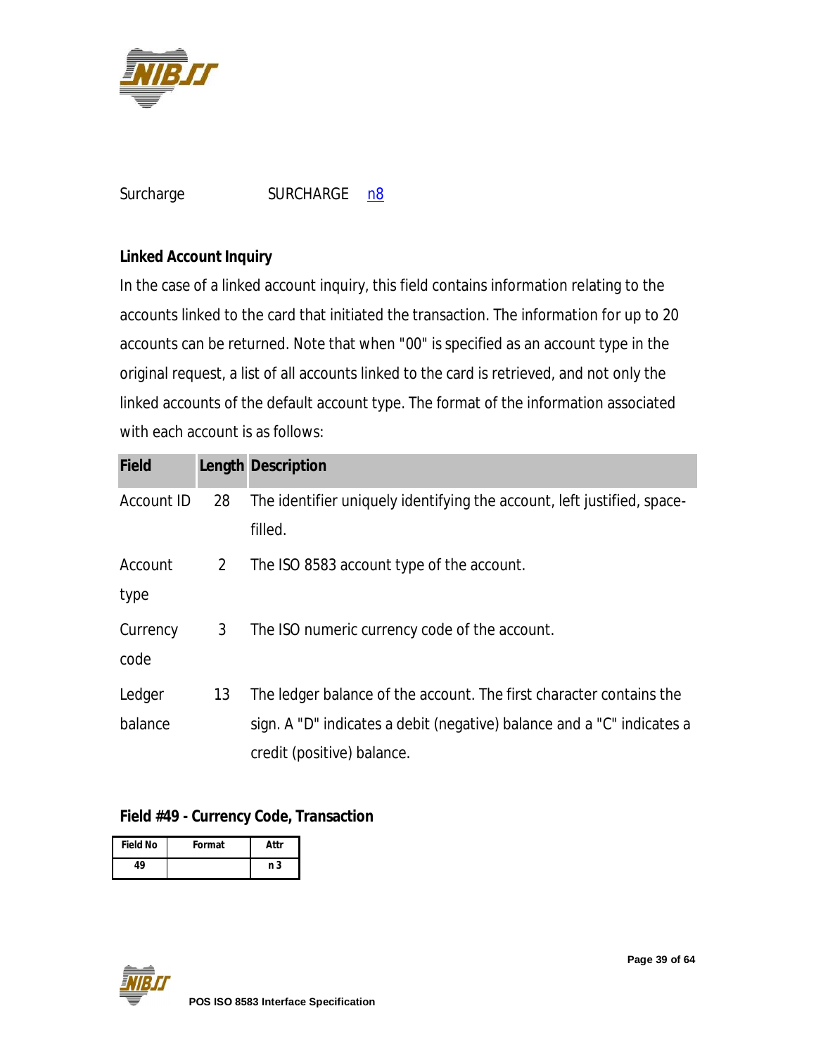Surcharge SURCHARGE n8

**Linked Account Inquiry**

In the case of a linked account inquiry, this field contains information relating to the accounts linked to the card that initiated the transaction. The information for up to 20 accounts can be returned. Note that when "00" is specified as an account type in the original request, a list of all accounts linked to the card is retrieved, and not only the linked accounts of the default account type. The format of the information associated with each account is as follows:

| Field | Length | Description |
|---|---|---|
| Account ID | 28 | The identifier uniquely identifying the account, left justified, space-filled. |
| Account type | 2 | The ISO 8583 account type of the account. |
| Currency code | 3 | The ISO numeric currency code of the account. |
| Ledger balance | 13 | The ledger balance of the account. The first character contains the sign. A "D" indicates a debit (negative) balance and a "C" indicates a credit (positive) balance. |

**Field #49 - Currency Code, Transaction**

| Field No | Format | Attr |
|---|---|---|
| 49 | | n 3 |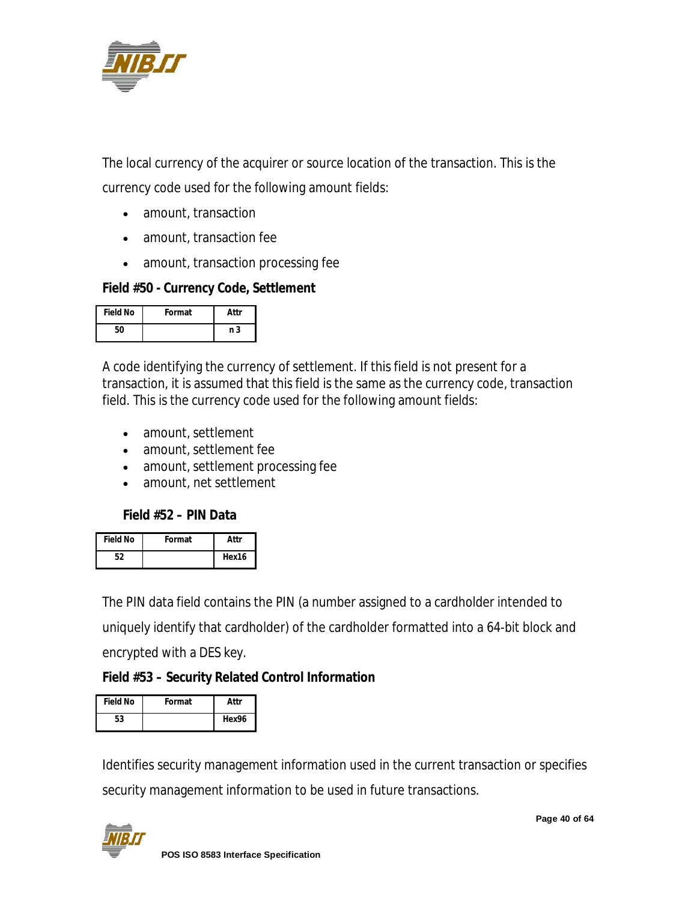The local currency of the acquirer or source location of the transaction. This is the currency code used for the following amount fields:

- amount, transaction
- amount, transaction fee
- amount, transaction processing fee

**Field #50 - Currency Code, Settlement**

| Field No | Format | Attr |
|---|---|---|
| 50 | | n 3 |

A code identifying the currency of settlement. If this field is not present for a transaction, it is assumed that this field is the same as the currency code, transaction field. This is the currency code used for the following amount fields:

- amount, settlement
- amount, settlement fee
- amount, settlement processing fee
- amount, net settlement

**Field #52 – PIN Data**

| Field No | Format | Attr |
|---|---|---|
| 52 | | Hex16 |

The PIN data field contains the PIN (a number assigned to a cardholder intended to uniquely identify that cardholder) of the cardholder formatted into a 64-bit block and encrypted with a DES key.

**Field #53 – Security Related Control Information**

| Field No | Format | Attr |
|---|---|---|
| 53 | | Hex96 |

Identifies security management information used in the current transaction or specifies security management information to be used in future transactions.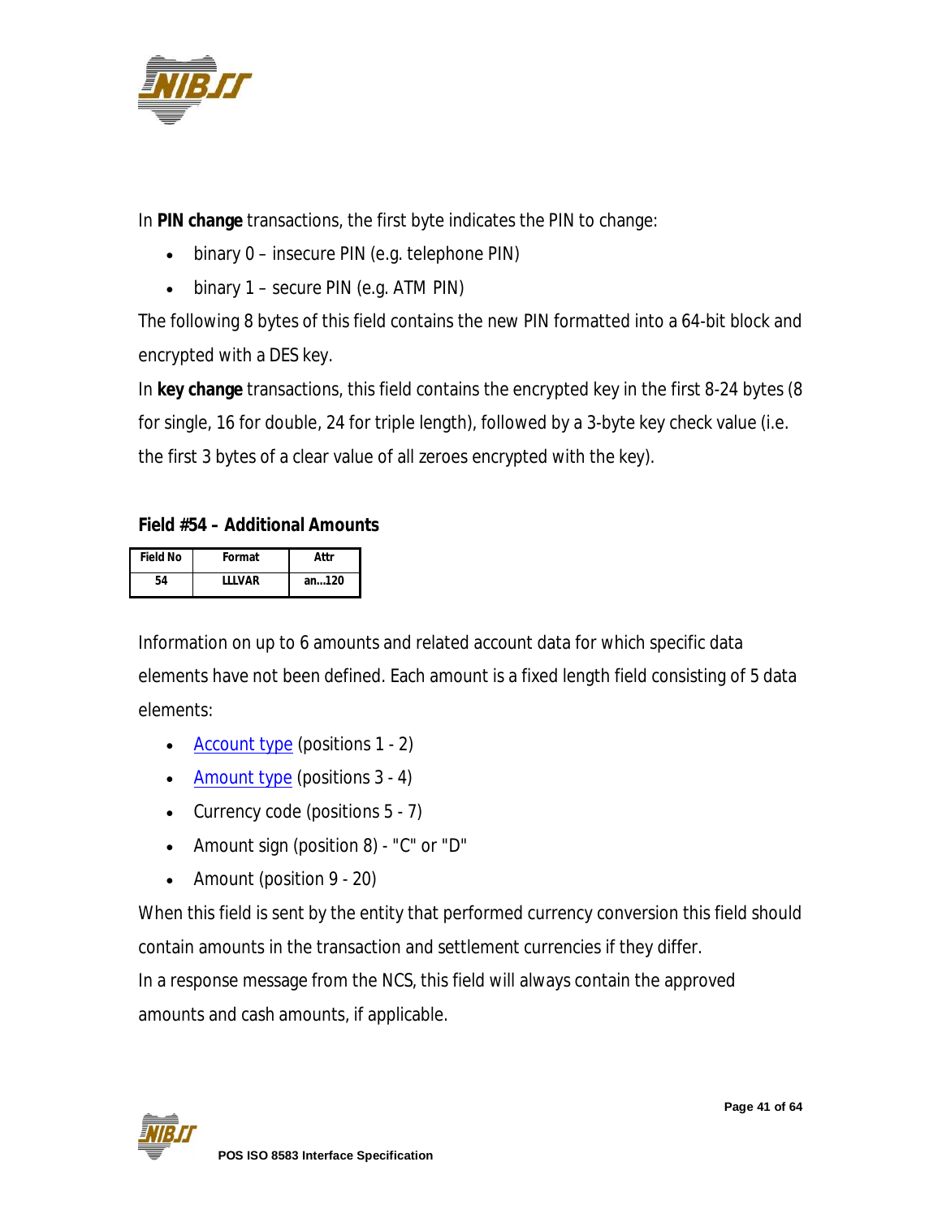In **PIN change** transactions, the first byte indicates the PIN to change:

- binary 0 – insecure PIN (e.g. telephone PIN)
- binary 1 – secure PIN (e.g. ATM PIN)

The following 8 bytes of this field contains the new PIN formatted into a 64-bit block and encrypted with a DES key.

In **key change** transactions, this field contains the encrypted key in the first 8-24 bytes (8 for single, 16 for double, 24 for triple length), followed by a 3-byte key check value (i.e. the first 3 bytes of a clear value of all zeroes encrypted with the key).

### Field #54 – Additional Amounts

| Field No | Format | Attr |
|---|---|---|
| 54 | LLLVAR | an...120 |

Information on up to 6 amounts and related account data for which specific data elements have not been defined. Each amount is a fixed length field consisting of 5 data elements:

- Account type (positions 1 - 2)
- Amount type (positions 3 - 4)
- Currency code (positions 5 - 7)
- Amount sign (position 8) - "C" or "D"
- Amount (position 9 - 20)

When this field is sent by the entity that performed currency conversion this field should contain amounts in the transaction and settlement currencies if they differ.

In a response message from the NCS, this field will always contain the approved amounts and cash amounts, if applicable.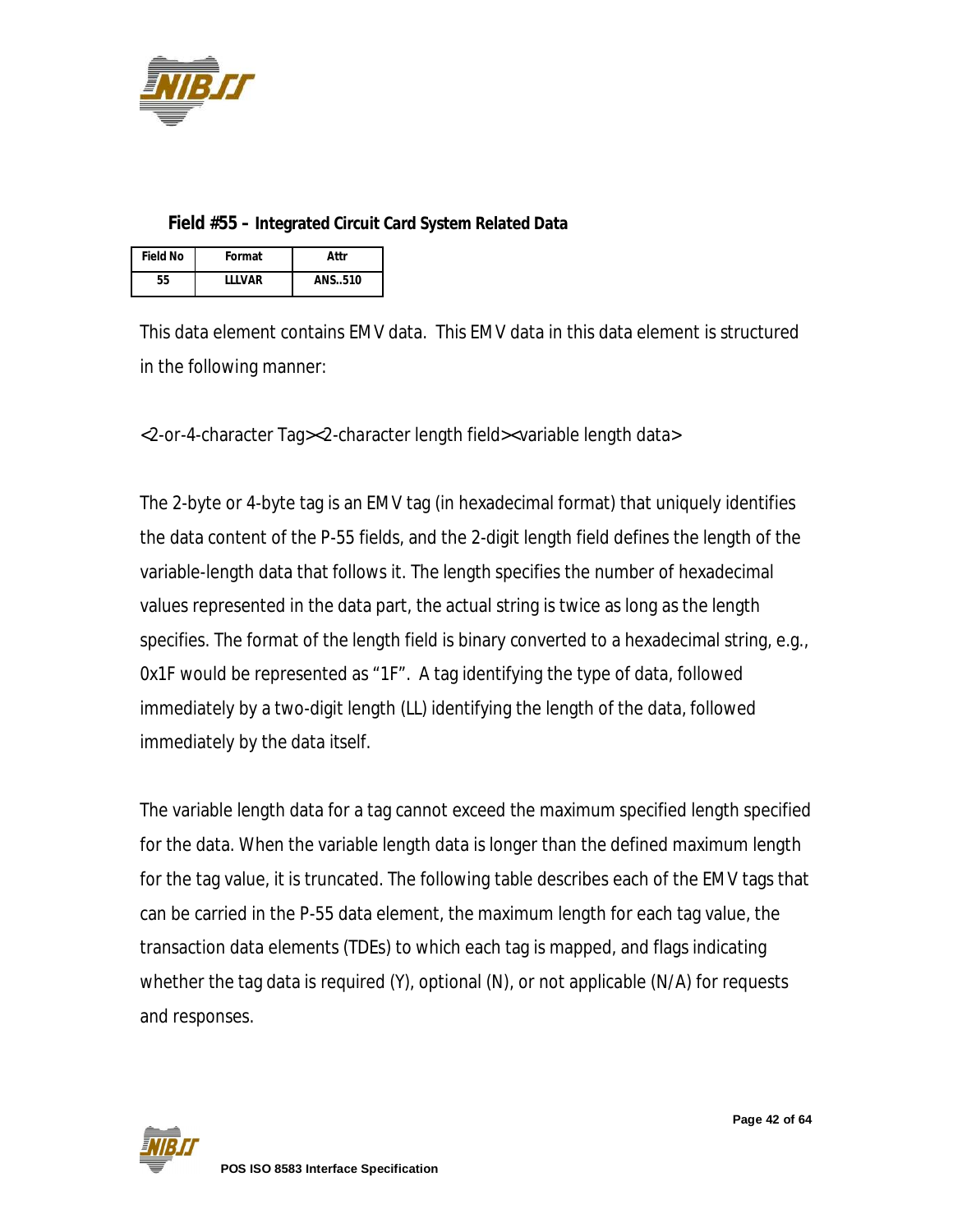### Field #55 – Integrated Circuit Card System Related Data

| Field No | Format | Attr |
|---|---|---|
| 55 | LLLVAR | ANS..510 |

This data element contains EMV data. This EMV data in this data element is structured in the following manner:

<2-or-4-character Tag><2-character length field><variable length data>

The 2-byte or 4-byte tag is an EMV tag (in hexadecimal format) that uniquely identifies the data content of the P-55 fields, and the 2-digit length field defines the length of the variable-length data that follows it. The length specifies the number of hexadecimal values represented in the data part, the actual string is twice as long as the length specifies. The format of the length field is binary converted to a hexadecimal string, e.g., 0x1F would be represented as "1F". A tag identifying the type of data, followed immediately by a two-digit length (LL) identifying the length of the data, followed immediately by the data itself.

The variable length data for a tag cannot exceed the maximum specified length specified for the data. When the variable length data is longer than the defined maximum length for the tag value, it is truncated. The following table describes each of the EMV tags that can be carried in the P-55 data element, the maximum length for each tag value, the transaction data elements (TDEs) to which each tag is mapped, and flags indicating whether the tag data is required (Y), optional (N), or not applicable (N/A) for requests and responses.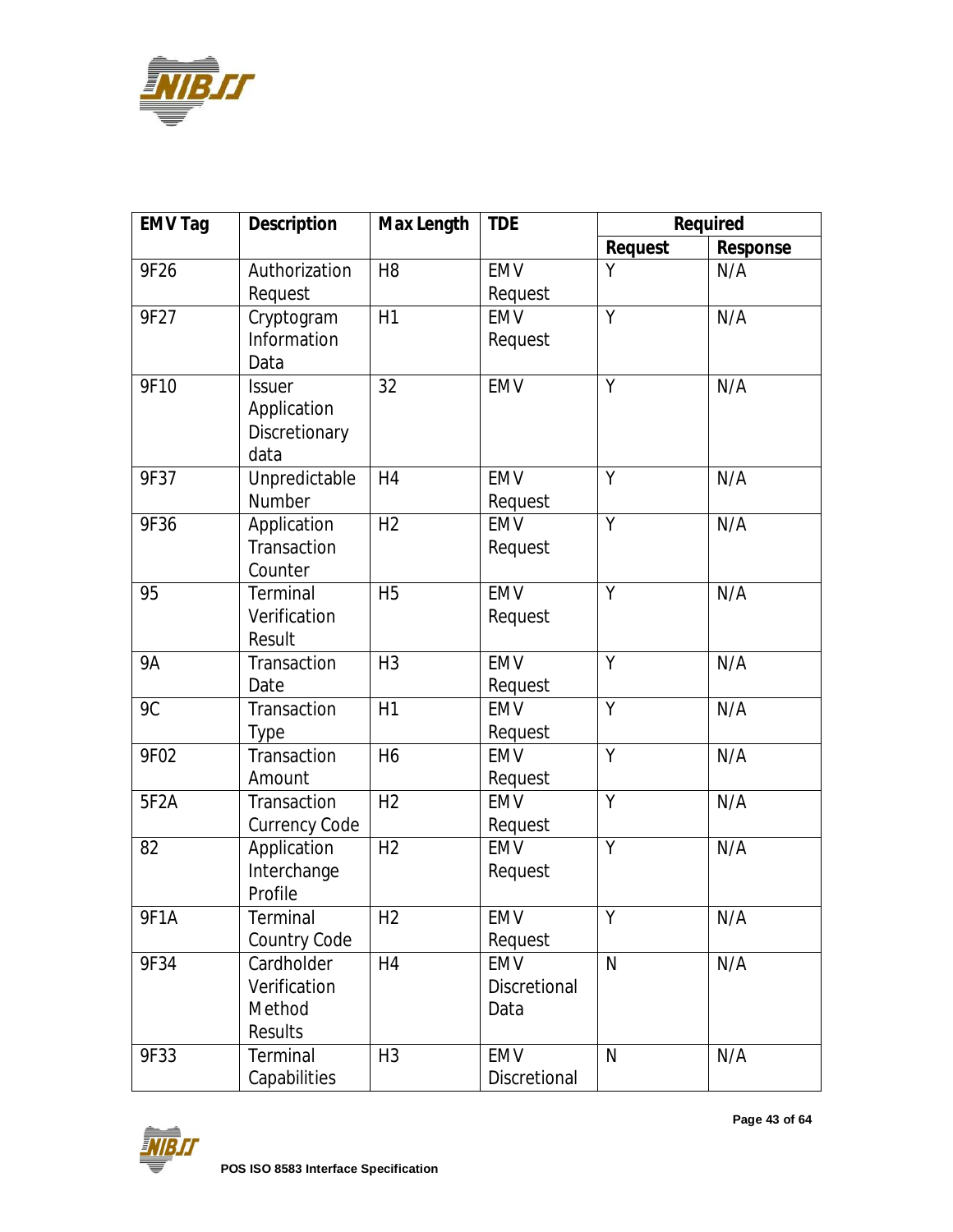| EMV Tag | Description | Max Length | TDE | Required | |
|---|---|---|---|---|---|
| | | | | Request | Response |
| 9F26 | Authorization Request | H8 | EMV Request | Y | N/A |
| 9F27 | Cryptogram Information Data | H1 | EMV Request | Y | N/A |
| 9F10 | Issuer Application Discretionary data | 32 | EMV | Y | N/A |
| 9F37 | Unpredictable Number | H4 | EMV Request | Y | N/A |
| 9F36 | Application Transaction Counter | H2 | EMV Request | Y | N/A |
| 95 | Terminal Verification Result | H5 | EMV Request | Y | N/A |
| 9A | Transaction Date | H3 | EMV Request | Y | N/A |
| 9C | Transaction Type | H1 | EMV Request | Y | N/A |
| 9F02 | Transaction Amount | H6 | EMV Request | Y | N/A |
| 5F2A | Transaction Currency Code | H2 | EMV Request | Y | N/A |
| 82 | Application Interchange Profile | H2 | EMV Request | Y | N/A |
| 9F1A | Terminal Country Code | H2 | EMV Request | Y | N/A |
| 9F34 | Cardholder Verification Method Results | H4 | EMV Discretional Data | N | N/A |
| 9F33 | Terminal Capabilities | H3 | EMV Discretional | N | N/A |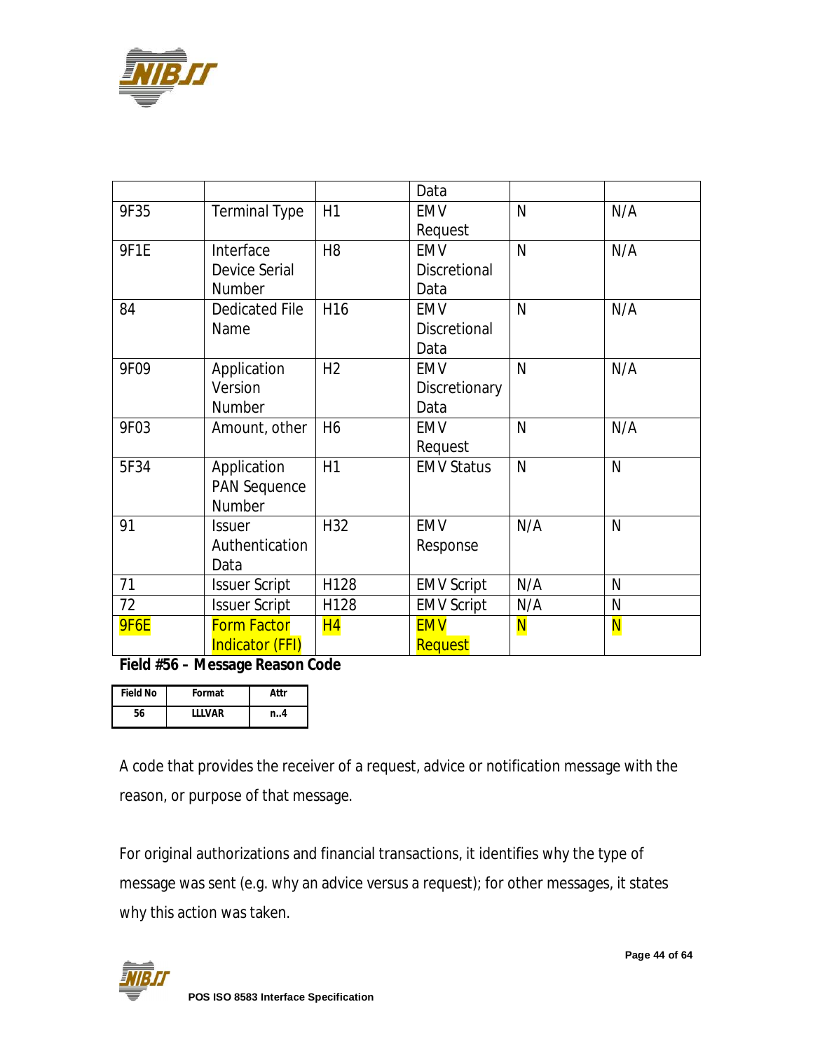| | | | Data | | |
|---|---|---|---|---|---|
| 9F35 | Terminal Type | H1 | EMV Request | N | N/A |
| 9F1E | Interface Device Serial Number | H8 | EMV Discretional Data | N | N/A |
| 84 | Dedicated File Name | H16 | EMV Discretional Data | N | N/A |
| 9F09 | Application Version Number | H2 | EMV Discretionary Data | N | N/A |
| 9F03 | Amount, other | H6 | EMV Request | N | N/A |
| 5F34 | Application PAN Sequence Number | H1 | EMV Status | N | N |
| 91 | Issuer Authentication Data | H32 | EMV Response | N/A | N |
| 71 | Issuer Script | H128 | EMV Script | N/A | N |
| 72 | Issuer Script | H128 | EMV Script | N/A | N |
| 9F6E | Form Factor Indicator (FFI) | H4 | EMV Request | N | N |

**Field #56 – Message Reason Code**

| Field No | Format | Attr |
|---|---|---|
| 56 | LLLVAR | n..4 |

A code that provides the receiver of a request, advice or notification message with the reason, or purpose of that message.

For original authorizations and financial transactions, it identifies why the type of message was sent (e.g. why an advice versus a request); for other messages, it states why this action was taken.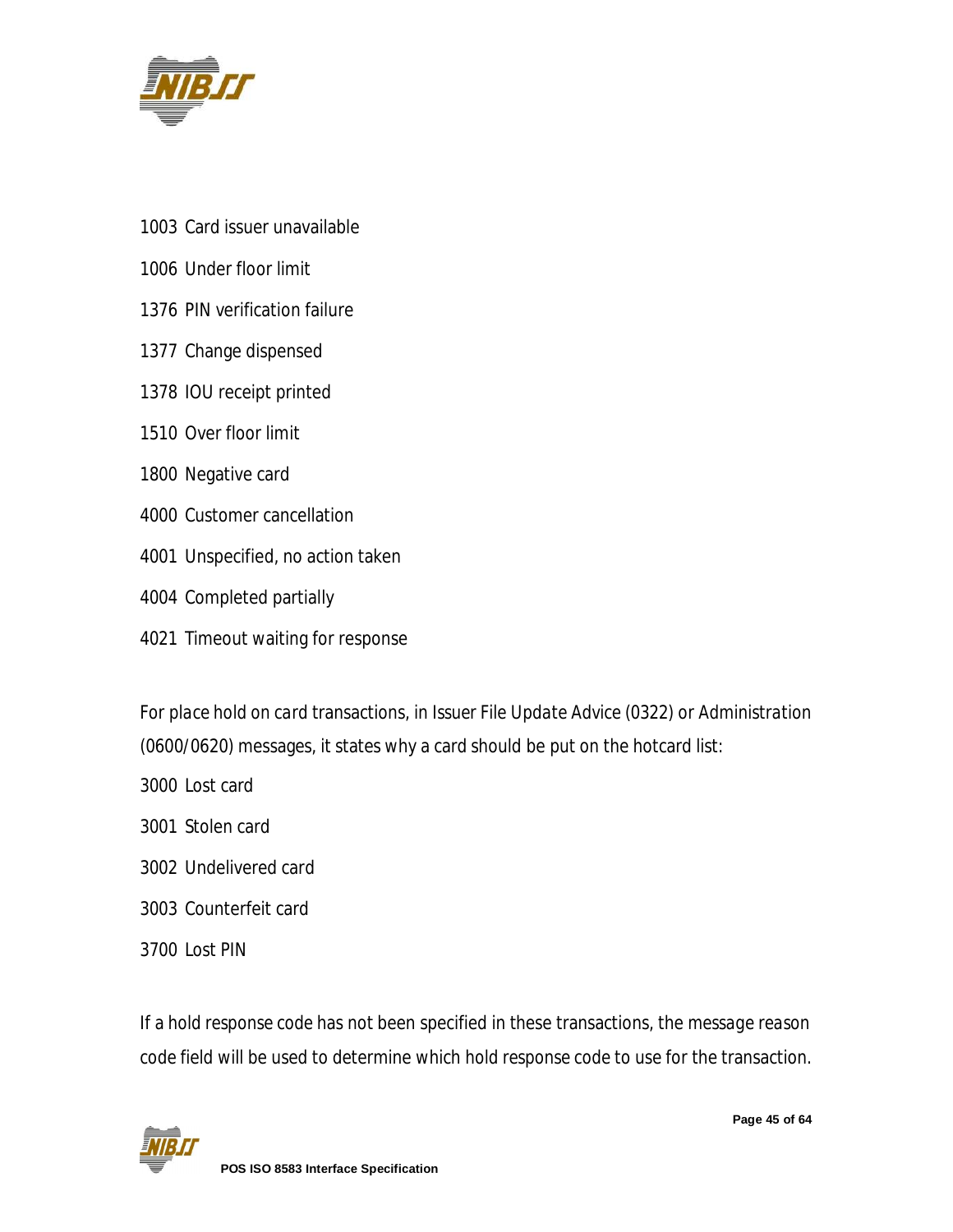1003 Card issuer unavailable

1006 Under floor limit

1376 PIN verification failure

1377 Change dispensed

1378 IOU receipt printed

1510 Over floor limit

1800 Negative card

4000 Customer cancellation

4001 Unspecified, no action taken

4004 Completed partially

4021 Timeout waiting for response

For place hold on card transactions, in Issuer File Update Advice (0322) or Administration (0600/0620) messages, it states why a card should be put on the hotcard list:

3000 Lost card

3001 Stolen card

3002 Undelivered card

3003 Counterfeit card

3700 Lost PIN

If a hold response code has not been specified in these transactions, the message reason code field will be used to determine which hold response code to use for the transaction.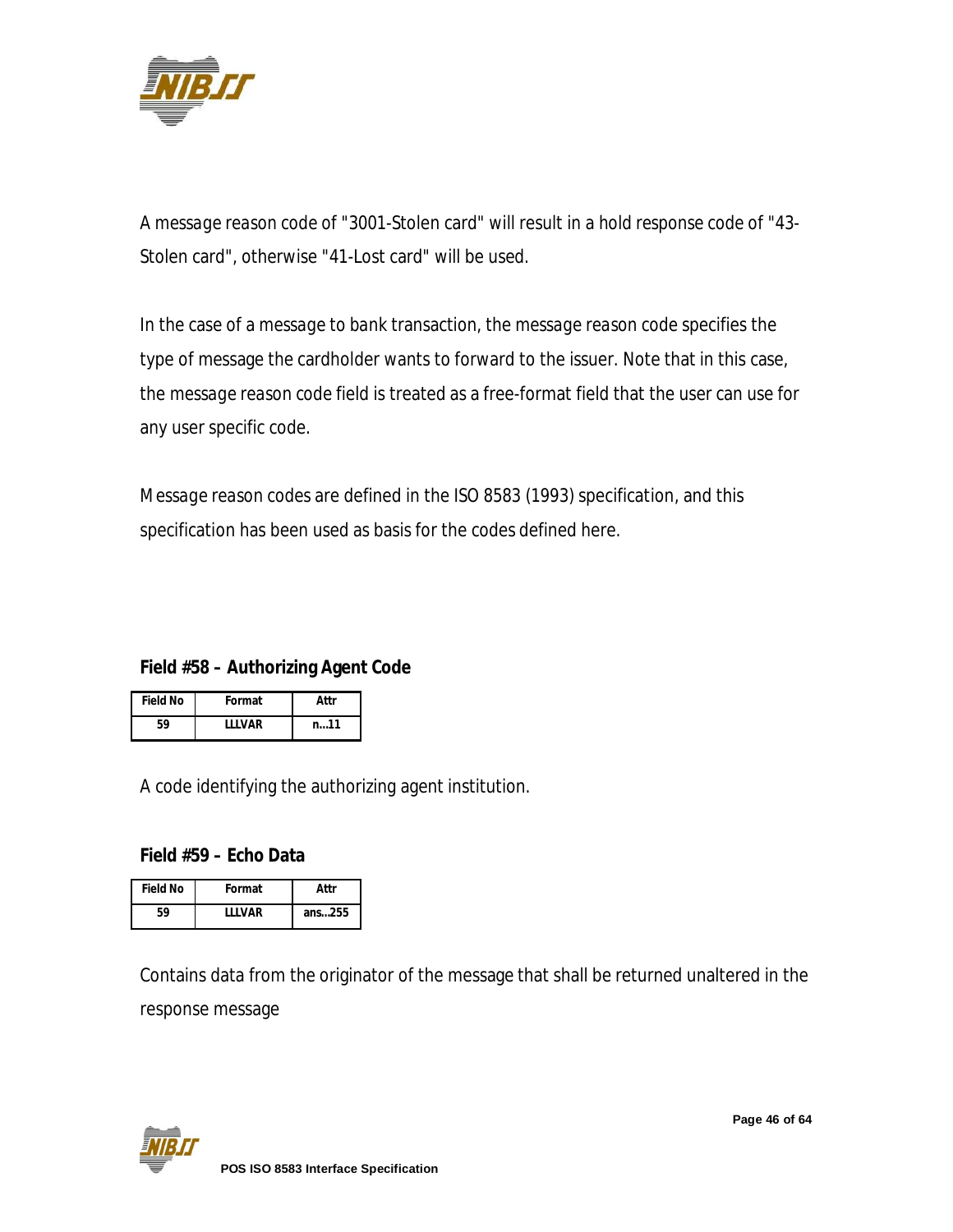A message reason code of "3001-Stolen card" will result in a hold response code of "43-Stolen card", otherwise "41-Lost card" will be used.

In the case of a message to bank transaction, the message reason code specifies the type of message the cardholder wants to forward to the issuer. Note that in this case, the message reason code field is treated as a free-format field that the user can use for any user specific code.

Message reason codes are defined in the ISO 8583 (1993) specification, and this specification has been used as basis for the codes defined here.

### Field #58 – Authorizing Agent Code

| Field No | Format | Attr |
|---|---|---|
| 59 | LLLVAR | n...11 |

A code identifying the authorizing agent institution.

### Field #59 – Echo Data

| Field No | Format | Attr |
|---|---|---|
| 59 | LLLVAR | ans...255 |

Contains data from the originator of the message that shall be returned unaltered in the response message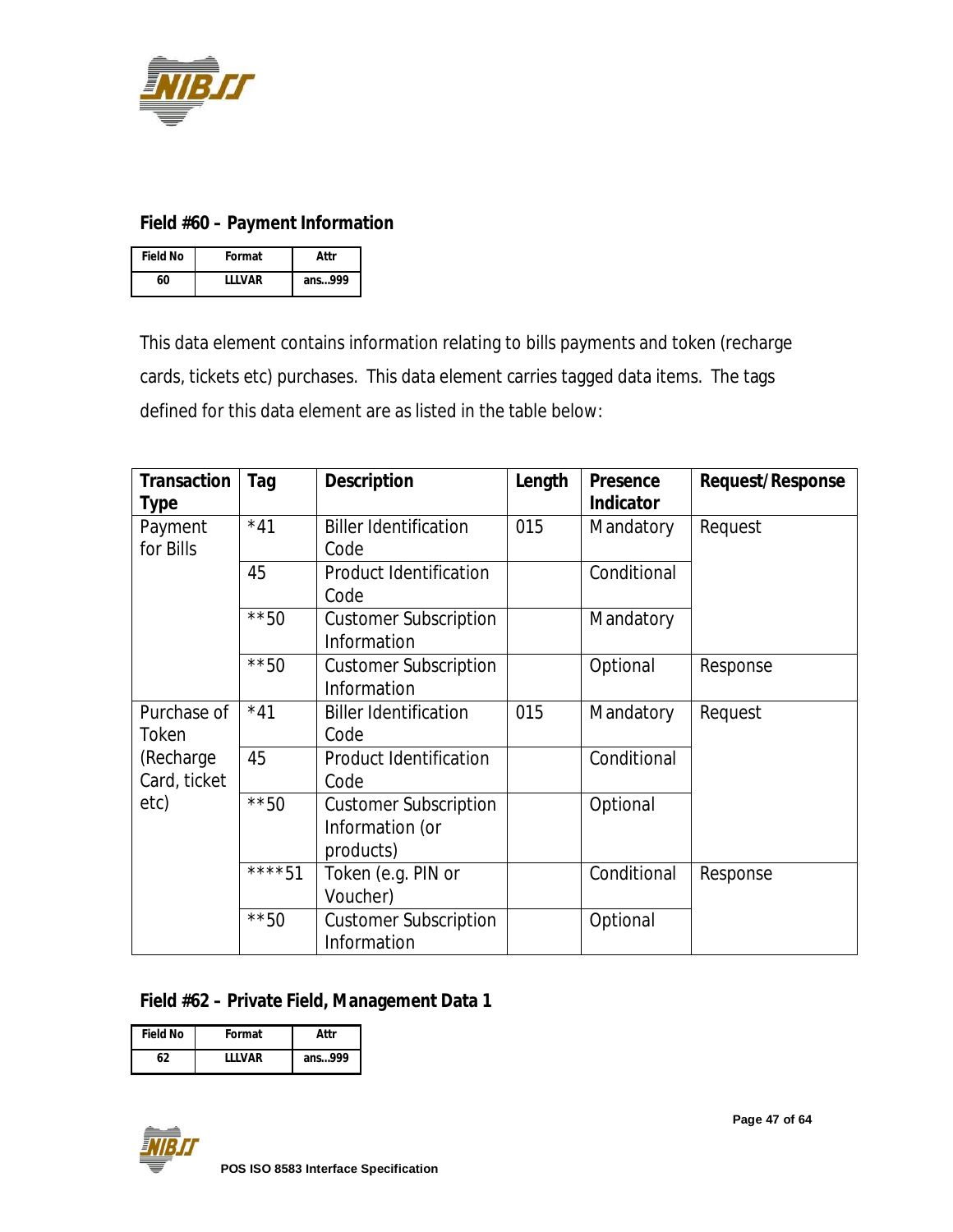## Field #60 – Payment Information

| Field No | Format | Attr |
|---|---|---|
| 60 | LLLVAR | ans...999 |

This data element contains information relating to bills payments and token (recharge cards, tickets etc) purchases. This data element carries tagged data items. The tags defined for this data element are as listed in the table below:

| Transaction Type | Tag | Description | Length | Presence Indicator | Request/Response |
|---|---|---|---|---|---|
| Payment for Bills | *41 | Biller Identification Code | 015 | Mandatory | Request |
| | 45 | Product Identification Code | | Conditional | |
| | **50 | Customer Subscription Information | | Mandatory | |
| | **50 | Customer Subscription Information | | Optional | Response |
| Purchase of Token (Recharge Card, ticket etc) | *41 | Biller Identification Code | 015 | Mandatory | Request |
| | 45 | Product Identification Code | | Conditional | |
| | **50 | Customer Subscription Information (or products) | | Optional | |
| | ****51 | Token (e.g. PIN or Voucher) | | Conditional | Response |
| | **50 | Customer Subscription Information | | Optional | |

## Field #62 – Private Field, Management Data 1

| Field No | Format | Attr |
|---|---|---|
| 62 | LLLVAR | ans...999 |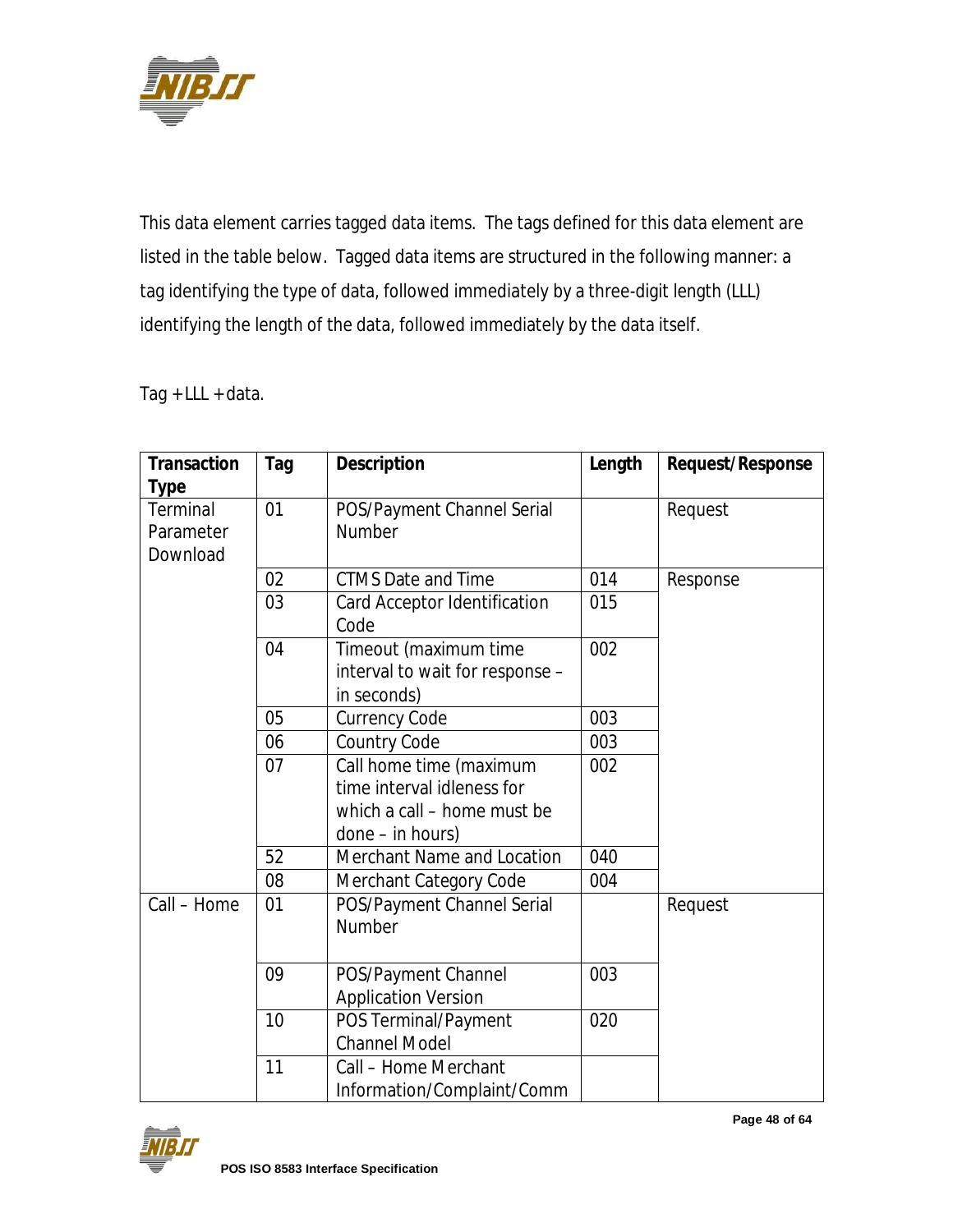This data element carries tagged data items. The tags defined for this data element are listed in the table below. Tagged data items are structured in the following manner: a tag identifying the type of data, followed immediately by a three-digit length (LLL) identifying the length of the data, followed immediately by the data itself.

Tag + LLL + data.

| Transaction Type | Tag | Description | Length | Request/Response |
|---|---|---|---|---|
| Terminal Parameter Download | 01 | POS/Payment Channel Serial Number | | Request |
| | 02 | CTMS Date and Time | 014 | Response |
| | 03 | Card Acceptor Identification Code | 015 | |
| | 04 | Timeout (maximum time interval to wait for response – in seconds) | 002 | |
| | 05 | Currency Code | 003 | |
| | 06 | Country Code | 003 | |
| | 07 | Call home time (maximum time interval idleness for which a call – home must be done – in hours) | 002 | |
| | 52 | Merchant Name and Location | 040 | |
| | 08 | Merchant Category Code | 004 | |
| Call – Home | 01 | POS/Payment Channel Serial Number | | Request |
| | 09 | POS/Payment Channel Application Version | 003 | |
| | 10 | POS Terminal/Payment Channel Model | 020 | |
| | 11 | Call – Home Merchant Information/Complaint/Comm | | |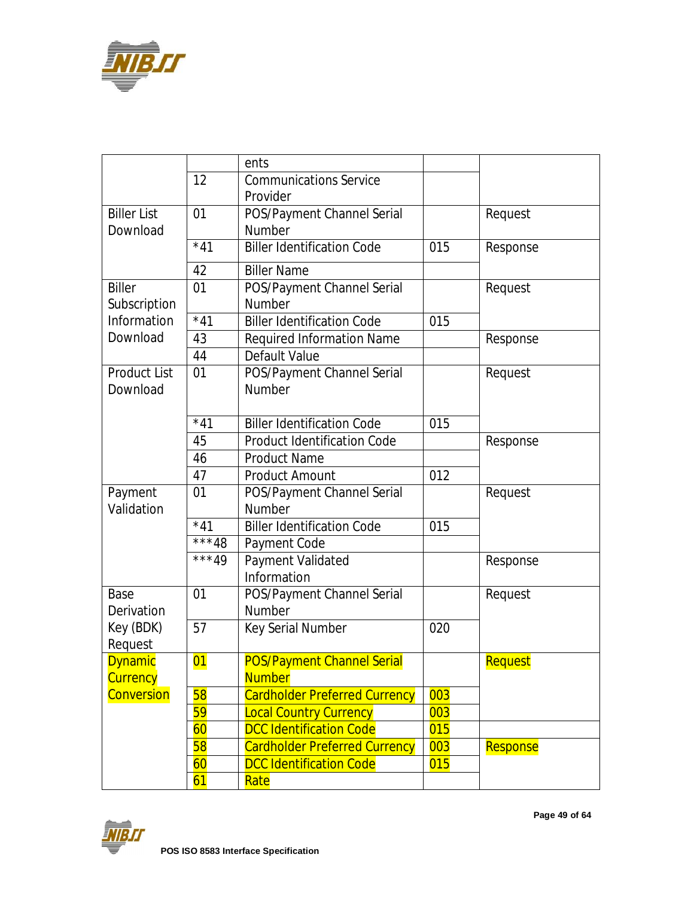| | | ents | | |
|---|---|---|---|---|
| | 12 | Communications Service Provider | | |
| Biller List Download | 01 | POS/Payment Channel Serial Number | | Request |
| | *41 | Biller Identification Code | 015 | Response |
| | 42 | Biller Name | | |
| Biller Subscription Information Download | 01 | POS/Payment Channel Serial Number | | Request |
| | *41 | Biller Identification Code | 015 | |
| | 43 | Required Information Name | | Response |
| | 44 | Default Value | | |
| Product List Download | 01 | POS/Payment Channel Serial Number | | Request |
| | *41 | Biller Identification Code | 015 | |
| | 45 | Product Identification Code | | Response |
| | 46 | Product Name | | |
| | 47 | Product Amount | 012 | |
| Payment Validation | 01 | POS/Payment Channel Serial Number | | Request |
| | *41 | Biller Identification Code | 015 | |
| | ***48 | Payment Code | | |
| | ***49 | Payment Validated Information | | Response |
| Base Derivation Key (BDK) Request | 01 | POS/Payment Channel Serial Number | | Request |
| | 57 | Key Serial Number | 020 | |
| Dynamic Currency Conversion | 01 | POS/Payment Channel Serial Number | | Request |
| | 58 | Cardholder Preferred Currency | 003 | |
| | 59 | Local Country Currency | 003 | |
| | 60 | DCC Identification Code | 015 | |
| | 58 | Cardholder Preferred Currency | 003 | Response |
| | 60 | DCC Identification Code | 015 | |
| | 61 | Rate | | |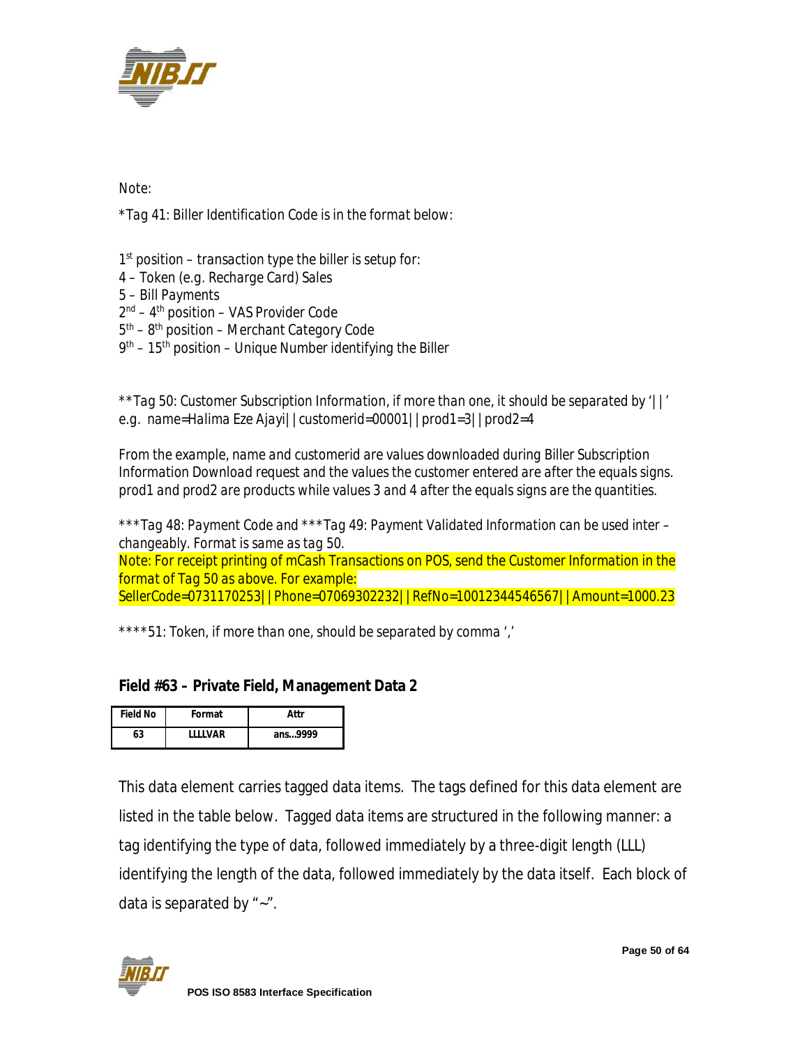*Note:*

*\*Tag 41: Biller Identification Code is in the format below:*

1st position – transaction type the biller is setup for:
4 – Token (e.g. Recharge Card) Sales
5 – Bill Payments
2nd – 4th position – VAS Provider Code
5th – 8th position – Merchant Category Code
9th – 15th position – Unique Number identifying the Biller

*\*\*Tag 50: Customer Subscription Information, if more than one, it should be separated by '||'*
*e.g. name=Halima Eze Ajayi||customerid=00001||prod1=3||prod2=4*

*From the example, name and customerid are values downloaded during Biller Subscription Information Download request and the values the customer entered are after the equals signs. prod1 and prod2 are products while values 3 and 4 after the equals signs are the quantities.*

*\*\*\*Tag 48: Payment Code and \*\*\*Tag 49: Payment Validated Information can be used inter – changeably. Format is same as tag 50.*
Note: For receipt printing of mCash Transactions on POS, send the Customer Information in the format of Tag 50 as above. For example:
SellerCode=0731170253||Phone=07069302232||RefNo=10012344546567||Amount=1000.23

*\*\*\*\*51: Token, if more than one, should be separated by comma ','*

### Field #63 – Private Field, Management Data 2

| Field No | Format | Attr |
|---|---|---|
| 63 | LLLLVAR | ans...9999 |

This data element carries tagged data items. The tags defined for this data element are listed in the table below. Tagged data items are structured in the following manner: a tag identifying the type of data, followed immediately by a three-digit length (LLL) identifying the length of the data, followed immediately by the data itself. Each block of data is separated by "~".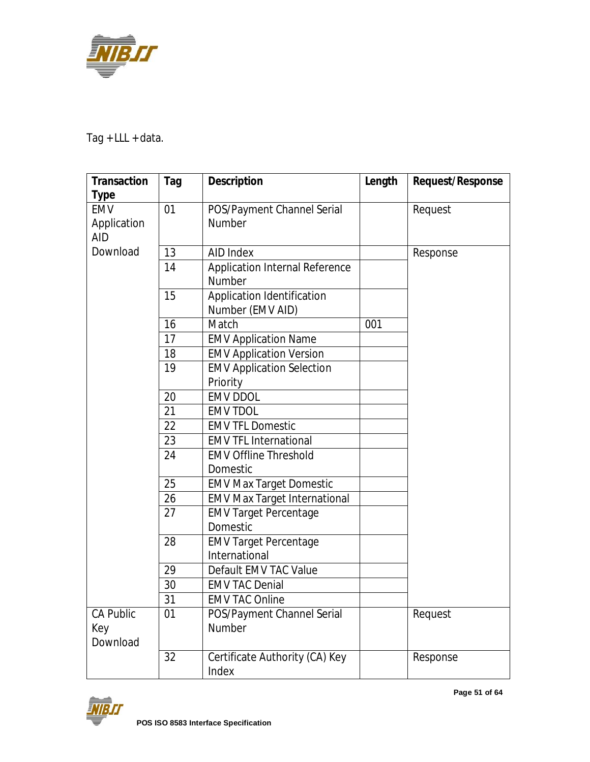Tag + LLL + data.

| Transaction Type | Tag | Description | Length | Request/Response |
|---|---|---|---|---|
| EMV Application AID Download | 01 | POS/Payment Channel Serial Number | | Request |
| | 13 | AID Index | | Response |
| | 14 | Application Internal Reference Number | | |
| | 15 | Application Identification Number (EMV AID) | | |
| | 16 | Match | 001 | |
| | 17 | EMV Application Name | | |
| | 18 | EMV Application Version | | |
| | 19 | EMV Application Selection Priority | | |
| | 20 | EMV DDOL | | |
| | 21 | EMV TDOL | | |
| | 22 | EMV TFL Domestic | | |
| | 23 | EMV TFL International | | |
| | 24 | EMV Offline Threshold Domestic | | |
| | 25 | EMV Max Target Domestic | | |
| | 26 | EMV Max Target International | | |
| | 27 | EMV Target Percentage Domestic | | |
| | 28 | EMV Target Percentage International | | |
| | 29 | Default EMV TAC Value | | |
| | 30 | EMV TAC Denial | | |
| | 31 | EMV TAC Online | | |
| CA Public Key Download | 01 | POS/Payment Channel Serial Number | | Request |
| | 32 | Certificate Authority (CA) Key Index | | Response |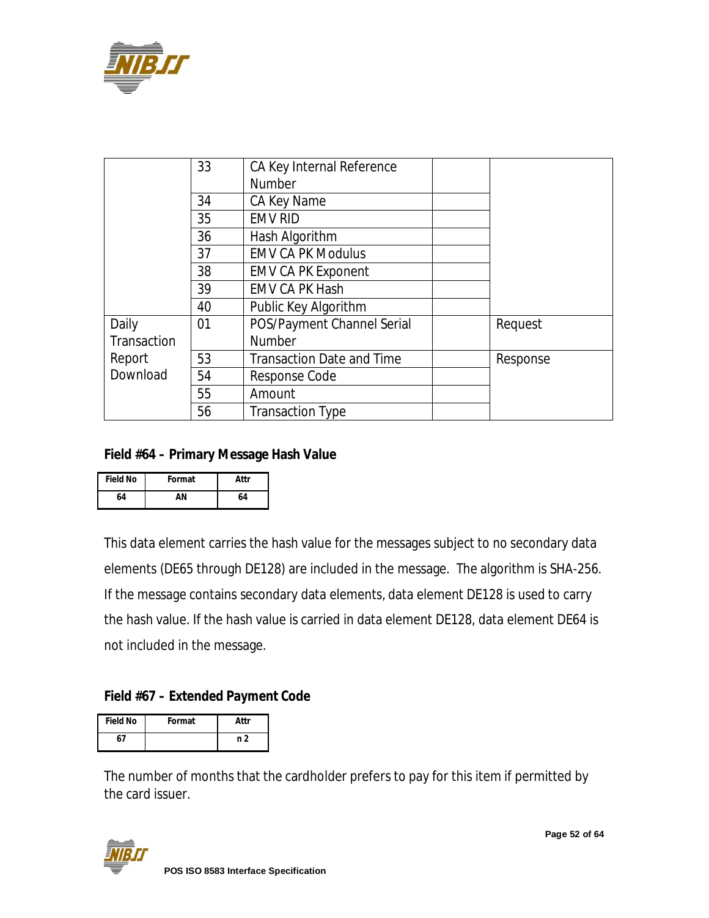| | | | | |
|---|---|---|---|---|
| | 33 | CA Key Internal Reference Number | | |
| | 34 | CA Key Name | | |
| | 35 | EMV RID | | |
| | 36 | Hash Algorithm | | |
| | 37 | EMV CA PK Modulus | | |
| | 38 | EMV CA PK Exponent | | |
| | 39 | EMV CA PK Hash | | |
| | 40 | Public Key Algorithm | | |
| Daily Transaction Report Download | 01 | POS/Payment Channel Serial Number | | Request |
| | 53 | Transaction Date and Time | | Response |
| | 54 | Response Code | | |
| | 55 | Amount | | |
| | 56 | Transaction Type | | |

### Field #64 – Primary Message Hash Value

| Field No | Format | Attr |
|---|---|---|
| 64 | AN | 64 |

This data element carries the hash value for the messages subject to no secondary data elements (DE65 through DE128) are included in the message.  The algorithm is SHA-256. If the message contains secondary data elements, data element DE128 is used to carry the hash value. If the hash value is carried in data element DE128, data element DE64 is not included in the message.

### Field #67 – Extended Payment Code

| Field No | Format | Attr |
|---|---|---|
| 67 | | n 2 |

The number of months that the cardholder prefers to pay for this item if permitted by the card issuer.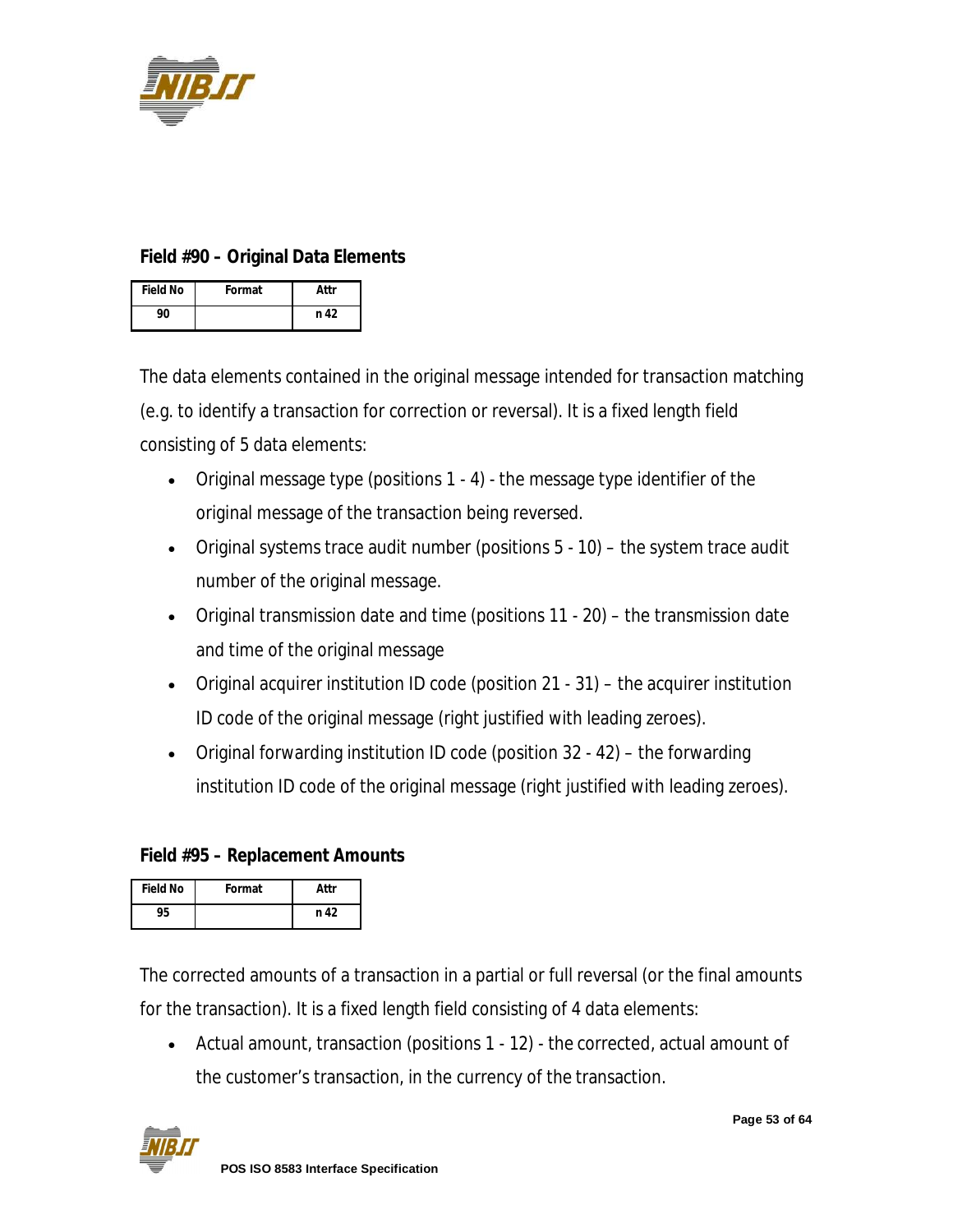### Field #90 – Original Data Elements

| Field No | Format | Attr |
|---|---|---|
| 90 | | n 42 |

The data elements contained in the original message intended for transaction matching (e.g. to identify a transaction for correction or reversal). It is a fixed length field consisting of 5 data elements:

- Original message type (positions 1 - 4) - the message type identifier of the original message of the transaction being reversed.
- Original systems trace audit number (positions 5 - 10) – the system trace audit number of the original message.
- Original transmission date and time (positions 11 - 20) – the transmission date and time of the original message
- Original acquirer institution ID code (position 21 - 31) – the acquirer institution ID code of the original message (right justified with leading zeroes).
- Original forwarding institution ID code (position 32 - 42) – the forwarding institution ID code of the original message (right justified with leading zeroes).

### Field #95 – Replacement Amounts

| Field No | Format | Attr |
|---|---|---|
| 95 | | n 42 |

The corrected amounts of a transaction in a partial or full reversal (or the final amounts for the transaction). It is a fixed length field consisting of 4 data elements:

- Actual amount, transaction (positions 1 - 12) - the corrected, actual amount of the customer's transaction, in the currency of the transaction.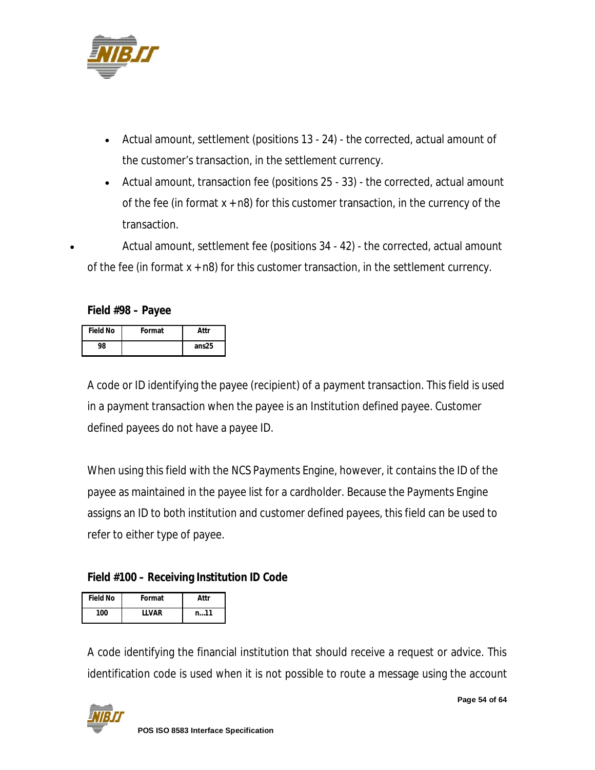- Actual amount, settlement (positions 13 - 24) - the corrected, actual amount of the customer's transaction, in the settlement currency.
- Actual amount, transaction fee (positions 25 - 33) - the corrected, actual amount of the fee (in format x + n8) for this customer transaction, in the currency of the transaction.
- Actual amount, settlement fee (positions 34 - 42) - the corrected, actual amount of the fee (in format x + n8) for this customer transaction, in the settlement currency.

**Field #98 – Payee**

| Field No | Format | Attr |
|---|---|---|
| 98 | | ans25 |

A code or ID identifying the payee (recipient) of a payment transaction. This field is used in a payment transaction when the payee is an Institution defined payee. Customer defined payees do not have a payee ID.

When using this field with the NCS Payments Engine, however, it contains the ID of the payee as maintained in the payee list for a cardholder. Because the Payments Engine assigns an ID to both institution and customer defined payees, this field can be used to refer to either type of payee.

**Field #100 – Receiving Institution ID Code**

| Field No | Format | Attr |
|---|---|---|
| 100 | LLVAR | n…11 |

A code identifying the financial institution that should receive a request or advice. This identification code is used when it is not possible to route a message using the account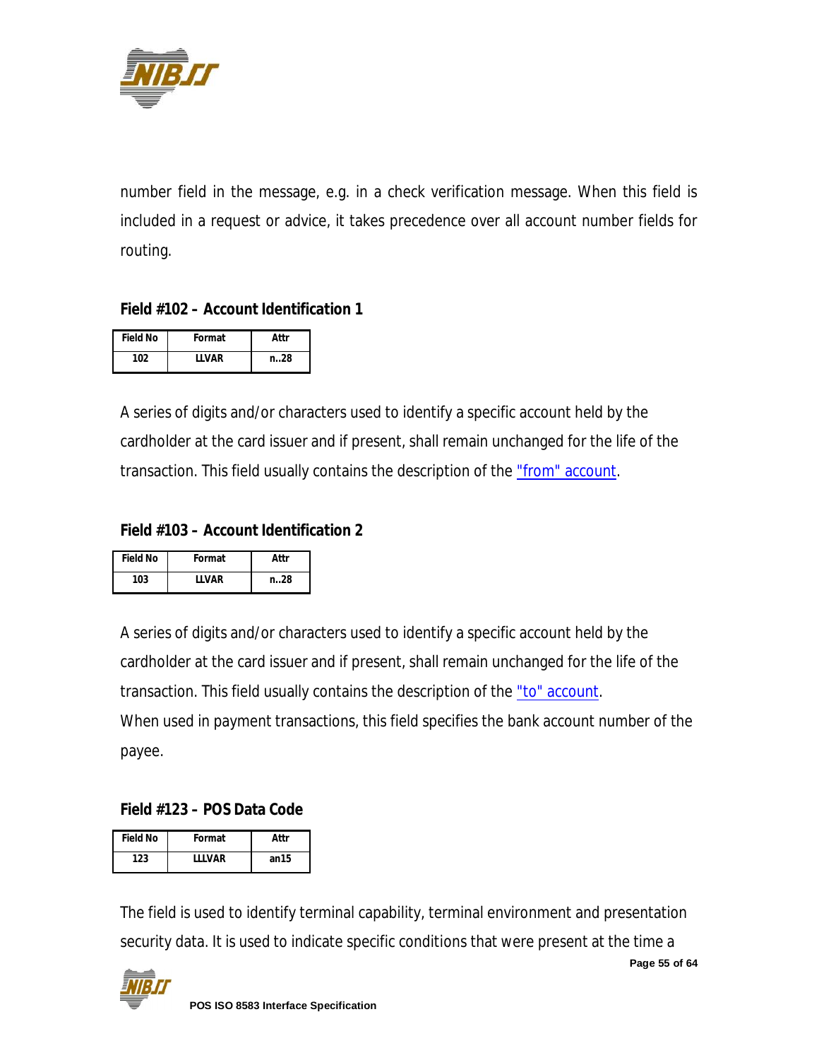number field in the message, e.g. in a check verification message. When this field is included in a request or advice, it takes precedence over all account number fields for routing.

### Field #102 – Account Identification 1

| Field No | Format | Attr |
|---|---|---|
| 102 | LLVAR | n..28 |

A series of digits and/or characters used to identify a specific account held by the cardholder at the card issuer and if present, shall remain unchanged for the life of the transaction. This field usually contains the description of the "from" account.

### Field #103 – Account Identification 2

| Field No | Format | Attr |
|---|---|---|
| 103 | LLVAR | n..28 |

A series of digits and/or characters used to identify a specific account held by the cardholder at the card issuer and if present, shall remain unchanged for the life of the transaction. This field usually contains the description of the "to" account.
When used in payment transactions, this field specifies the bank account number of the payee.

### Field #123 – POS Data Code

| Field No | Format | Attr |
|---|---|---|
| 123 | LLLVAR | an15 |

The field is used to identify terminal capability, terminal environment and presentation security data. It is used to indicate specific conditions that were present at the time a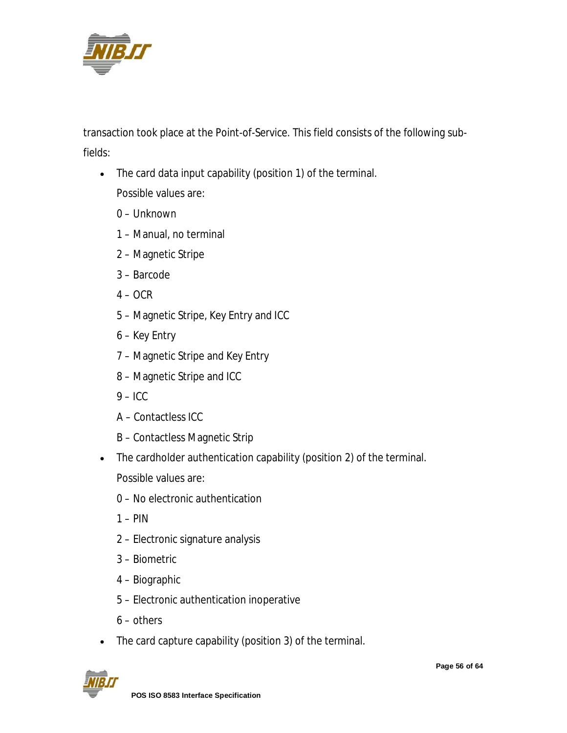transaction took place at the Point-of-Service. This field consists of the following sub-fields:

- The card data input capability (position 1) of the terminal.

  Possible values are:

  0 – Unknown

  1 – Manual, no terminal

  2 – Magnetic Stripe

  3 – Barcode

  4 – OCR

  5 – Magnetic Stripe, Key Entry and ICC

  6 – Key Entry

  7 – Magnetic Stripe and Key Entry

  8 – Magnetic Stripe and ICC

  9 – ICC

  A – Contactless ICC

  B – Contactless Magnetic Strip

- The cardholder authentication capability (position 2) of the terminal.

  Possible values are:

  0 – No electronic authentication

  1 – PIN

  2 – Electronic signature analysis

  3 – Biometric

  4 – Biographic

  5 – Electronic authentication inoperative

  6 – others

- The card capture capability (position 3) of the terminal.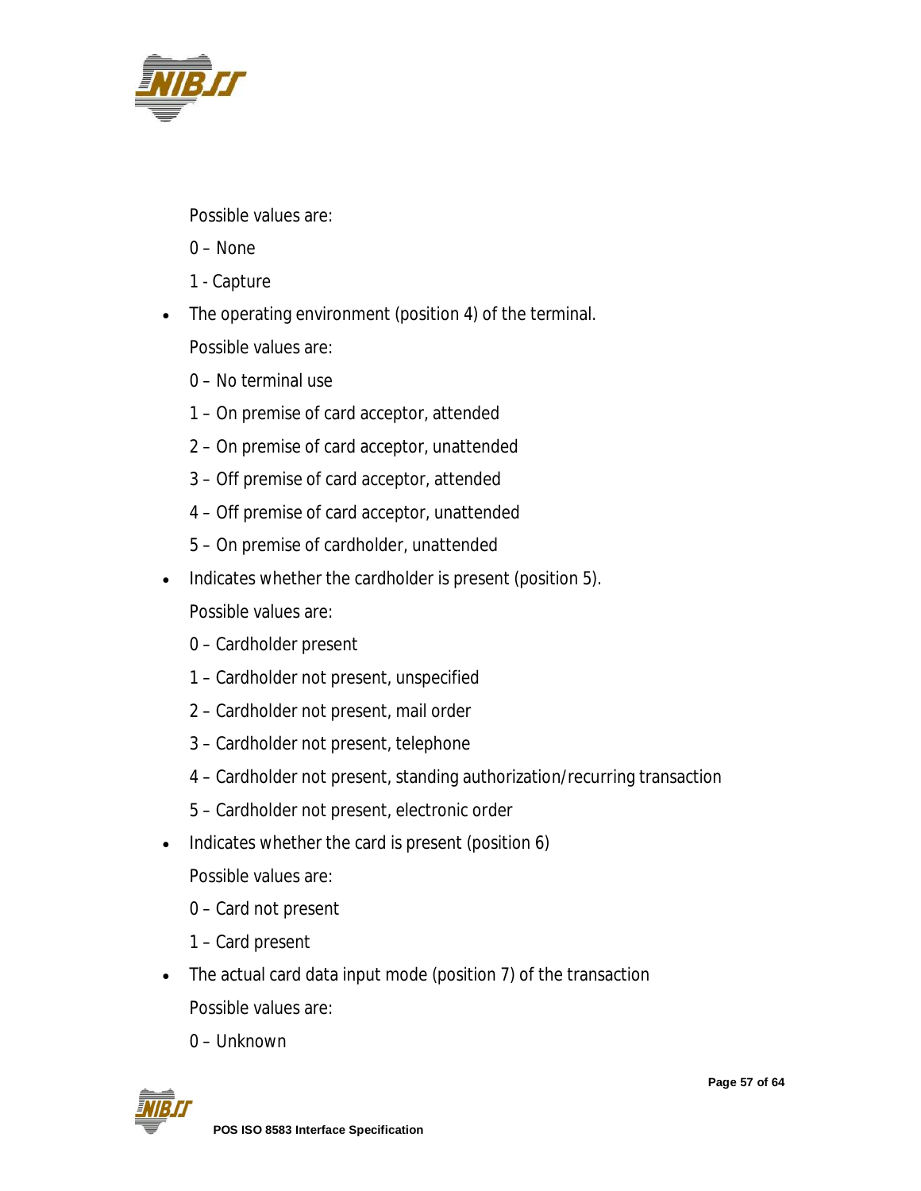Possible values are:

0 – None

1 - Capture

- The operating environment (position 4) of the terminal.

  Possible values are:

  0 – No terminal use

  1 – On premise of card acceptor, attended

  2 – On premise of card acceptor, unattended

  3 – Off premise of card acceptor, attended

  4 – Off premise of card acceptor, unattended

  5 – On premise of cardholder, unattended

- Indicates whether the cardholder is present (position 5).

  Possible values are:

  0 – Cardholder present

  1 – Cardholder not present, unspecified

  2 – Cardholder not present, mail order

  3 – Cardholder not present, telephone

  4 – Cardholder not present, standing authorization/recurring transaction

  5 – Cardholder not present, electronic order

- Indicates whether the card is present (position 6)

  Possible values are:

  0 – Card not present

  1 – Card present

- The actual card data input mode (position 7) of the transaction

  Possible values are:

  0 – Unknown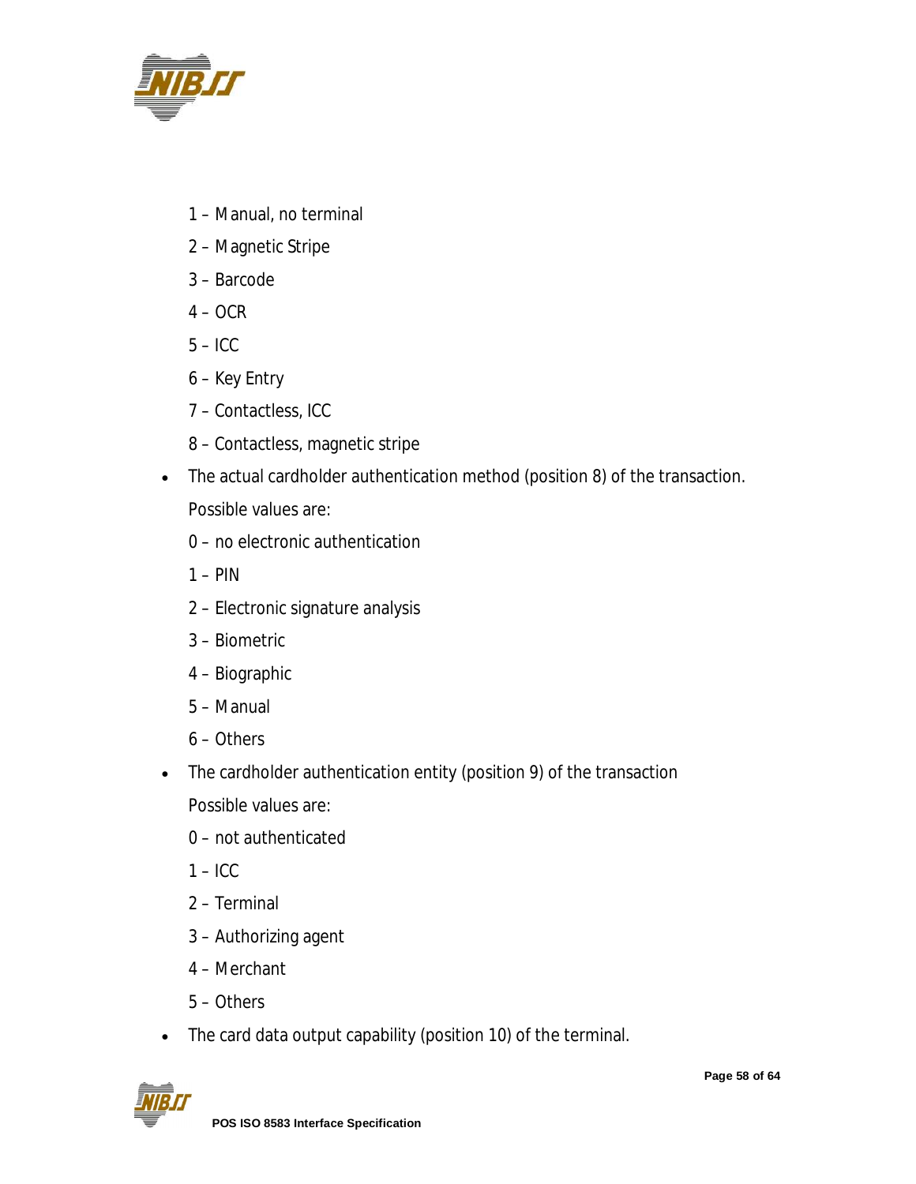1 – Manual, no terminal

2 – Magnetic Stripe

3 – Barcode

4 – OCR

5 – ICC

6 – Key Entry

7 – Contactless, ICC

8 – Contactless, magnetic stripe

- The actual cardholder authentication method (position 8) of the transaction.

  Possible values are:

  0 – no electronic authentication

  1 – PIN

  2 – Electronic signature analysis

  3 – Biometric

  4 – Biographic

  5 – Manual

  6 – Others

- The cardholder authentication entity (position 9) of the transaction

  Possible values are:

  0 – not authenticated

  1 – ICC

  2 – Terminal

  3 – Authorizing agent

  4 – Merchant

  5 – Others

- The card data output capability (position 10) of the terminal.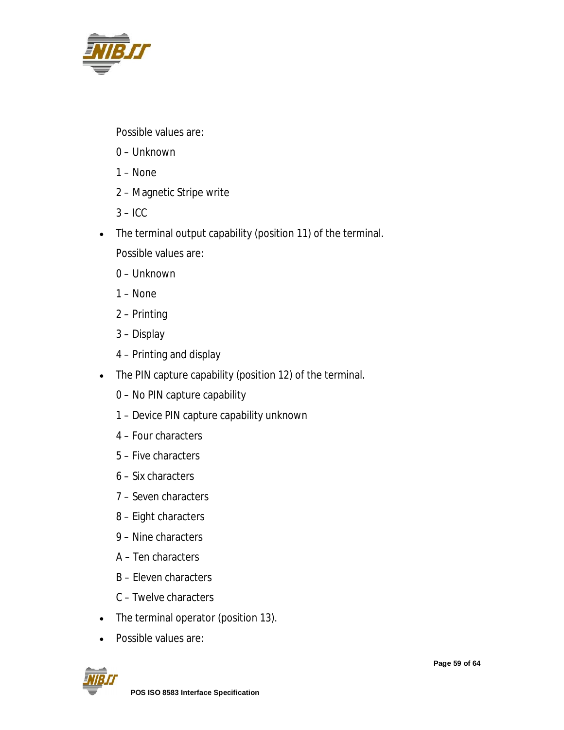Possible values are:

0 – Unknown

1 – None

2 – Magnetic Stripe write

3 – ICC

- The terminal output capability (position 11) of the terminal.

  Possible values are:

  0 – Unknown

  1 – None

  2 – Printing

  3 – Display

  4 – Printing and display

- The PIN capture capability (position 12) of the terminal.

  0 – No PIN capture capability

  1 – Device PIN capture capability unknown

  4 – Four characters

  5 – Five characters

  6 – Six characters

  7 – Seven characters

  8 – Eight characters

  9 – Nine characters

  A – Ten characters

  B – Eleven characters

  C – Twelve characters

- The terminal operator (position 13).
- Possible values are: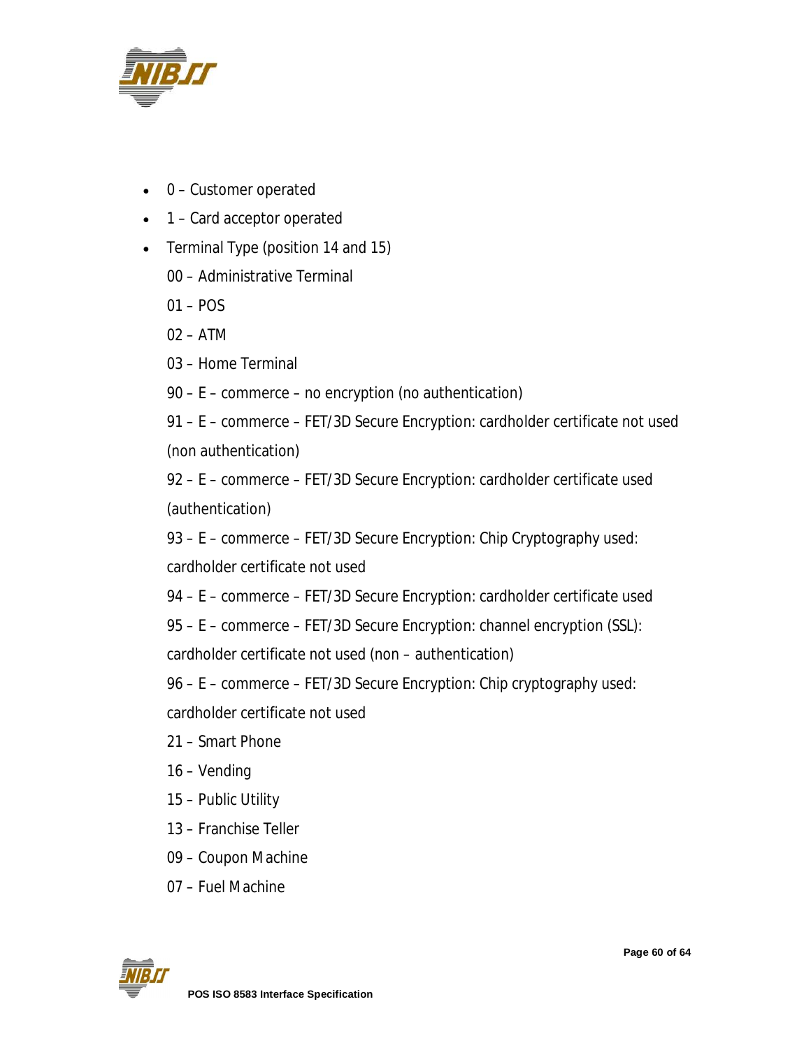- 0 – Customer operated
- 1 – Card acceptor operated
- Terminal Type (position 14 and 15)

  00 – Administrative Terminal

  01 – POS

  02 – ATM

  03 – Home Terminal

  90 – E – commerce – no encryption (no authentication)

  91 – E – commerce – FET/3D Secure Encryption: cardholder certificate not used (non authentication)

  92 – E – commerce – FET/3D Secure Encryption: cardholder certificate used (authentication)

  93 – E – commerce – FET/3D Secure Encryption: Chip Cryptography used: cardholder certificate not used

  94 – E – commerce – FET/3D Secure Encryption: cardholder certificate used

  95 – E – commerce – FET/3D Secure Encryption: channel encryption (SSL): cardholder certificate not used (non – authentication)

  96 – E – commerce – FET/3D Secure Encryption: Chip cryptography used: cardholder certificate not used

  21 – Smart Phone

  16 – Vending

  15 – Public Utility

  13 – Franchise Teller

  09 – Coupon Machine

  07 – Fuel Machine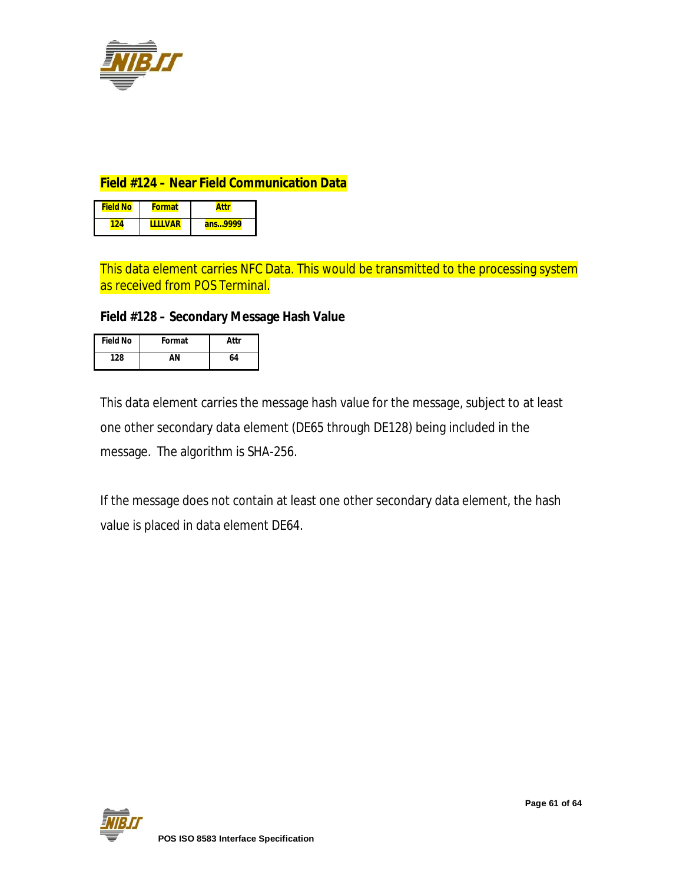### Field #124 – Near Field Communication Data

| Field No | Format | Attr |
|---|---|---|
| 124 | LLLLVAR | ans...9999 |

This data element carries NFC Data. This would be transmitted to the processing system as received from POS Terminal.

### Field #128 – Secondary Message Hash Value

| Field No | Format | Attr |
|---|---|---|
| 128 | AN | 64 |

This data element carries the message hash value for the message, subject to at least one other secondary data element (DE65 through DE128) being included in the message.  The algorithm is SHA-256.

If the message does not contain at least one other secondary data element, the hash value is placed in data element DE64.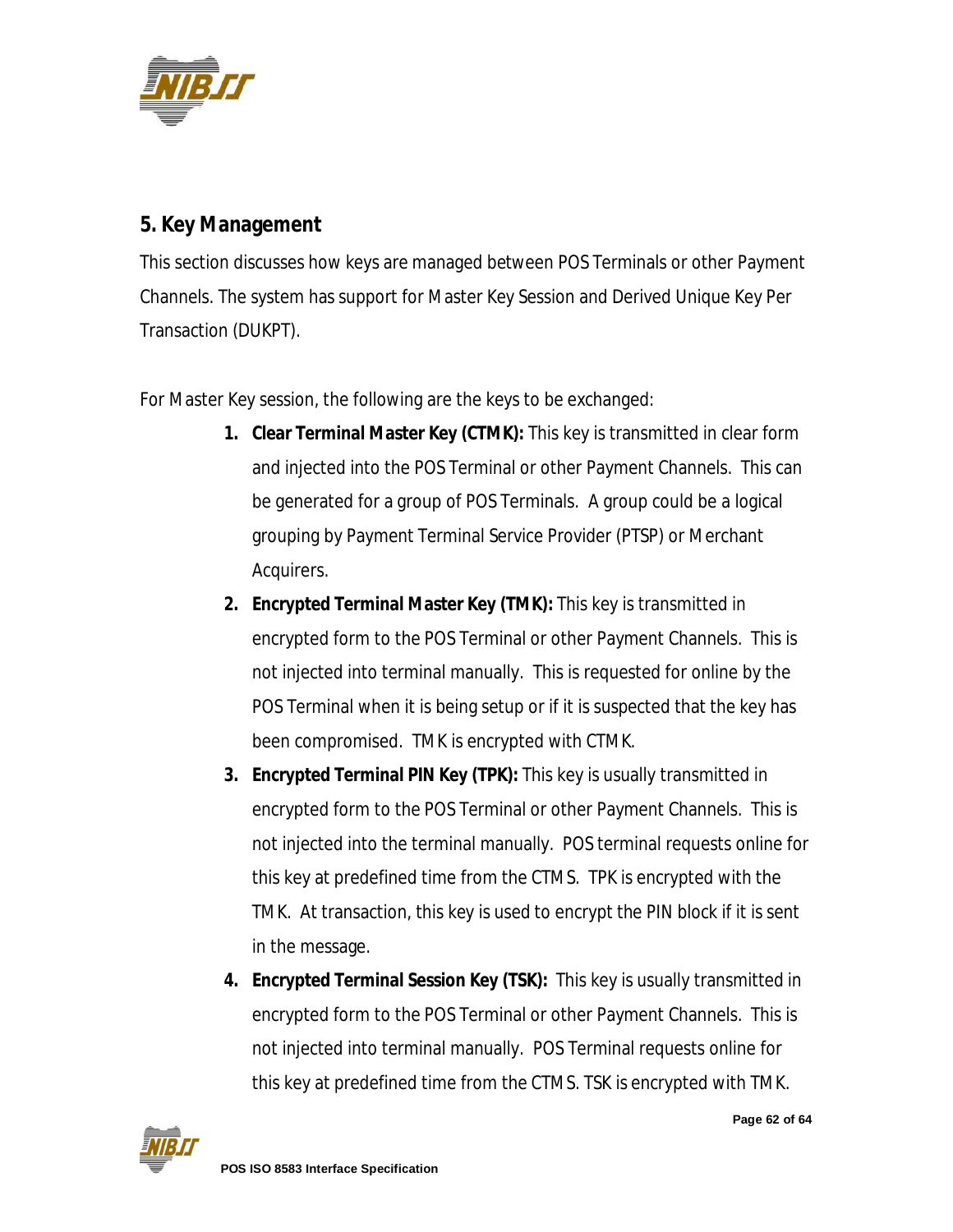## 5. Key Management

This section discusses how keys are managed between POS Terminals or other Payment Channels. The system has support for Master Key Session and Derived Unique Key Per Transaction (DUKPT).

For Master Key session, the following are the keys to be exchanged:

1. **Clear Terminal Master Key (CTMK):** This key is transmitted in clear form and injected into the POS Terminal or other Payment Channels. This can be generated for a group of POS Terminals. A group could be a logical grouping by Payment Terminal Service Provider (PTSP) or Merchant Acquirers.
2. **Encrypted Terminal Master Key (TMK):** This key is transmitted in encrypted form to the POS Terminal or other Payment Channels. This is not injected into terminal manually. This is requested for online by the POS Terminal when it is being setup or if it is suspected that the key has been compromised. TMK is encrypted with CTMK.
3. **Encrypted Terminal PIN Key (TPK):** This key is usually transmitted in encrypted form to the POS Terminal or other Payment Channels. This is not injected into the terminal manually. POS terminal requests online for this key at predefined time from the CTMS. TPK is encrypted with the TMK. At transaction, this key is used to encrypt the PIN block if it is sent in the message.
4. **Encrypted Terminal Session Key (TSK):** This key is usually transmitted in encrypted form to the POS Terminal or other Payment Channels. This is not injected into terminal manually. POS Terminal requests online for this key at predefined time from the CTMS. TSK is encrypted with TMK.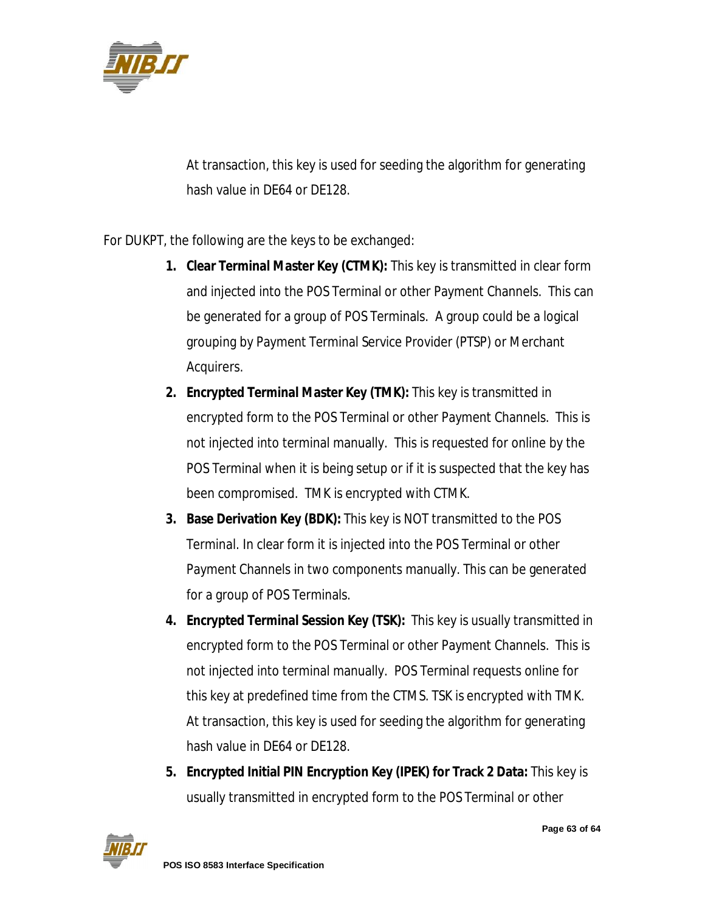At transaction, this key is used for seeding the algorithm for generating hash value in DE64 or DE128.

For DUKPT, the following are the keys to be exchanged:

1. **Clear Terminal Master Key (CTMK):** This key is transmitted in clear form and injected into the POS Terminal or other Payment Channels. This can be generated for a group of POS Terminals. A group could be a logical grouping by Payment Terminal Service Provider (PTSP) or Merchant Acquirers.
2. **Encrypted Terminal Master Key (TMK):** This key is transmitted in encrypted form to the POS Terminal or other Payment Channels. This is not injected into terminal manually. This is requested for online by the POS Terminal when it is being setup or if it is suspected that the key has been compromised. TMK is encrypted with CTMK.
3. **Base Derivation Key (BDK):** This key is NOT transmitted to the POS Terminal. In clear form it is injected into the POS Terminal or other Payment Channels in two components manually. This can be generated for a group of POS Terminals.
4. **Encrypted Terminal Session Key (TSK):** This key is usually transmitted in encrypted form to the POS Terminal or other Payment Channels. This is not injected into terminal manually. POS Terminal requests online for this key at predefined time from the CTMS. TSK is encrypted with TMK. At transaction, this key is used for seeding the algorithm for generating hash value in DE64 or DE128.
5. **Encrypted Initial PIN Encryption Key (IPEK) for Track 2 Data:** This key is usually transmitted in encrypted form to the POS Terminal or other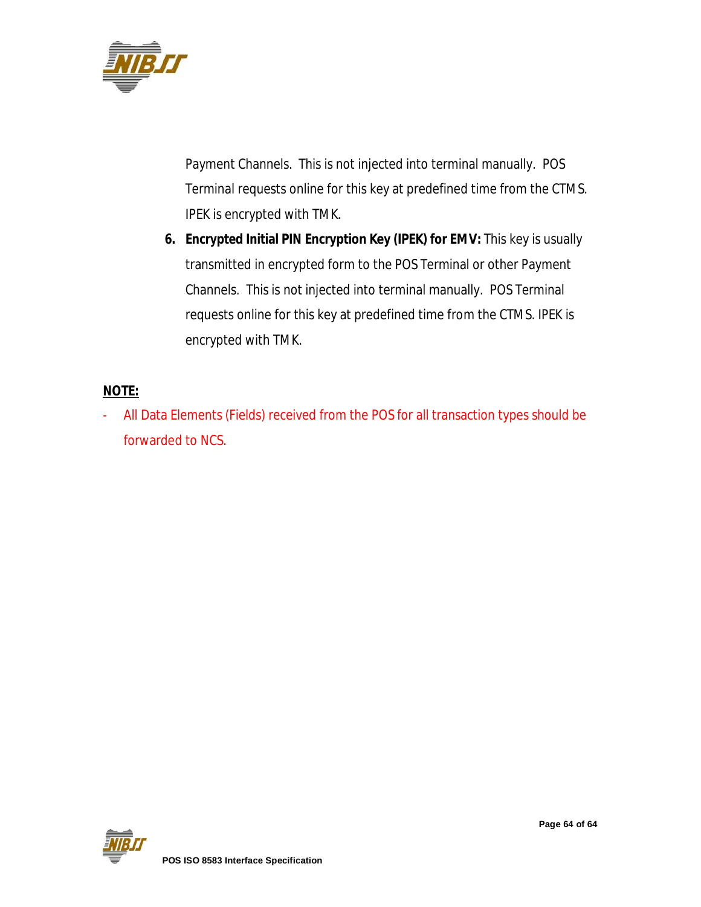Payment Channels. This is not injected into terminal manually. POS Terminal requests online for this key at predefined time from the CTMS. IPEK is encrypted with TMK.

6. **Encrypted Initial PIN Encryption Key (IPEK) for EMV:** This key is usually transmitted in encrypted form to the POS Terminal or other Payment Channels. This is not injected into terminal manually. POS Terminal requests online for this key at predefined time from the CTMS. IPEK is encrypted with TMK.

**NOTE:**

- All Data Elements (Fields) received from the POS for all transaction types should be forwarded to NCS.